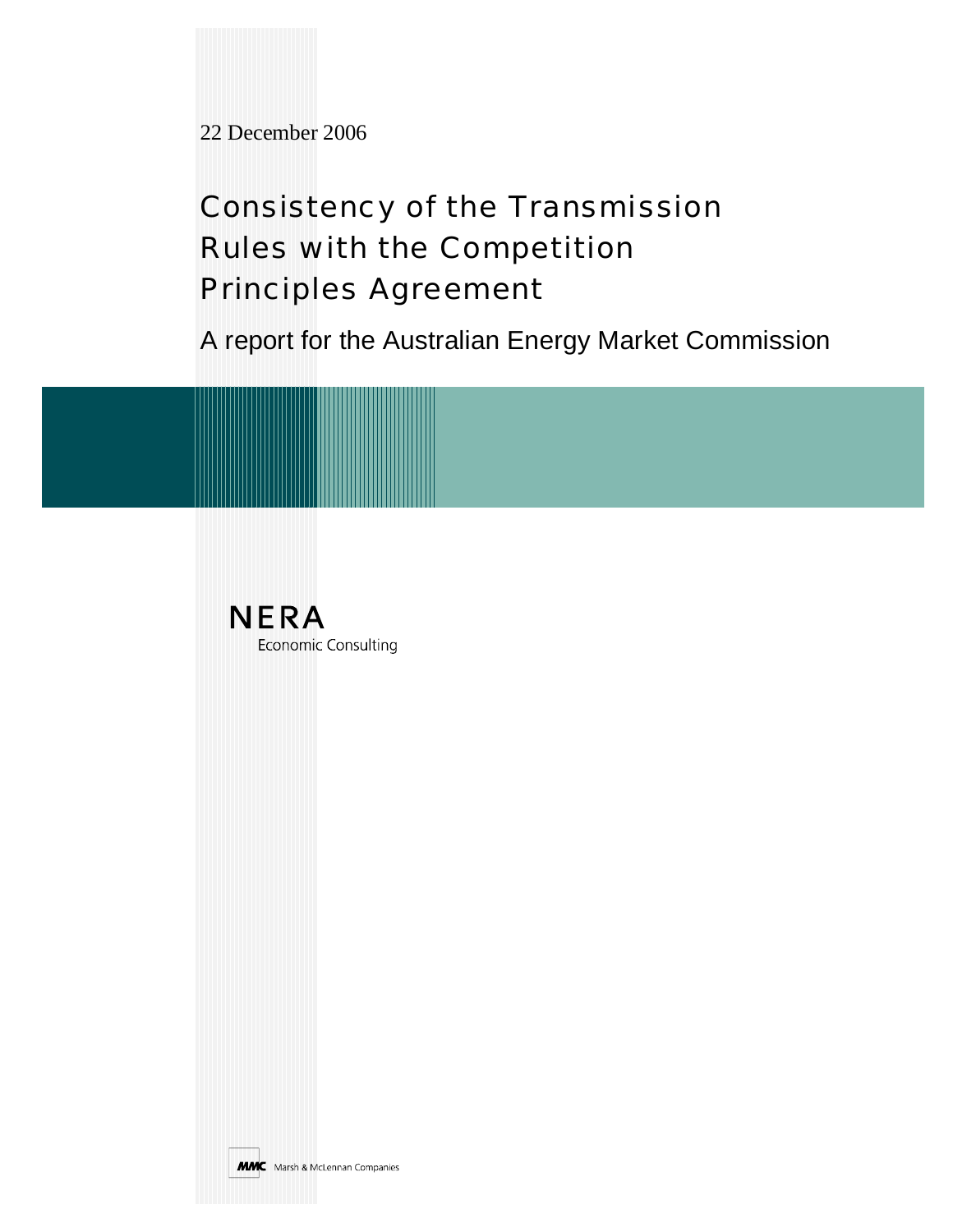22 December 2006

# Consistency of the Transmission Rules with the Competition Principles Agreement

A report for the Australian Energy Market Commission

NERA
Economic Consulting

Marsh & McLennan Companies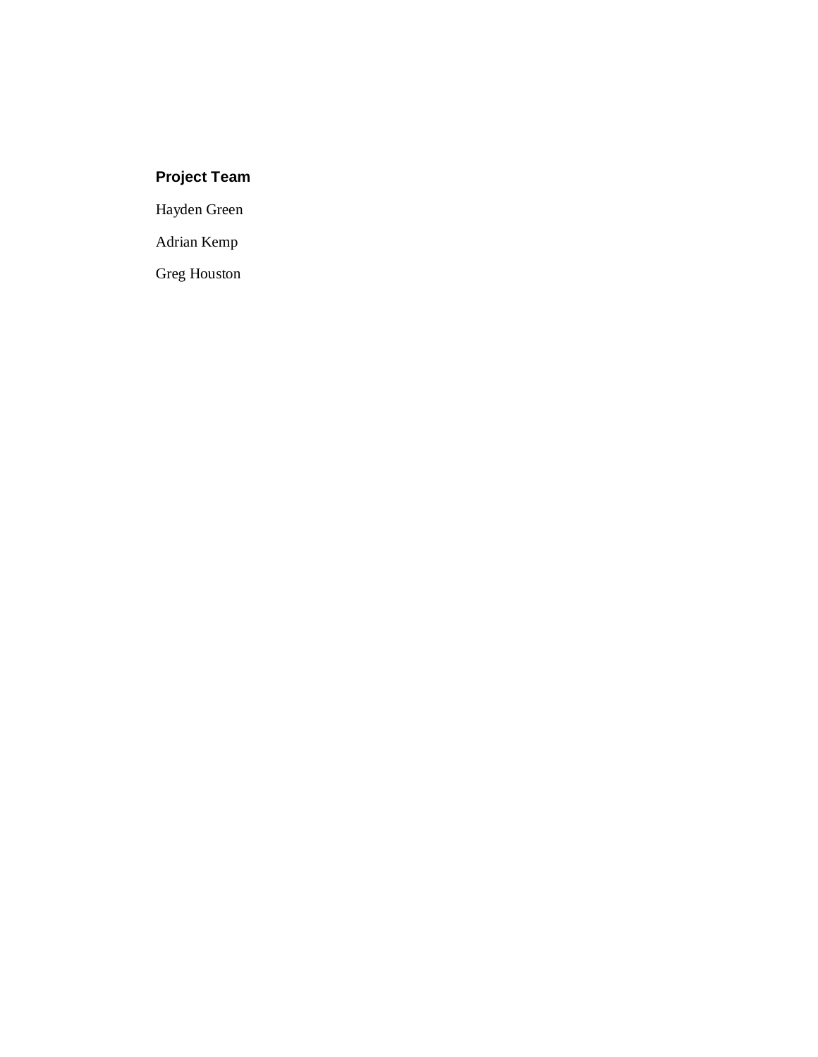## Project Team

Hayden Green

Adrian Kemp

Greg Houston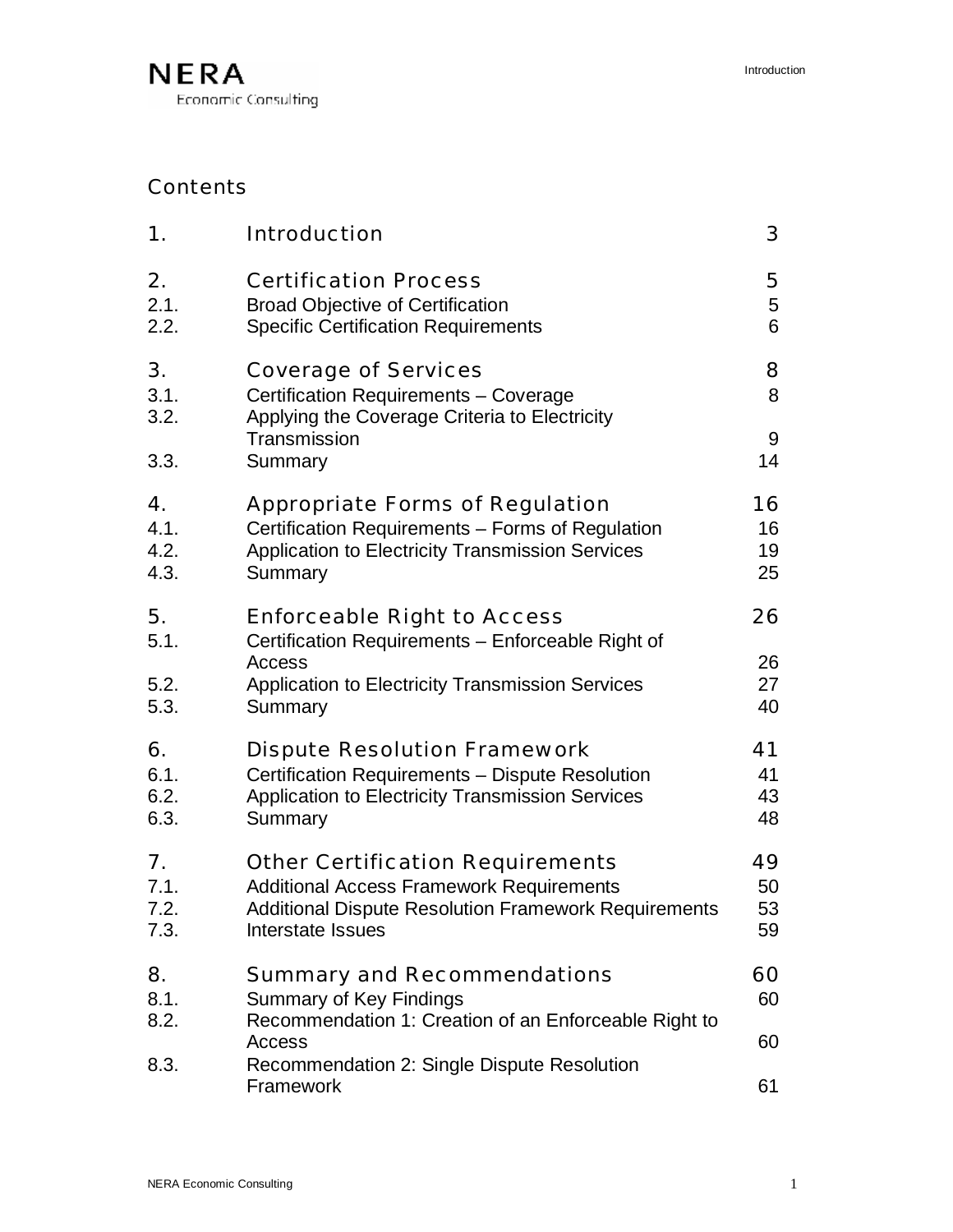# Contents

| | | |
|---|---|---|
| **1.** | **Introduction** | **3** |
| **2.** | **Certification Process** | **5** |
| 2.1. | Broad Objective of Certification | 5 |
| 2.2. | Specific Certification Requirements | 6 |
| **3.** | **Coverage of Services** | **8** |
| 3.1. | Certification Requirements – Coverage | 8 |
| 3.2. | Applying the Coverage Criteria to Electricity Transmission | 9 |
| 3.3. | Summary | 14 |
| **4.** | **Appropriate Forms of Regulation** | **16** |
| 4.1. | Certification Requirements – Forms of Regulation | 16 |
| 4.2. | Application to Electricity Transmission Services | 19 |
| 4.3. | Summary | 25 |
| **5.** | **Enforceable Right to Access** | **26** |
| 5.1. | Certification Requirements – Enforceable Right of Access | 26 |
| 5.2. | Application to Electricity Transmission Services | 27 |
| 5.3. | Summary | 40 |
| **6.** | **Dispute Resolution Framework** | **41** |
| 6.1. | Certification Requirements – Dispute Resolution | 41 |
| 6.2. | Application to Electricity Transmission Services | 43 |
| 6.3. | Summary | 48 |
| **7.** | **Other Certification Requirements** | **49** |
| 7.1. | Additional Access Framework Requirements | 50 |
| 7.2. | Additional Dispute Resolution Framework Requirements | 53 |
| 7.3. | Interstate Issues | 59 |
| **8.** | **Summary and Recommendations** | **60** |
| 8.1. | Summary of Key Findings | 60 |
| 8.2. | Recommendation 1: Creation of an Enforceable Right to Access | 60 |
| 8.3. | Recommendation 2: Single Dispute Resolution Framework | 61 |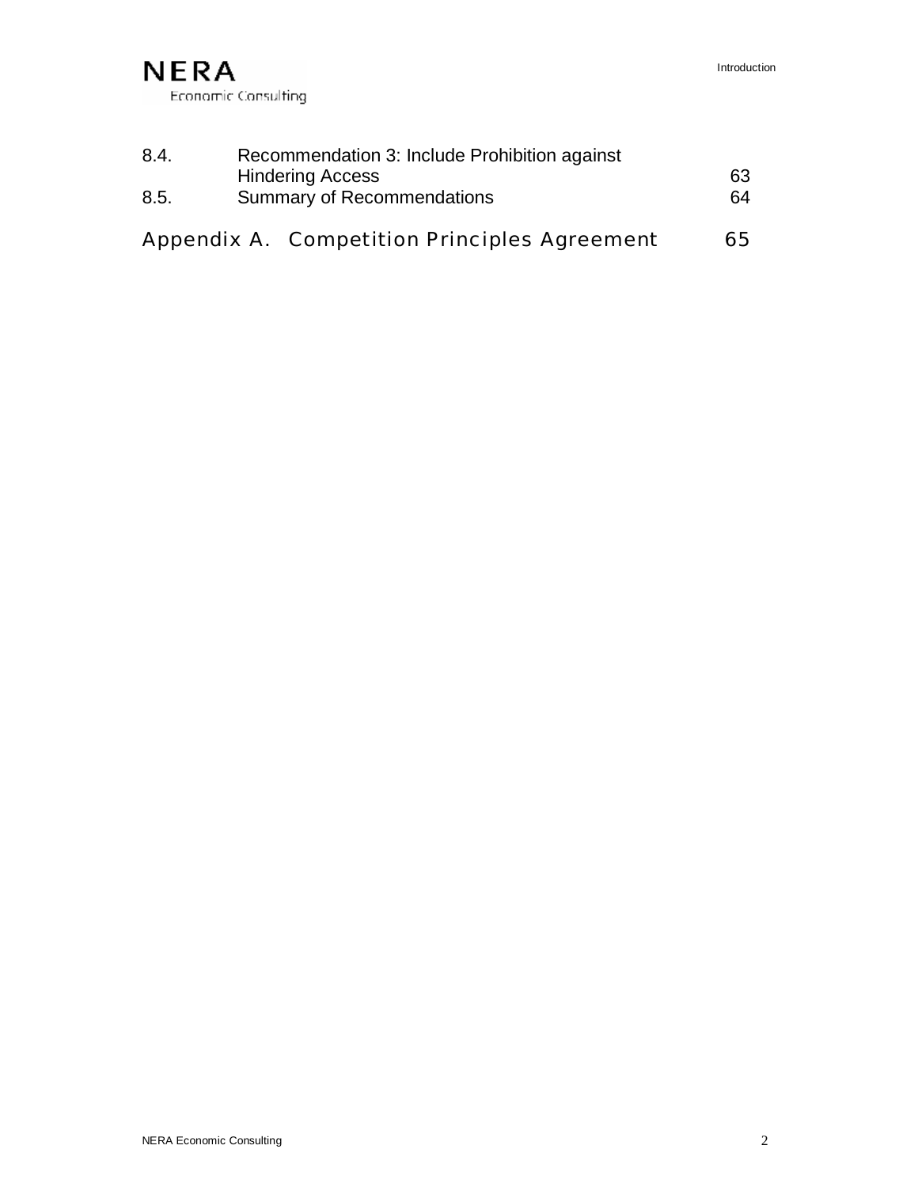| | | |
|---|---|---|
| 8.4. | Recommendation 3: Include Prohibition against Hindering Access | 63 |
| 8.5. | Summary of Recommendations | 64 |

**Appendix A. Competition Principles Agreement** 65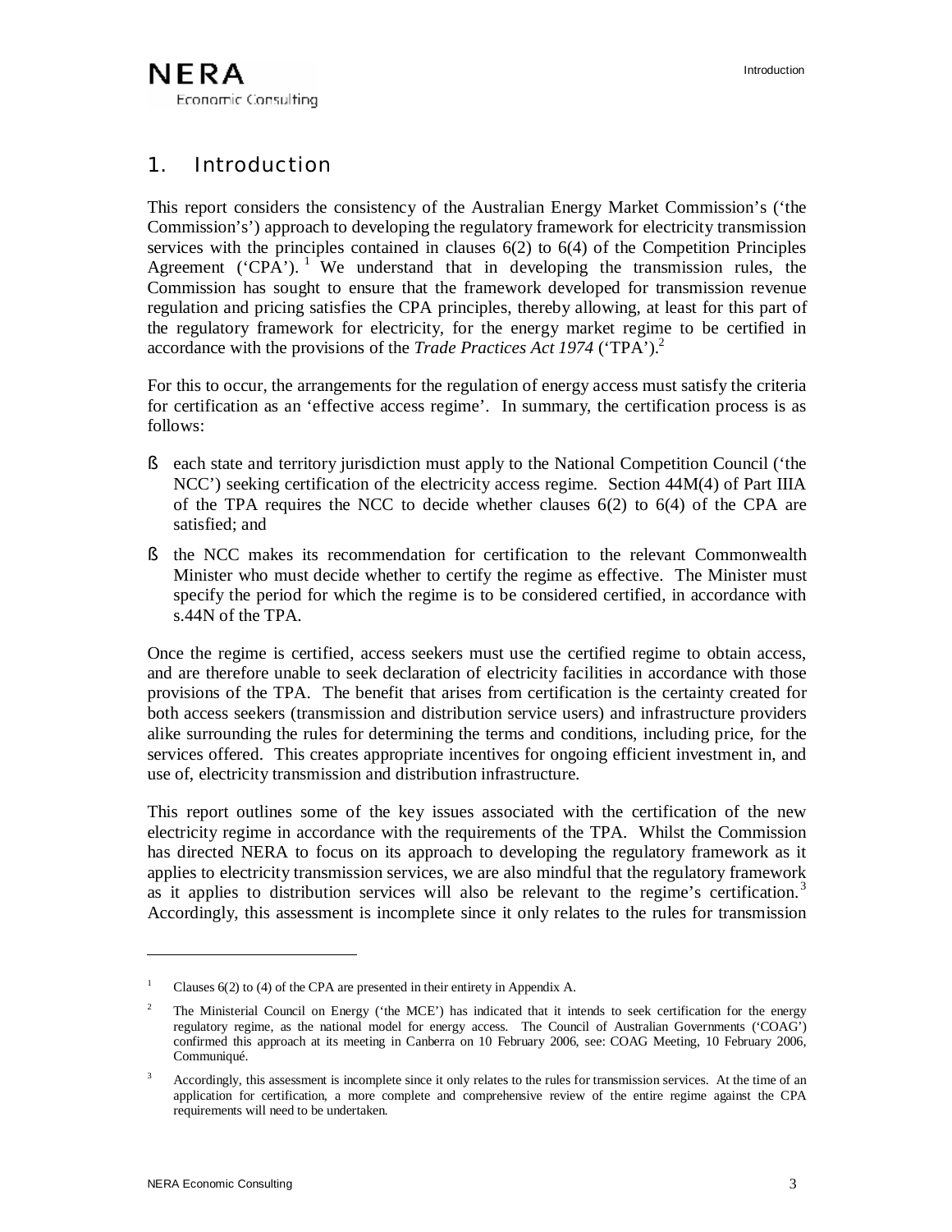# 1. Introduction

This report considers the consistency of the Australian Energy Market Commission's ('the Commission's') approach to developing the regulatory framework for electricity transmission services with the principles contained in clauses 6(2) to 6(4) of the Competition Principles Agreement ('CPA'). [1] We understand that in developing the transmission rules, the Commission has sought to ensure that the framework developed for transmission revenue regulation and pricing satisfies the CPA principles, thereby allowing, at least for this part of the regulatory framework for electricity, for the energy market regime to be certified in accordance with the provisions of the *Trade Practices Act 1974* ('TPA').[2]

For this to occur, the arrangements for the regulation of energy access must satisfy the criteria for certification as an 'effective access regime'. In summary, the certification process is as follows:

- each state and territory jurisdiction must apply to the National Competition Council ('the NCC') seeking certification of the electricity access regime. Section 44M(4) of Part IIIA of the TPA requires the NCC to decide whether clauses 6(2) to 6(4) of the CPA are satisfied; and
- the NCC makes its recommendation for certification to the relevant Commonwealth Minister who must decide whether to certify the regime as effective. The Minister must specify the period for which the regime is to be considered certified, in accordance with s.44N of the TPA.

Once the regime is certified, access seekers must use the certified regime to obtain access, and are therefore unable to seek declaration of electricity facilities in accordance with those provisions of the TPA. The benefit that arises from certification is the certainty created for both access seekers (transmission and distribution service users) and infrastructure providers alike surrounding the rules for determining the terms and conditions, including price, for the services offered. This creates appropriate incentives for ongoing efficient investment in, and use of, electricity transmission and distribution infrastructure.

This report outlines some of the key issues associated with the certification of the new electricity regime in accordance with the requirements of the TPA. Whilst the Commission has directed NERA to focus on its approach to developing the regulatory framework as it applies to electricity transmission services, we are also mindful that the regulatory framework as it applies to distribution services will also be relevant to the regime's certification.[3] Accordingly, this assessment is incomplete since it only relates to the rules for transmission

---

[1] Clauses 6(2) to (4) of the CPA are presented in their entirety in Appendix A.

[2] The Ministerial Council on Energy ('the MCE') has indicated that it intends to seek certification for the energy regulatory regime, as the national model for energy access. The Council of Australian Governments ('COAG') confirmed this approach at its meeting in Canberra on 10 February 2006, see: COAG Meeting, 10 February 2006, Communiqué.

[3] Accordingly, this assessment is incomplete since it only relates to the rules for transmission services. At the time of an application for certification, a more complete and comprehensive review of the entire regime against the CPA requirements will need to be undertaken.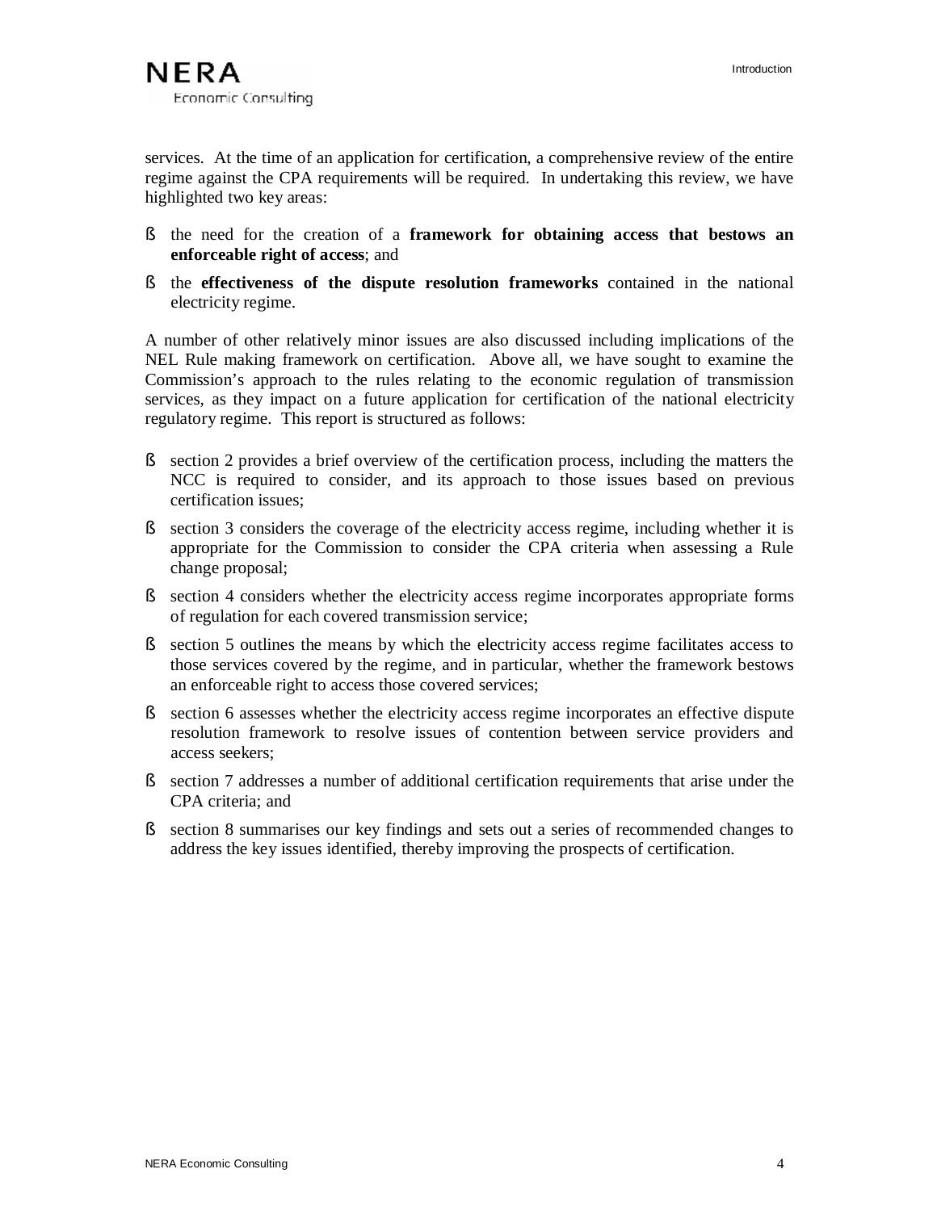services. At the time of an application for certification, a comprehensive review of the entire regime against the CPA requirements will be required. In undertaking this review, we have highlighted two key areas:

- the need for the creation of a **framework for obtaining access that bestows an enforceable right of access**; and
- the **effectiveness of the dispute resolution frameworks** contained in the national electricity regime.

A number of other relatively minor issues are also discussed including implications of the NEL Rule making framework on certification. Above all, we have sought to examine the Commission's approach to the rules relating to the economic regulation of transmission services, as they impact on a future application for certification of the national electricity regulatory regime. This report is structured as follows:

- section 2 provides a brief overview of the certification process, including the matters the NCC is required to consider, and its approach to those issues based on previous certification issues;
- section 3 considers the coverage of the electricity access regime, including whether it is appropriate for the Commission to consider the CPA criteria when assessing a Rule change proposal;
- section 4 considers whether the electricity access regime incorporates appropriate forms of regulation for each covered transmission service;
- section 5 outlines the means by which the electricity access regime facilitates access to those services covered by the regime, and in particular, whether the framework bestows an enforceable right to access those covered services;
- section 6 assesses whether the electricity access regime incorporates an effective dispute resolution framework to resolve issues of contention between service providers and access seekers;
- section 7 addresses a number of additional certification requirements that arise under the CPA criteria; and
- section 8 summarises our key findings and sets out a series of recommended changes to address the key issues identified, thereby improving the prospects of certification.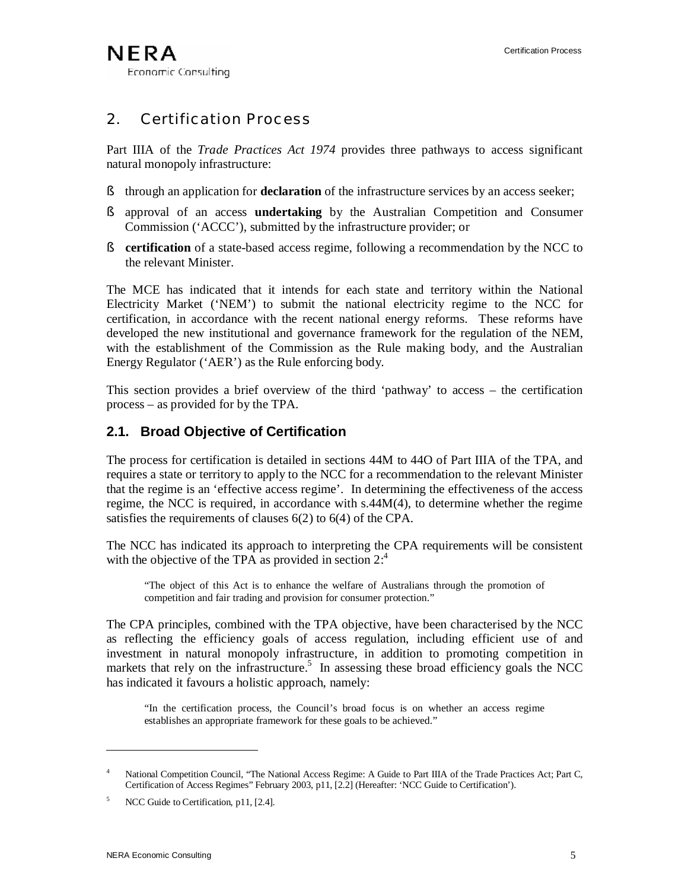## 2. Certification Process

Part IIIA of the *Trade Practices Act 1974* provides three pathways to access significant natural monopoly infrastructure:

- through an application for **declaration** of the infrastructure services by an access seeker;
- approval of an access **undertaking** by the Australian Competition and Consumer Commission ('ACCC'), submitted by the infrastructure provider; or
- **certification** of a state-based access regime, following a recommendation by the NCC to the relevant Minister.

The MCE has indicated that it intends for each state and territory within the National Electricity Market ('NEM') to submit the national electricity regime to the NCC for certification, in accordance with the recent national energy reforms. These reforms have developed the new institutional and governance framework for the regulation of the NEM, with the establishment of the Commission as the Rule making body, and the Australian Energy Regulator ('AER') as the Rule enforcing body.

This section provides a brief overview of the third 'pathway' to access – the certification process – as provided for by the TPA.

### 2.1. Broad Objective of Certification

The process for certification is detailed in sections 44M to 44O of Part IIIA of the TPA, and requires a state or territory to apply to the NCC for a recommendation to the relevant Minister that the regime is an 'effective access regime'. In determining the effectiveness of the access regime, the NCC is required, in accordance with s.44M(4), to determine whether the regime satisfies the requirements of clauses 6(2) to 6(4) of the CPA.

The NCC has indicated its approach to interpreting the CPA requirements will be consistent with the objective of the TPA as provided in section 2:[4]

> "The object of this Act is to enhance the welfare of Australians through the promotion of competition and fair trading and provision for consumer protection."

The CPA principles, combined with the TPA objective, have been characterised by the NCC as reflecting the efficiency goals of access regulation, including efficient use of and investment in natural monopoly infrastructure, in addition to promoting competition in markets that rely on the infrastructure.[5] In assessing these broad efficiency goals the NCC has indicated it favours a holistic approach, namely:

> "In the certification process, the Council's broad focus is on whether an access regime establishes an appropriate framework for these goals to be achieved."

---

[4] National Competition Council, "The National Access Regime: A Guide to Part IIIA of the Trade Practices Act; Part C, Certification of Access Regimes" February 2003, p11, [2.2] (Hereafter: 'NCC Guide to Certification').

[5] NCC Guide to Certification, p11, [2.4].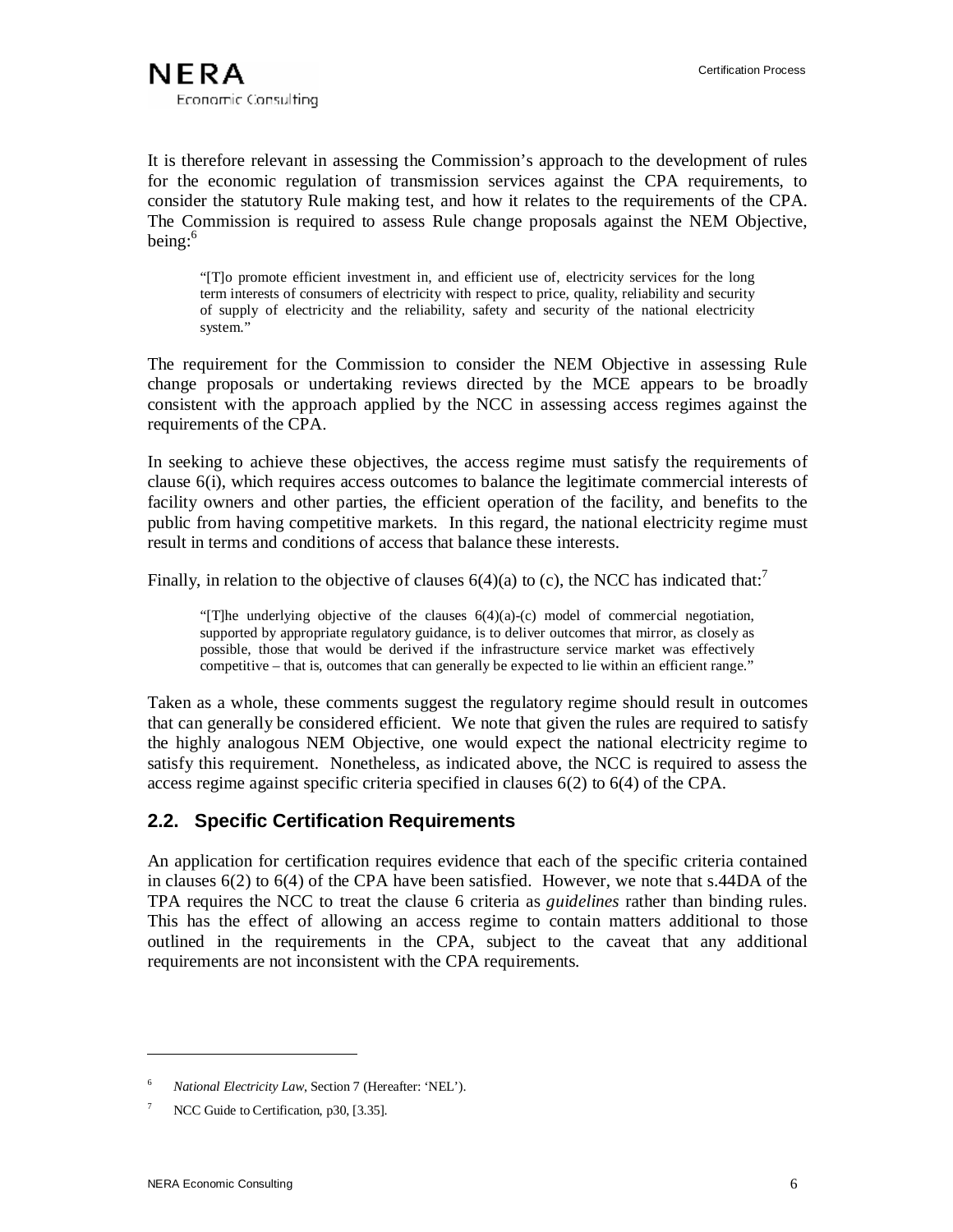It is therefore relevant in assessing the Commission's approach to the development of rules for the economic regulation of transmission services against the CPA requirements, to consider the statutory Rule making test, and how it relates to the requirements of the CPA. The Commission is required to assess Rule change proposals against the NEM Objective, being:[6]

> "[T]o promote efficient investment in, and efficient use of, electricity services for the long term interests of consumers of electricity with respect to price, quality, reliability and security of supply of electricity and the reliability, safety and security of the national electricity system."

The requirement for the Commission to consider the NEM Objective in assessing Rule change proposals or undertaking reviews directed by the MCE appears to be broadly consistent with the approach applied by the NCC in assessing access regimes against the requirements of the CPA.

In seeking to achieve these objectives, the access regime must satisfy the requirements of clause 6(i), which requires access outcomes to balance the legitimate commercial interests of facility owners and other parties, the efficient operation of the facility, and benefits to the public from having competitive markets. In this regard, the national electricity regime must result in terms and conditions of access that balance these interests.

Finally, in relation to the objective of clauses 6(4)(a) to (c), the NCC has indicated that:[7]

> "[T]he underlying objective of the clauses 6(4)(a)-(c) model of commercial negotiation, supported by appropriate regulatory guidance, is to deliver outcomes that mirror, as closely as possible, those that would be derived if the infrastructure service market was effectively competitive – that is, outcomes that can generally be expected to lie within an efficient range."

Taken as a whole, these comments suggest the regulatory regime should result in outcomes that can generally be considered efficient. We note that given the rules are required to satisfy the highly analogous NEM Objective, one would expect the national electricity regime to satisfy this requirement. Nonetheless, as indicated above, the NCC is required to assess the access regime against specific criteria specified in clauses 6(2) to 6(4) of the CPA.

## 2.2. Specific Certification Requirements

An application for certification requires evidence that each of the specific criteria contained in clauses 6(2) to 6(4) of the CPA have been satisfied. However, we note that s.44DA of the TPA requires the NCC to treat the clause 6 criteria as *guidelines* rather than binding rules. This has the effect of allowing an access regime to contain matters additional to those outlined in the requirements in the CPA, subject to the caveat that any additional requirements are not inconsistent with the CPA requirements.

---

[6] *National Electricity Law*, Section 7 (Hereafter: 'NEL').

[7] NCC Guide to Certification, p30, [3.35].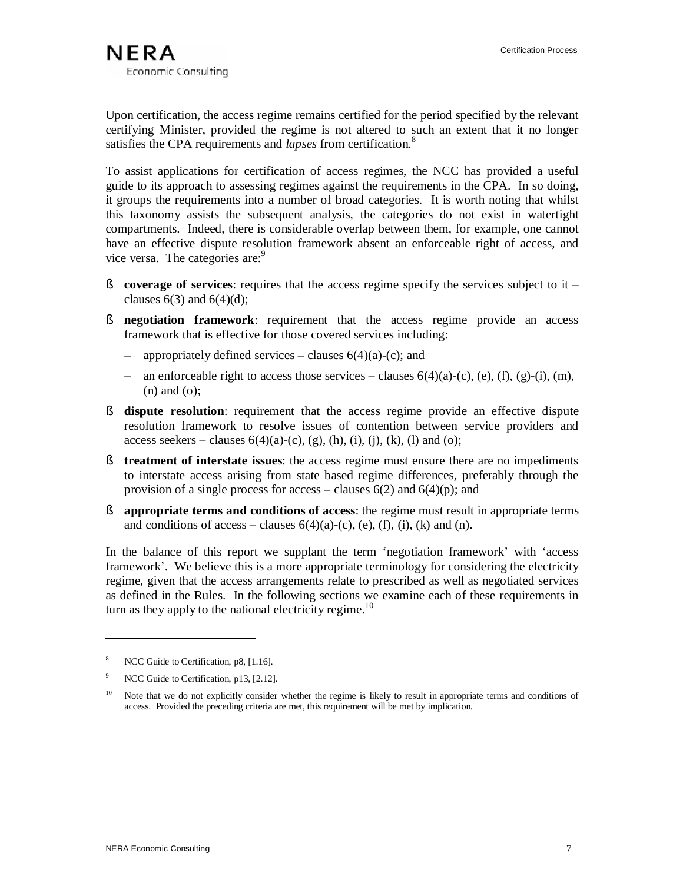Upon certification, the access regime remains certified for the period specified by the relevant certifying Minister, provided the regime is not altered to such an extent that it no longer satisfies the CPA requirements and *lapses* from certification.[8]

To assist applications for certification of access regimes, the NCC has provided a useful guide to its approach to assessing regimes against the requirements in the CPA. In so doing, it groups the requirements into a number of broad categories. It is worth noting that whilst this taxonomy assists the subsequent analysis, the categories do not exist in watertight compartments. Indeed, there is considerable overlap between them, for example, one cannot have an effective dispute resolution framework absent an enforceable right of access, and vice versa. The categories are:[9]

- **coverage of services**: requires that the access regime specify the services subject to it – clauses 6(3) and 6(4)(d);
- **negotiation framework**: requirement that the access regime provide an access framework that is effective for those covered services including:
  - appropriately defined services – clauses 6(4)(a)-(c); and
  - an enforceable right to access those services – clauses 6(4)(a)-(c), (e), (f), (g)-(i), (m), (n) and (o);
- **dispute resolution**: requirement that the access regime provide an effective dispute resolution framework to resolve issues of contention between service providers and access seekers – clauses 6(4)(a)-(c), (g), (h), (i), (j), (k), (l) and (o);
- **treatment of interstate issues**: the access regime must ensure there are no impediments to interstate access arising from state based regime differences, preferably through the provision of a single process for access – clauses 6(2) and 6(4)(p); and
- **appropriate terms and conditions of access**: the regime must result in appropriate terms and conditions of access – clauses 6(4)(a)-(c), (e), (f), (i), (k) and (n).

In the balance of this report we supplant the term 'negotiation framework' with 'access framework'. We believe this is a more appropriate terminology for considering the electricity regime, given that the access arrangements relate to prescribed as well as negotiated services as defined in the Rules. In the following sections we examine each of these requirements in turn as they apply to the national electricity regime.[10]

---

[8] NCC Guide to Certification, p8, [1.16].

[9] NCC Guide to Certification, p13, [2.12].

[10] Note that we do not explicitly consider whether the regime is likely to result in appropriate terms and conditions of access. Provided the preceding criteria are met, this requirement will be met by implication.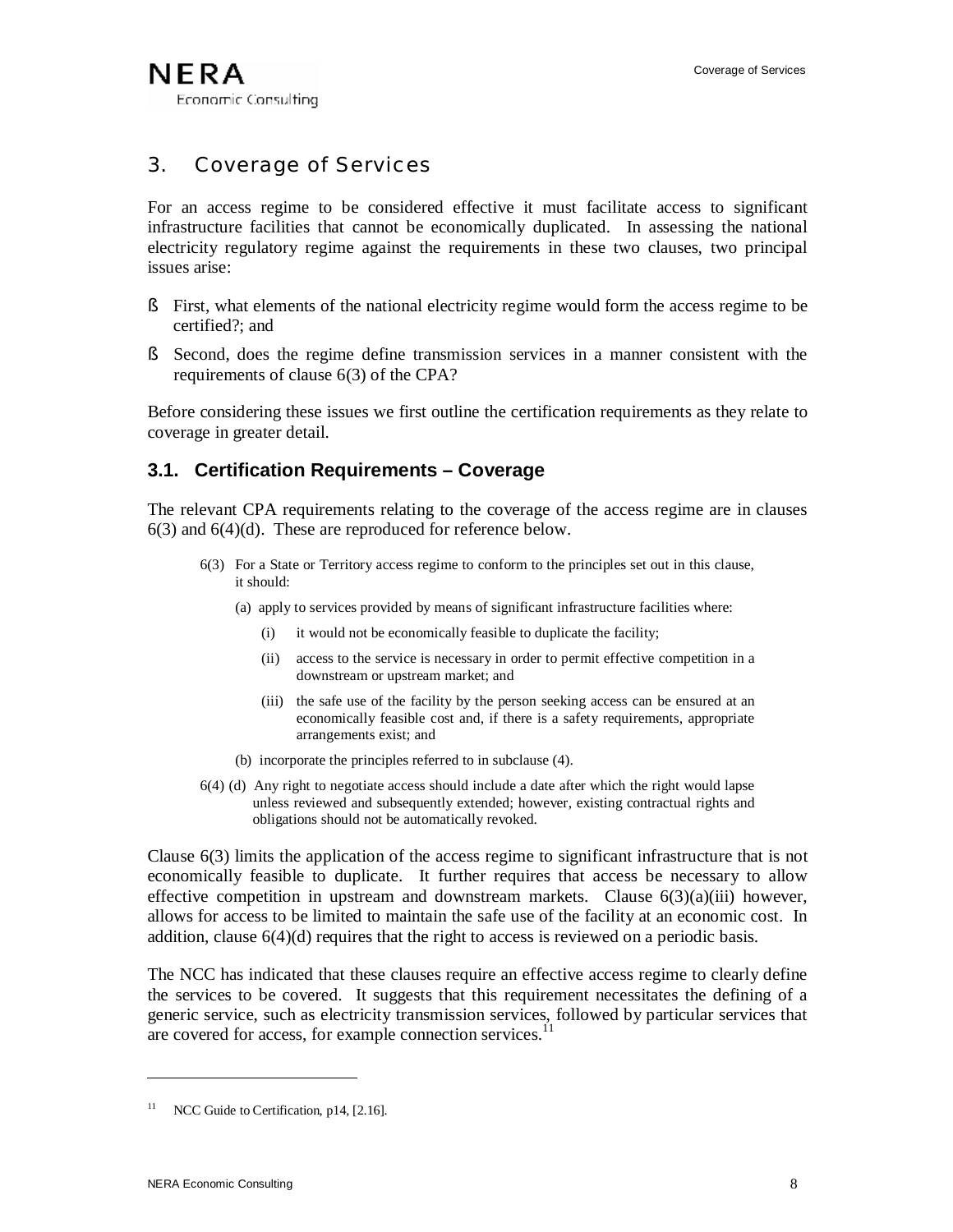# 3. Coverage of Services

For an access regime to be considered effective it must facilitate access to significant infrastructure facilities that cannot be economically duplicated. In assessing the national electricity regulatory regime against the requirements in these two clauses, two principal issues arise:

- First, what elements of the national electricity regime would form the access regime to be certified?; and
- Second, does the regime define transmission services in a manner consistent with the requirements of clause 6(3) of the CPA?

Before considering these issues we first outline the certification requirements as they relate to coverage in greater detail.

## 3.1. Certification Requirements – Coverage

The relevant CPA requirements relating to the coverage of the access regime are in clauses 6(3) and 6(4)(d). These are reproduced for reference below.

> 6(3) For a State or Territory access regime to conform to the principles set out in this clause, it should:
>
> (a) apply to services provided by means of significant infrastructure facilities where:
>
> (i) it would not be economically feasible to duplicate the facility;
>
> (ii) access to the service is necessary in order to permit effective competition in a downstream or upstream market; and
>
> (iii) the safe use of the facility by the person seeking access can be ensured at an economically feasible cost and, if there is a safety requirements, appropriate arrangements exist; and
>
> (b) incorporate the principles referred to in subclause (4).
>
> 6(4) (d) Any right to negotiate access should include a date after which the right would lapse unless reviewed and subsequently extended; however, existing contractual rights and obligations should not be automatically revoked.

Clause 6(3) limits the application of the access regime to significant infrastructure that is not economically feasible to duplicate. It further requires that access be necessary to allow effective competition in upstream and downstream markets. Clause 6(3)(a)(iii) however, allows for access to be limited to maintain the safe use of the facility at an economic cost. In addition, clause 6(4)(d) requires that the right to access is reviewed on a periodic basis.

The NCC has indicated that these clauses require an effective access regime to clearly define the services to be covered. It suggests that this requirement necessitates the defining of a generic service, such as electricity transmission services, followed by particular services that are covered for access, for example connection services.[11]

[11] NCC Guide to Certification, p14, [2.16].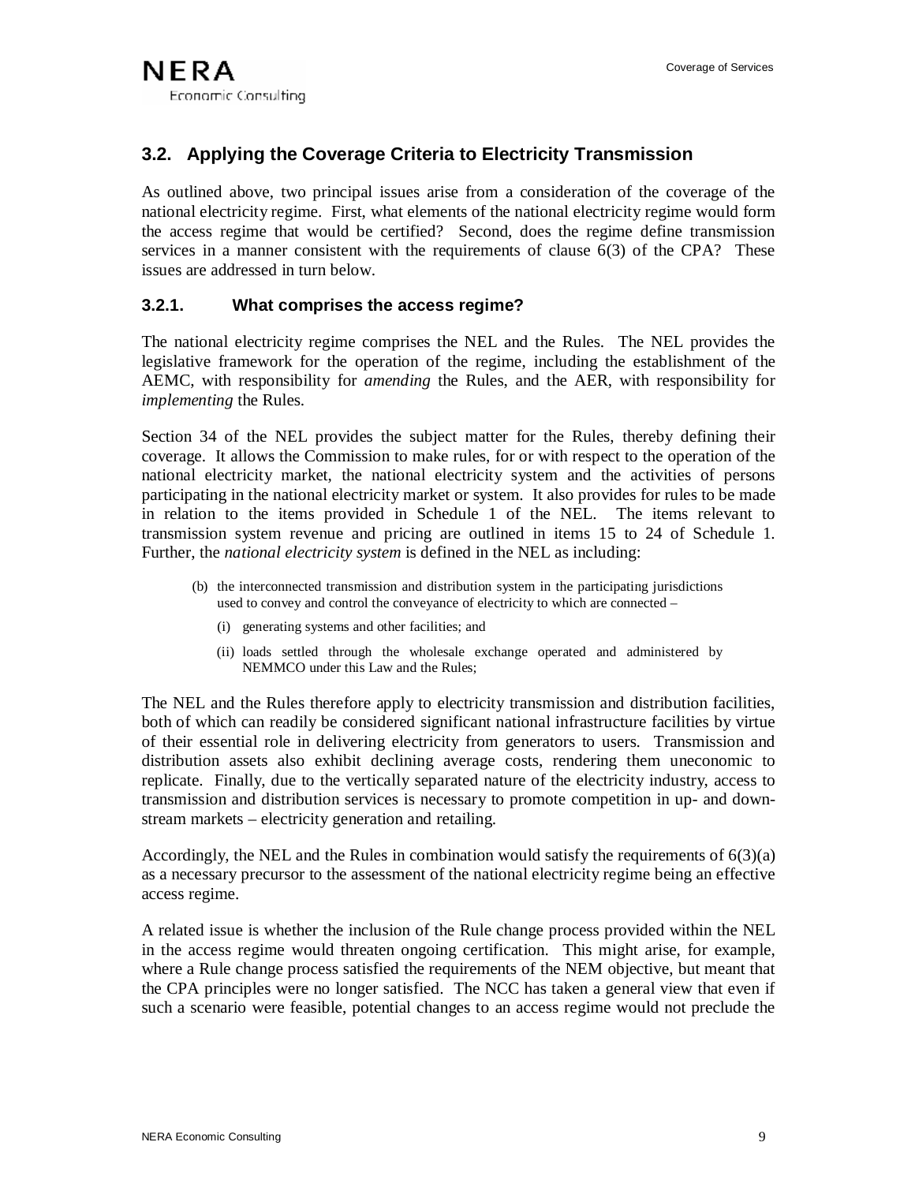## 3.2. Applying the Coverage Criteria to Electricity Transmission

As outlined above, two principal issues arise from a consideration of the coverage of the national electricity regime. First, what elements of the national electricity regime would form the access regime that would be certified? Second, does the regime define transmission services in a manner consistent with the requirements of clause 6(3) of the CPA? These issues are addressed in turn below.

### 3.2.1. What comprises the access regime?

The national electricity regime comprises the NEL and the Rules. The NEL provides the legislative framework for the operation of the regime, including the establishment of the AEMC, with responsibility for *amending* the Rules, and the AER, with responsibility for *implementing* the Rules.

Section 34 of the NEL provides the subject matter for the Rules, thereby defining their coverage. It allows the Commission to make rules, for or with respect to the operation of the national electricity market, the national electricity system and the activities of persons participating in the national electricity market or system. It also provides for rules to be made in relation to the items provided in Schedule 1 of the NEL. The items relevant to transmission system revenue and pricing are outlined in items 15 to 24 of Schedule 1. Further, the *national electricity system* is defined in the NEL as including:

> (b) the interconnected transmission and distribution system in the participating jurisdictions used to convey and control the conveyance of electricity to which are connected –
>
> (i) generating systems and other facilities; and
>
> (ii) loads settled through the wholesale exchange operated and administered by NEMMCO under this Law and the Rules;

The NEL and the Rules therefore apply to electricity transmission and distribution facilities, both of which can readily be considered significant national infrastructure facilities by virtue of their essential role in delivering electricity from generators to users. Transmission and distribution assets also exhibit declining average costs, rendering them uneconomic to replicate. Finally, due to the vertically separated nature of the electricity industry, access to transmission and distribution services is necessary to promote competition in up- and down-stream markets – electricity generation and retailing.

Accordingly, the NEL and the Rules in combination would satisfy the requirements of 6(3)(a) as a necessary precursor to the assessment of the national electricity regime being an effective access regime.

A related issue is whether the inclusion of the Rule change process provided within the NEL in the access regime would threaten ongoing certification. This might arise, for example, where a Rule change process satisfied the requirements of the NEM objective, but meant that the CPA principles were no longer satisfied. The NCC has taken a general view that even if such a scenario were feasible, potential changes to an access regime would not preclude the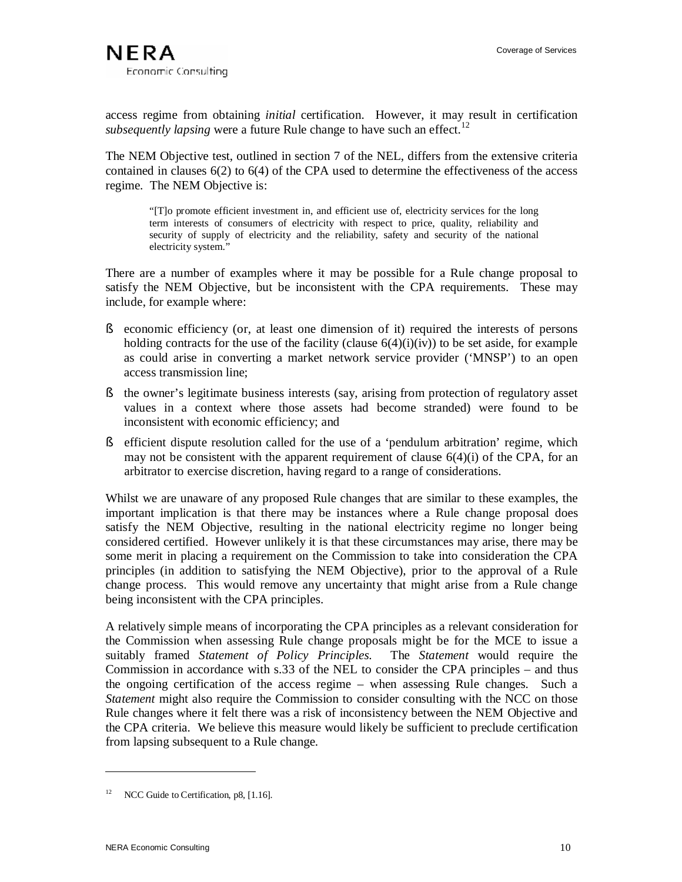access regime from obtaining *initial* certification. However, it may result in certification *subsequently lapsing* were a future Rule change to have such an effect.[12]

The NEM Objective test, outlined in section 7 of the NEL, differs from the extensive criteria contained in clauses 6(2) to 6(4) of the CPA used to determine the effectiveness of the access regime. The NEM Objective is:

> "[T]o promote efficient investment in, and efficient use of, electricity services for the long term interests of consumers of electricity with respect to price, quality, reliability and security of supply of electricity and the reliability, safety and security of the national electricity system."

There are a number of examples where it may be possible for a Rule change proposal to satisfy the NEM Objective, but be inconsistent with the CPA requirements. These may include, for example where:

- economic efficiency (or, at least one dimension of it) required the interests of persons holding contracts for the use of the facility (clause 6(4)(i)(iv)) to be set aside, for example as could arise in converting a market network service provider ('MNSP') to an open access transmission line;
- the owner's legitimate business interests (say, arising from protection of regulatory asset values in a context where those assets had become stranded) were found to be inconsistent with economic efficiency; and
- efficient dispute resolution called for the use of a 'pendulum arbitration' regime, which may not be consistent with the apparent requirement of clause 6(4)(i) of the CPA, for an arbitrator to exercise discretion, having regard to a range of considerations.

Whilst we are unaware of any proposed Rule changes that are similar to these examples, the important implication is that there may be instances where a Rule change proposal does satisfy the NEM Objective, resulting in the national electricity regime no longer being considered certified. However unlikely it is that these circumstances may arise, there may be some merit in placing a requirement on the Commission to take into consideration the CPA principles (in addition to satisfying the NEM Objective), prior to the approval of a Rule change process. This would remove any uncertainty that might arise from a Rule change being inconsistent with the CPA principles.

A relatively simple means of incorporating the CPA principles as a relevant consideration for the Commission when assessing Rule change proposals might be for the MCE to issue a suitably framed *Statement of Policy Principles.* The *Statement* would require the Commission in accordance with s.33 of the NEL to consider the CPA principles – and thus the ongoing certification of the access regime – when assessing Rule changes. Such a *Statement* might also require the Commission to consider consulting with the NCC on those Rule changes where it felt there was a risk of inconsistency between the NEM Objective and the CPA criteria. We believe this measure would likely be sufficient to preclude certification from lapsing subsequent to a Rule change.

---

[12] NCC Guide to Certification, p8, [1.16].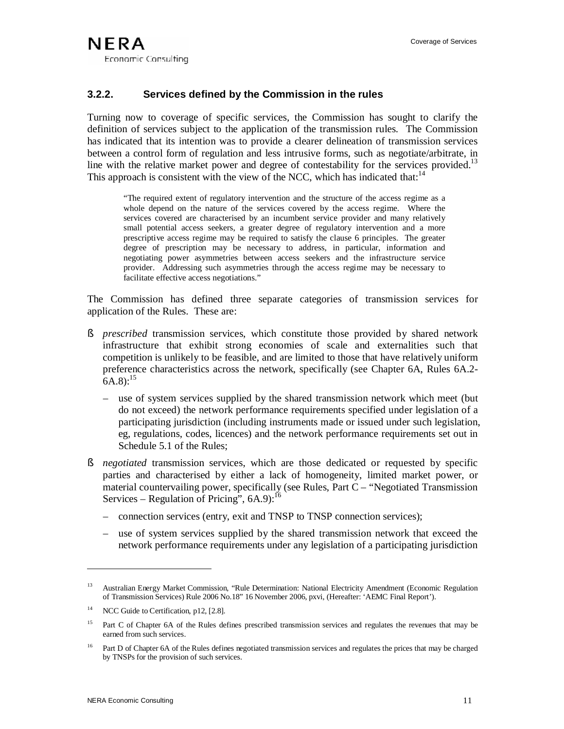### 3.2.2. Services defined by the Commission in the rules

Turning now to coverage of specific services, the Commission has sought to clarify the definition of services subject to the application of the transmission rules. The Commission has indicated that its intention was to provide a clearer delineation of transmission services between a control form of regulation and less intrusive forms, such as negotiate/arbitrate, in line with the relative market power and degree of contestability for the services provided.[13] This approach is consistent with the view of the NCC, which has indicated that:[14]

> "The required extent of regulatory intervention and the structure of the access regime as a whole depend on the nature of the services covered by the access regime. Where the services covered are characterised by an incumbent service provider and many relatively small potential access seekers, a greater degree of regulatory intervention and a more prescriptive access regime may be required to satisfy the clause 6 principles. The greater degree of prescription may be necessary to address, in particular, information and negotiating power asymmetries between access seekers and the infrastructure service provider. Addressing such asymmetries through the access regime may be necessary to facilitate effective access negotiations."

The Commission has defined three separate categories of transmission services for application of the Rules. These are:

- *prescribed* transmission services, which constitute those provided by shared network infrastructure that exhibit strong economies of scale and externalities such that competition is unlikely to be feasible, and are limited to those that have relatively uniform preference characteristics across the network, specifically (see Chapter 6A, Rules 6A.2-6A.8):[15]
  - use of system services supplied by the shared transmission network which meet (but do not exceed) the network performance requirements specified under legislation of a participating jurisdiction (including instruments made or issued under such legislation, eg, regulations, codes, licences) and the network performance requirements set out in Schedule 5.1 of the Rules;
- *negotiated* transmission services, which are those dedicated or requested by specific parties and characterised by either a lack of homogeneity, limited market power, or material countervailing power, specifically (see Rules, Part C – "Negotiated Transmission Services – Regulation of Pricing", 6A.9):[16]
  - connection services (entry, exit and TNSP to TNSP connection services);
  - use of system services supplied by the shared transmission network that exceed the network performance requirements under any legislation of a participating jurisdiction

---

[13] Australian Energy Market Commission, "Rule Determination: National Electricity Amendment (Economic Regulation of Transmission Services) Rule 2006 No.18" 16 November 2006, pxvi, (Hereafter: 'AEMC Final Report').

[14] NCC Guide to Certification, p12, [2.8].

[15] Part C of Chapter 6A of the Rules defines prescribed transmission services and regulates the revenues that may be earned from such services.

[16] Part D of Chapter 6A of the Rules defines negotiated transmission services and regulates the prices that may be charged by TNSPs for the provision of such services.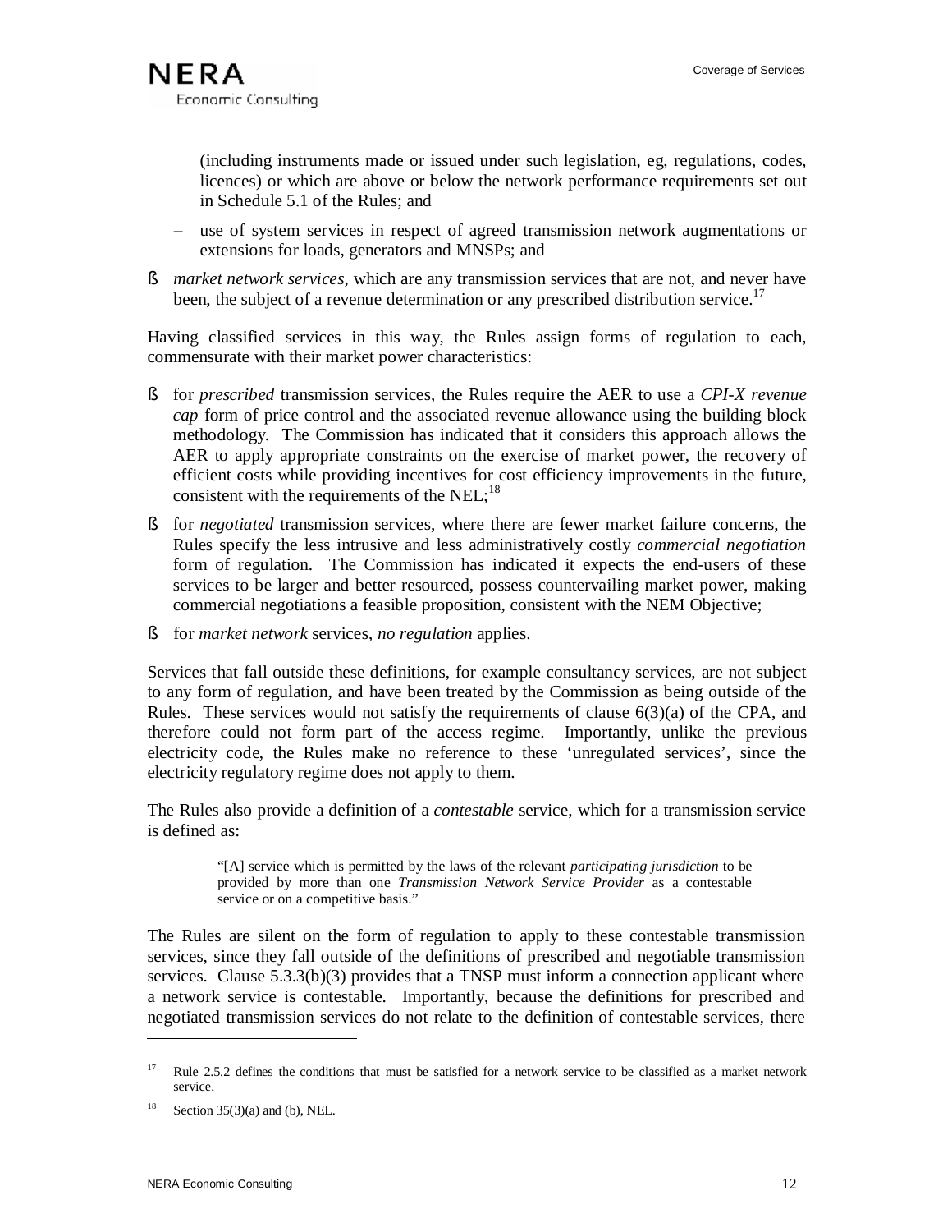(including instruments made or issued under such legislation, eg, regulations, codes, licences) or which are above or below the network performance requirements set out in Schedule 5.1 of the Rules; and

  - use of system services in respect of agreed transmission network augmentations or extensions for loads, generators and MNSPs; and

- *market network services*, which are any transmission services that are not, and never have been, the subject of a revenue determination or any prescribed distribution service.[17]

Having classified services in this way, the Rules assign forms of regulation to each, commensurate with their market power characteristics:

- for *prescribed* transmission services, the Rules require the AER to use a *CPI-X revenue cap* form of price control and the associated revenue allowance using the building block methodology. The Commission has indicated that it considers this approach allows the AER to apply appropriate constraints on the exercise of market power, the recovery of efficient costs while providing incentives for cost efficiency improvements in the future, consistent with the requirements of the NEL;[18]
- for *negotiated* transmission services, where there are fewer market failure concerns, the Rules specify the less intrusive and less administratively costly *commercial negotiation* form of regulation. The Commission has indicated it expects the end-users of these services to be larger and better resourced, possess countervailing market power, making commercial negotiations a feasible proposition, consistent with the NEM Objective;
- for *market network* services, *no regulation* applies.

Services that fall outside these definitions, for example consultancy services, are not subject to any form of regulation, and have been treated by the Commission as being outside of the Rules. These services would not satisfy the requirements of clause 6(3)(a) of the CPA, and therefore could not form part of the access regime. Importantly, unlike the previous electricity code, the Rules make no reference to these 'unregulated services', since the electricity regulatory regime does not apply to them.

The Rules also provide a definition of a *contestable* service, which for a transmission service is defined as:

> "[A] service which is permitted by the laws of the relevant *participating jurisdiction* to be provided by more than one *Transmission Network Service Provider* as a contestable service or on a competitive basis."

The Rules are silent on the form of regulation to apply to these contestable transmission services, since they fall outside of the definitions of prescribed and negotiable transmission services. Clause 5.3.3(b)(3) provides that a TNSP must inform a connection applicant where a network service is contestable. Importantly, because the definitions for prescribed and negotiated transmission services do not relate to the definition of contestable services, there

---

[17] Rule 2.5.2 defines the conditions that must be satisfied for a network service to be classified as a market network service.

[18] Section 35(3)(a) and (b), NEL.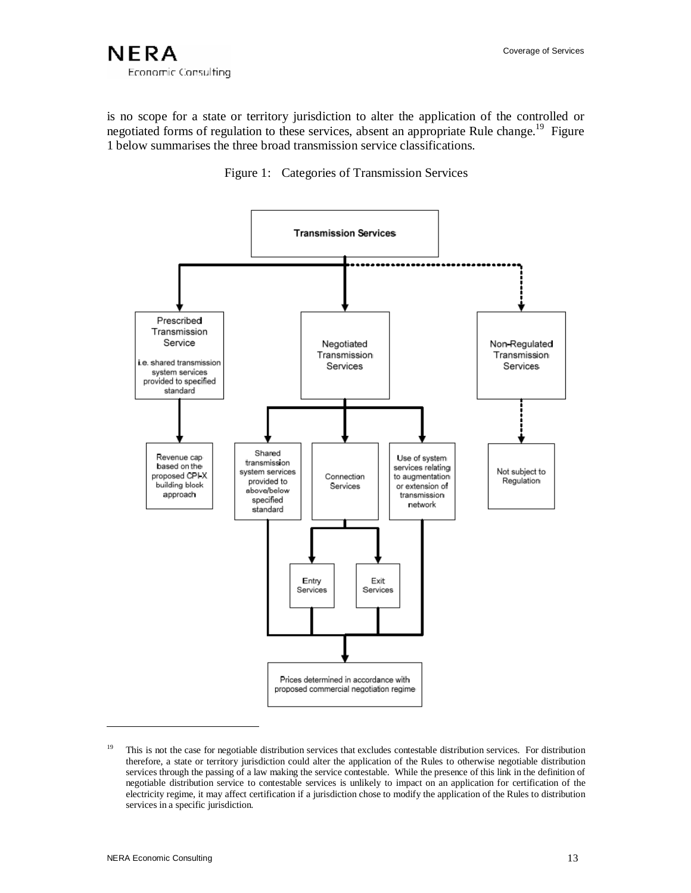is no scope for a state or territory jurisdiction to alter the application of the controlled or negotiated forms of regulation to these services, absent an appropriate Rule change.[19] Figure 1 below summarises the three broad transmission service classifications.

Figure 1: Categories of Transmission Services

Transmission Services

Prescribed Transmission Service

i.e. shared transmission system services provided to specified standard

Revenue cap based on the proposed CPI-X building block approach

Negotiated Transmission Services

Shared transmission system services provided to above/below specified standard

Connection Services

Entry Services

Exit Services

Use of system services relating to augmentation or extension of transmission network

Prices determined in accordance with proposed commercial negotiation regime

Non-Regulated Transmission Services

Not subject to Regulation

---

[19] This is not the case for negotiable distribution services that excludes contestable distribution services. For distribution therefore, a state or territory jurisdiction could alter the application of the Rules to otherwise negotiable distribution services through the passing of a law making the service contestable. While the presence of this link in the definition of negotiable distribution service to contestable services is unlikely to impact on an application for certification of the electricity regime, it may affect certification if a jurisdiction chose to modify the application of the Rules to distribution services in a specific jurisdiction.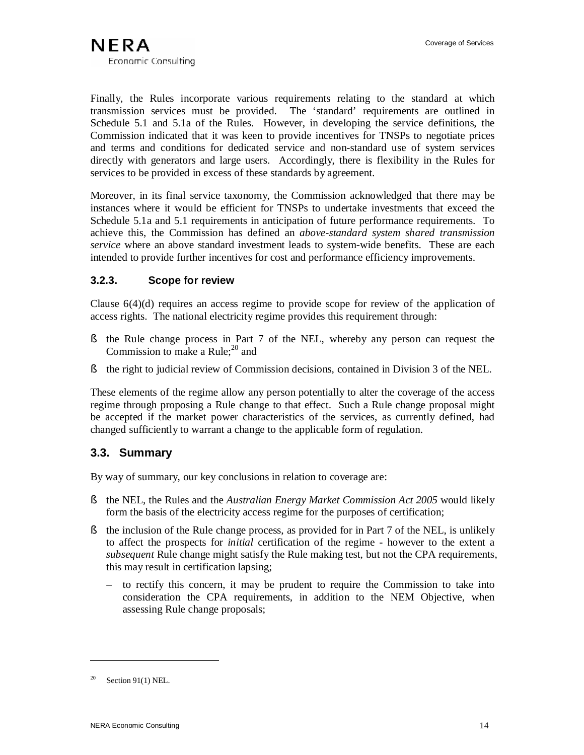Finally, the Rules incorporate various requirements relating to the standard at which transmission services must be provided. The 'standard' requirements are outlined in Schedule 5.1 and 5.1a of the Rules. However, in developing the service definitions, the Commission indicated that it was keen to provide incentives for TNSPs to negotiate prices and terms and conditions for dedicated service and non-standard use of system services directly with generators and large users. Accordingly, there is flexibility in the Rules for services to be provided in excess of these standards by agreement.

Moreover, in its final service taxonomy, the Commission acknowledged that there may be instances where it would be efficient for TNSPs to undertake investments that exceed the Schedule 5.1a and 5.1 requirements in anticipation of future performance requirements. To achieve this, the Commission has defined an *above-standard system shared transmission service* where an above standard investment leads to system-wide benefits. These are each intended to provide further incentives for cost and performance efficiency improvements.

### 3.2.3. Scope for review

Clause 6(4)(d) requires an access regime to provide scope for review of the application of access rights. The national electricity regime provides this requirement through:

- the Rule change process in Part 7 of the NEL, whereby any person can request the Commission to make a Rule;[20] and
- the right to judicial review of Commission decisions, contained in Division 3 of the NEL.

These elements of the regime allow any person potentially to alter the coverage of the access regime through proposing a Rule change to that effect. Such a Rule change proposal might be accepted if the market power characteristics of the services, as currently defined, had changed sufficiently to warrant a change to the applicable form of regulation.

## 3.3. Summary

By way of summary, our key conclusions in relation to coverage are:

- the NEL, the Rules and the *Australian Energy Market Commission Act 2005* would likely form the basis of the electricity access regime for the purposes of certification;
- the inclusion of the Rule change process, as provided for in Part 7 of the NEL, is unlikely to affect the prospects for *initial* certification of the regime - however to the extent a *subsequent* Rule change might satisfy the Rule making test, but not the CPA requirements, this may result in certification lapsing;
  - to rectify this concern, it may be prudent to require the Commission to take into consideration the CPA requirements, in addition to the NEM Objective, when assessing Rule change proposals;

[20] Section 91(1) NEL.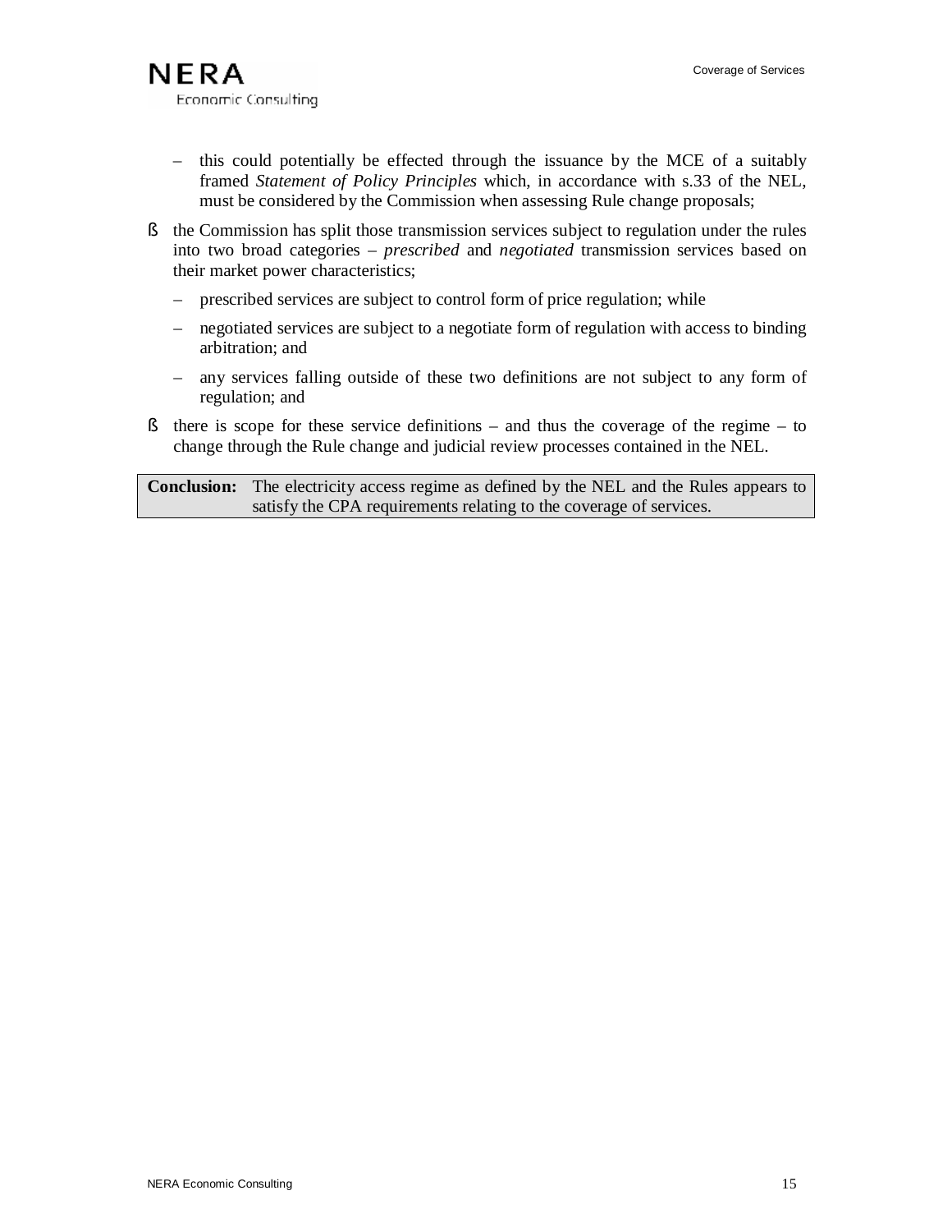- this could potentially be effected through the issuance by the MCE of a suitably framed *Statement of Policy Principles* which, in accordance with s.33 of the NEL, must be considered by the Commission when assessing Rule change proposals;

- the Commission has split those transmission services subject to regulation under the rules into two broad categories – *prescribed* and *negotiated* transmission services based on their market power characteristics;
  - prescribed services are subject to control form of price regulation; while
  - negotiated services are subject to a negotiate form of regulation with access to binding arbitration; and
  - any services falling outside of these two definitions are not subject to any form of regulation; and
- there is scope for these service definitions – and thus the coverage of the regime – to change through the Rule change and judicial review processes contained in the NEL.

| **Conclusion:** | The electricity access regime as defined by the NEL and the Rules appears to satisfy the CPA requirements relating to the coverage of services. |
|---|---|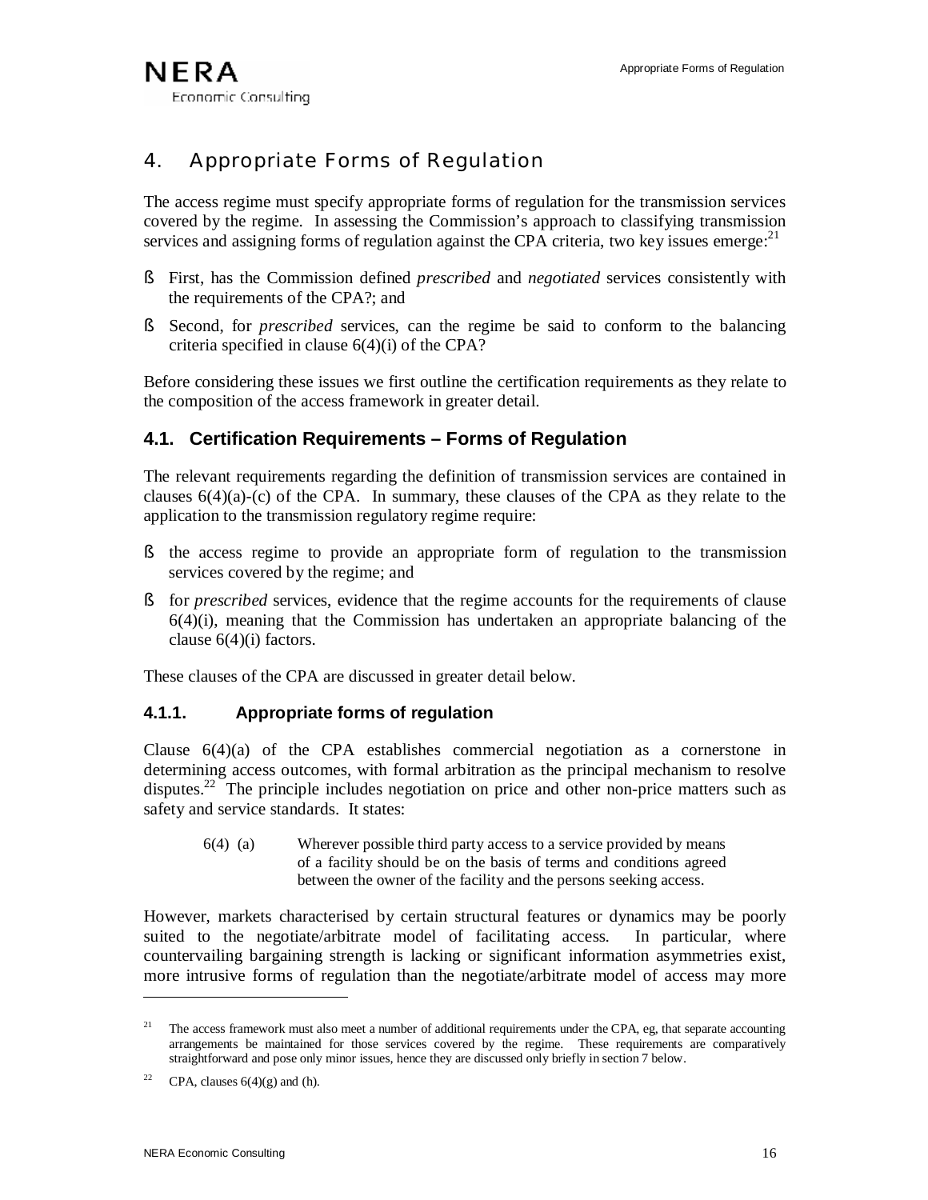# 4. Appropriate Forms of Regulation

The access regime must specify appropriate forms of regulation for the transmission services covered by the regime. In assessing the Commission's approach to classifying transmission services and assigning forms of regulation against the CPA criteria, two key issues emerge:[21]

- First, has the Commission defined *prescribed* and *negotiated* services consistently with the requirements of the CPA?; and
- Second, for *prescribed* services, can the regime be said to conform to the balancing criteria specified in clause 6(4)(i) of the CPA?

Before considering these issues we first outline the certification requirements as they relate to the composition of the access framework in greater detail.

## 4.1. Certification Requirements – Forms of Regulation

The relevant requirements regarding the definition of transmission services are contained in clauses 6(4)(a)-(c) of the CPA. In summary, these clauses of the CPA as they relate to the application to the transmission regulatory regime require:

- the access regime to provide an appropriate form of regulation to the transmission services covered by the regime; and
- for *prescribed* services, evidence that the regime accounts for the requirements of clause 6(4)(i), meaning that the Commission has undertaken an appropriate balancing of the clause 6(4)(i) factors.

These clauses of the CPA are discussed in greater detail below.

### 4.1.1. Appropriate forms of regulation

Clause 6(4)(a) of the CPA establishes commercial negotiation as a cornerstone in determining access outcomes, with formal arbitration as the principal mechanism to resolve disputes.[22] The principle includes negotiation on price and other non-price matters such as safety and service standards. It states:

> 6(4) (a) Wherever possible third party access to a service provided by means of a facility should be on the basis of terms and conditions agreed between the owner of the facility and the persons seeking access.

However, markets characterised by certain structural features or dynamics may be poorly suited to the negotiate/arbitrate model of facilitating access. In particular, where countervailing bargaining strength is lacking or significant information asymmetries exist, more intrusive forms of regulation than the negotiate/arbitrate model of access may more

---

[21] The access framework must also meet a number of additional requirements under the CPA, eg, that separate accounting arrangements be maintained for those services covered by the regime. These requirements are comparatively straightforward and pose only minor issues, hence they are discussed only briefly in section 7 below.

[22] CPA, clauses 6(4)(g) and (h).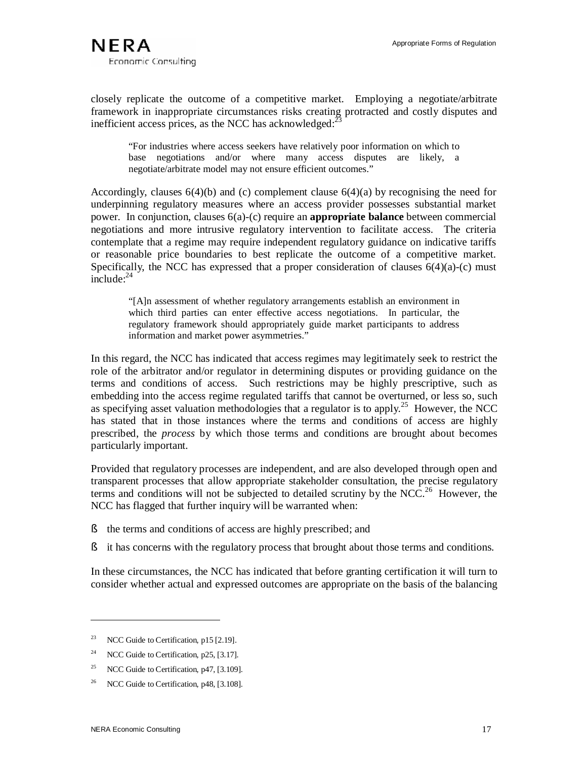closely replicate the outcome of a competitive market. Employing a negotiate/arbitrate framework in inappropriate circumstances risks creating protracted and costly disputes and inefficient access prices, as the NCC has acknowledged:[23]

> "For industries where access seekers have relatively poor information on which to base negotiations and/or where many access disputes are likely, a negotiate/arbitrate model may not ensure efficient outcomes."

Accordingly, clauses 6(4)(b) and (c) complement clause 6(4)(a) by recognising the need for underpinning regulatory measures where an access provider possesses substantial market power. In conjunction, clauses 6(a)-(c) require an **appropriate balance** between commercial negotiations and more intrusive regulatory intervention to facilitate access. The criteria contemplate that a regime may require independent regulatory guidance on indicative tariffs or reasonable price boundaries to best replicate the outcome of a competitive market. Specifically, the NCC has expressed that a proper consideration of clauses 6(4)(a)-(c) must include:[24]

> "[A]n assessment of whether regulatory arrangements establish an environment in which third parties can enter effective access negotiations. In particular, the regulatory framework should appropriately guide market participants to address information and market power asymmetries."

In this regard, the NCC has indicated that access regimes may legitimately seek to restrict the role of the arbitrator and/or regulator in determining disputes or providing guidance on the terms and conditions of access. Such restrictions may be highly prescriptive, such as embedding into the access regime regulated tariffs that cannot be overturned, or less so, such as specifying asset valuation methodologies that a regulator is to apply.[25] However, the NCC has stated that in those instances where the terms and conditions of access are highly prescribed, the *process* by which those terms and conditions are brought about becomes particularly important.

Provided that regulatory processes are independent, and are also developed through open and transparent processes that allow appropriate stakeholder consultation, the precise regulatory terms and conditions will not be subjected to detailed scrutiny by the NCC.[26] However, the NCC has flagged that further inquiry will be warranted when:

- the terms and conditions of access are highly prescribed; and
- it has concerns with the regulatory process that brought about those terms and conditions.

In these circumstances, the NCC has indicated that before granting certification it will turn to consider whether actual and expressed outcomes are appropriate on the basis of the balancing

---

[23] NCC Guide to Certification, p15 [2.19].

[24] NCC Guide to Certification, p25, [3.17].

[25] NCC Guide to Certification, p47, [3.109].

[26] NCC Guide to Certification, p48, [3.108].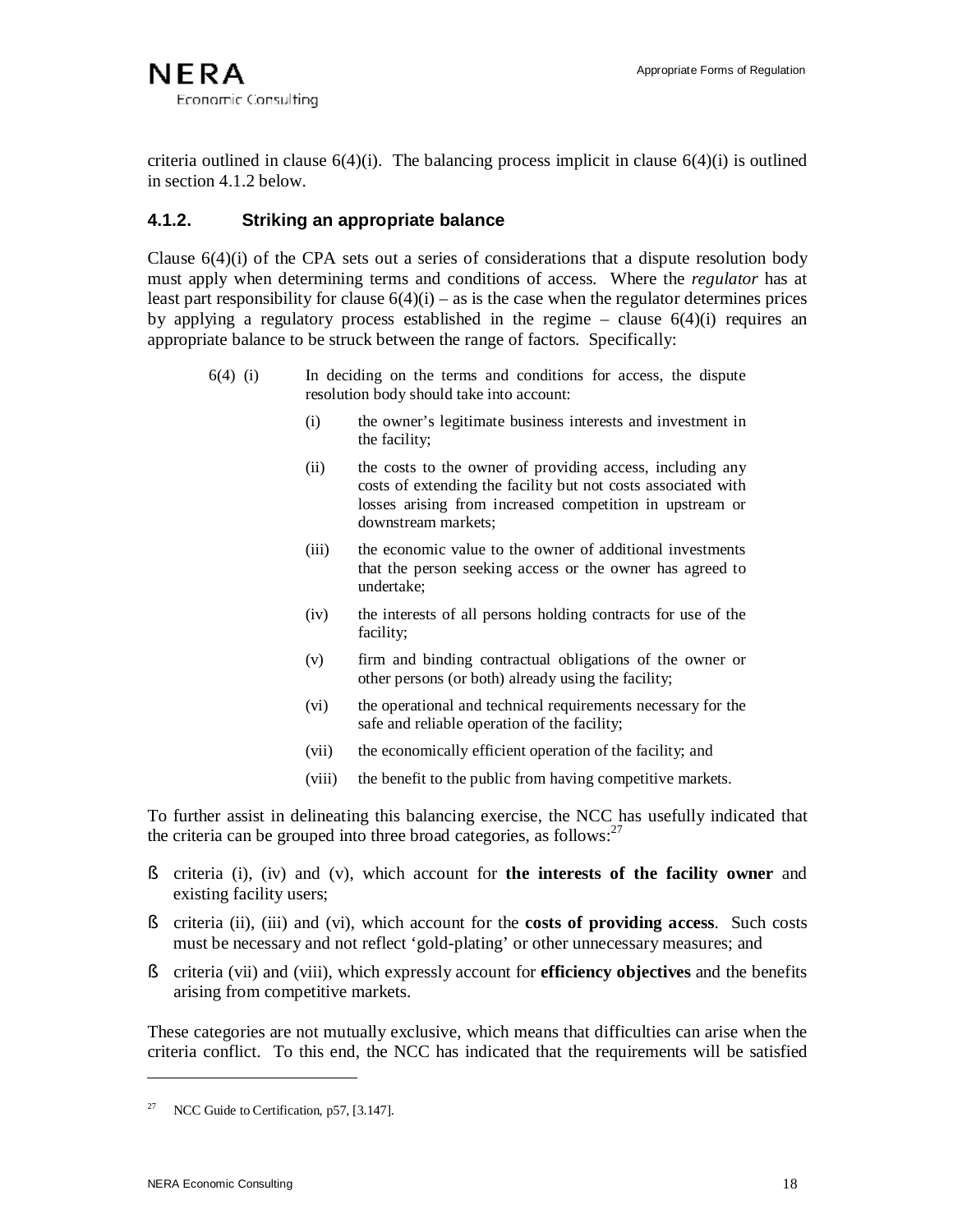criteria outlined in clause 6(4)(i). The balancing process implicit in clause 6(4)(i) is outlined in section 4.1.2 below.

### 4.1.2. Striking an appropriate balance

Clause 6(4)(i) of the CPA sets out a series of considerations that a dispute resolution body must apply when determining terms and conditions of access. Where the *regulator* has at least part responsibility for clause 6(4)(i) – as is the case when the regulator determines prices by applying a regulatory process established in the regime – clause 6(4)(i) requires an appropriate balance to be struck between the range of factors. Specifically:

> 6(4) (i) In deciding on the terms and conditions for access, the dispute resolution body should take into account:
>
> (i) the owner's legitimate business interests and investment in the facility;
>
> (ii) the costs to the owner of providing access, including any costs of extending the facility but not costs associated with losses arising from increased competition in upstream or downstream markets;
>
> (iii) the economic value to the owner of additional investments that the person seeking access or the owner has agreed to undertake;
>
> (iv) the interests of all persons holding contracts for use of the facility;
>
> (v) firm and binding contractual obligations of the owner or other persons (or both) already using the facility;
>
> (vi) the operational and technical requirements necessary for the safe and reliable operation of the facility;
>
> (vii) the economically efficient operation of the facility; and
>
> (viii) the benefit to the public from having competitive markets.

To further assist in delineating this balancing exercise, the NCC has usefully indicated that the criteria can be grouped into three broad categories, as follows:[27]

- criteria (i), (iv) and (v), which account for **the interests of the facility owner** and existing facility users;
- criteria (ii), (iii) and (vi), which account for the **costs of providing access**. Such costs must be necessary and not reflect 'gold-plating' or other unnecessary measures; and
- criteria (vii) and (viii), which expressly account for **efficiency objectives** and the benefits arising from competitive markets.

These categories are not mutually exclusive, which means that difficulties can arise when the criteria conflict. To this end, the NCC has indicated that the requirements will be satisfied

[27] NCC Guide to Certification, p57, [3.147].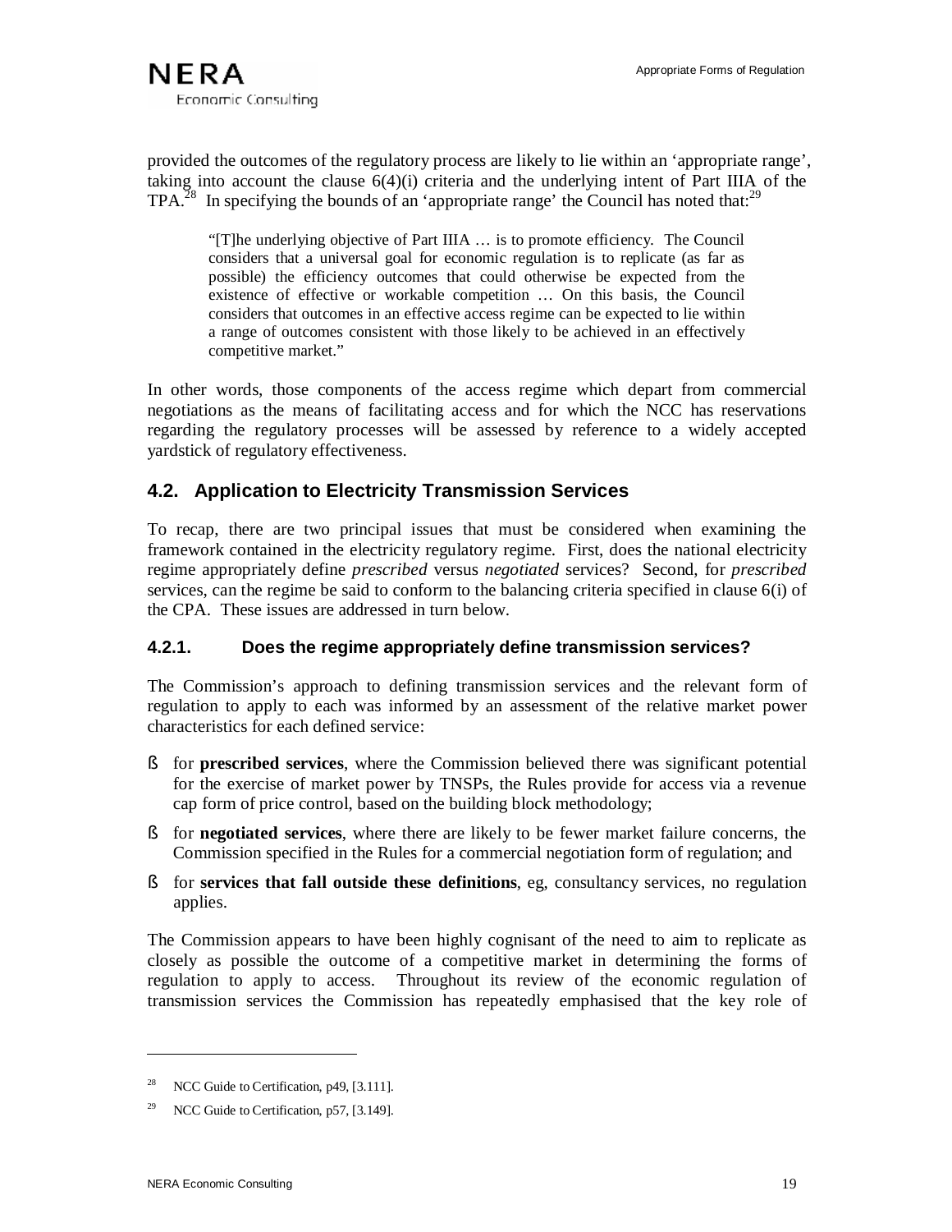provided the outcomes of the regulatory process are likely to lie within an 'appropriate range', taking into account the clause 6(4)(i) criteria and the underlying intent of Part IIIA of the TPA.[28] In specifying the bounds of an 'appropriate range' the Council has noted that:[29]

> "[T]he underlying objective of Part IIIA … is to promote efficiency. The Council considers that a universal goal for economic regulation is to replicate (as far as possible) the efficiency outcomes that could otherwise be expected from the existence of effective or workable competition … On this basis, the Council considers that outcomes in an effective access regime can be expected to lie within a range of outcomes consistent with those likely to be achieved in an effectively competitive market."

In other words, those components of the access regime which depart from commercial negotiations as the means of facilitating access and for which the NCC has reservations regarding the regulatory processes will be assessed by reference to a widely accepted yardstick of regulatory effectiveness.

## 4.2. Application to Electricity Transmission Services

To recap, there are two principal issues that must be considered when examining the framework contained in the electricity regulatory regime. First, does the national electricity regime appropriately define *prescribed* versus *negotiated* services? Second, for *prescribed* services, can the regime be said to conform to the balancing criteria specified in clause 6(i) of the CPA. These issues are addressed in turn below.

### 4.2.1. Does the regime appropriately define transmission services?

The Commission's approach to defining transmission services and the relevant form of regulation to apply to each was informed by an assessment of the relative market power characteristics for each defined service:

- for **prescribed services**, where the Commission believed there was significant potential for the exercise of market power by TNSPs, the Rules provide for access via a revenue cap form of price control, based on the building block methodology;
- for **negotiated services**, where there are likely to be fewer market failure concerns, the Commission specified in the Rules for a commercial negotiation form of regulation; and
- for **services that fall outside these definitions**, eg, consultancy services, no regulation applies.

The Commission appears to have been highly cognisant of the need to aim to replicate as closely as possible the outcome of a competitive market in determining the forms of regulation to apply to access. Throughout its review of the economic regulation of transmission services the Commission has repeatedly emphasised that the key role of

---

[28] NCC Guide to Certification, p49, [3.111].

[29] NCC Guide to Certification, p57, [3.149].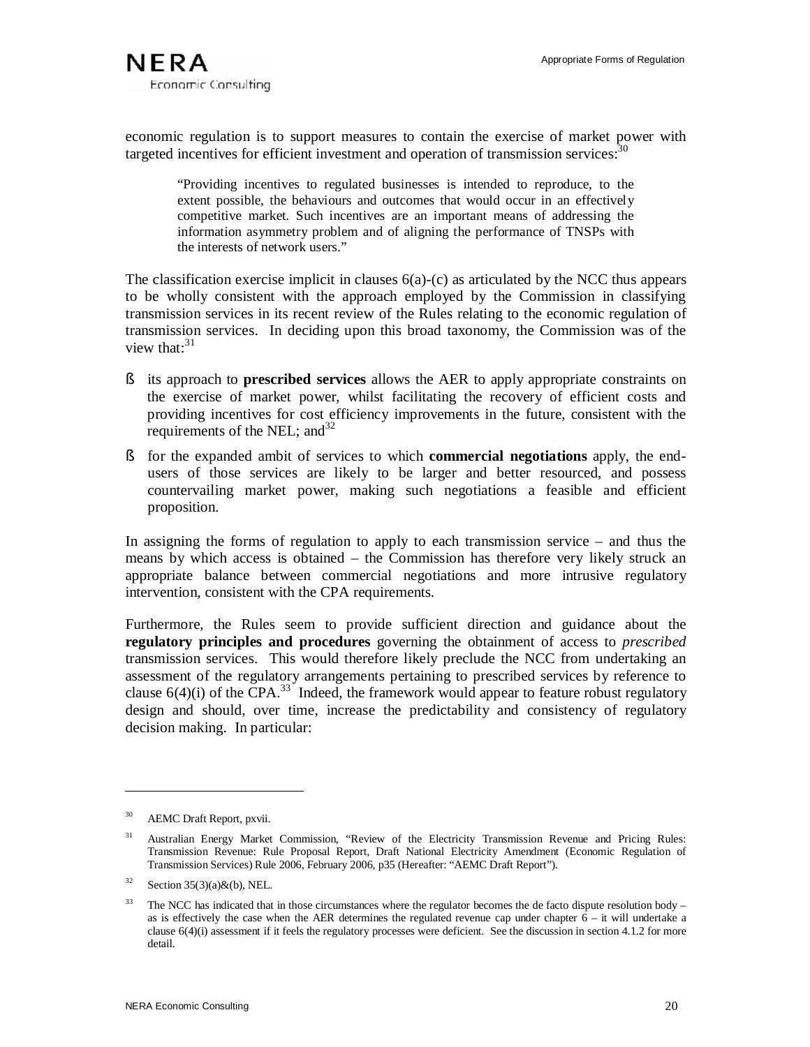economic regulation is to support measures to contain the exercise of market power with targeted incentives for efficient investment and operation of transmission services:[30]

> "Providing incentives to regulated businesses is intended to reproduce, to the extent possible, the behaviours and outcomes that would occur in an effectively competitive market. Such incentives are an important means of addressing the information asymmetry problem and of aligning the performance of TNSPs with the interests of network users."

The classification exercise implicit in clauses 6(a)-(c) as articulated by the NCC thus appears to be wholly consistent with the approach employed by the Commission in classifying transmission services in its recent review of the Rules relating to the economic regulation of transmission services. In deciding upon this broad taxonomy, the Commission was of the view that:[31]

- its approach to **prescribed services** allows the AER to apply appropriate constraints on the exercise of market power, whilst facilitating the recovery of efficient costs and providing incentives for cost efficiency improvements in the future, consistent with the requirements of the NEL; and[32]
- for the expanded ambit of services to which **commercial negotiations** apply, the end-users of those services are likely to be larger and better resourced, and possess countervailing market power, making such negotiations a feasible and efficient proposition.

In assigning the forms of regulation to apply to each transmission service – and thus the means by which access is obtained – the Commission has therefore very likely struck an appropriate balance between commercial negotiations and more intrusive regulatory intervention, consistent with the CPA requirements.

Furthermore, the Rules seem to provide sufficient direction and guidance about the **regulatory principles and procedures** governing the obtainment of access to *prescribed* transmission services. This would therefore likely preclude the NCC from undertaking an assessment of the regulatory arrangements pertaining to prescribed services by reference to clause 6(4)(i) of the CPA.[33] Indeed, the framework would appear to feature robust regulatory design and should, over time, increase the predictability and consistency of regulatory decision making. In particular:

---

[30] AEMC Draft Report, pxvii.

[31] Australian Energy Market Commission, "Review of the Electricity Transmission Revenue and Pricing Rules: Transmission Revenue: Rule Proposal Report, Draft National Electricity Amendment (Economic Regulation of Transmission Services) Rule 2006, February 2006, p35 (Hereafter: "AEMC Draft Report").

[32] Section 35(3)(a)&(b), NEL.

[33] The NCC has indicated that in those circumstances where the regulator becomes the de facto dispute resolution body – as is effectively the case when the AER determines the regulated revenue cap under chapter 6 – it will undertake a clause 6(4)(i) assessment if it feels the regulatory processes were deficient. See the discussion in section 4.1.2 for more detail.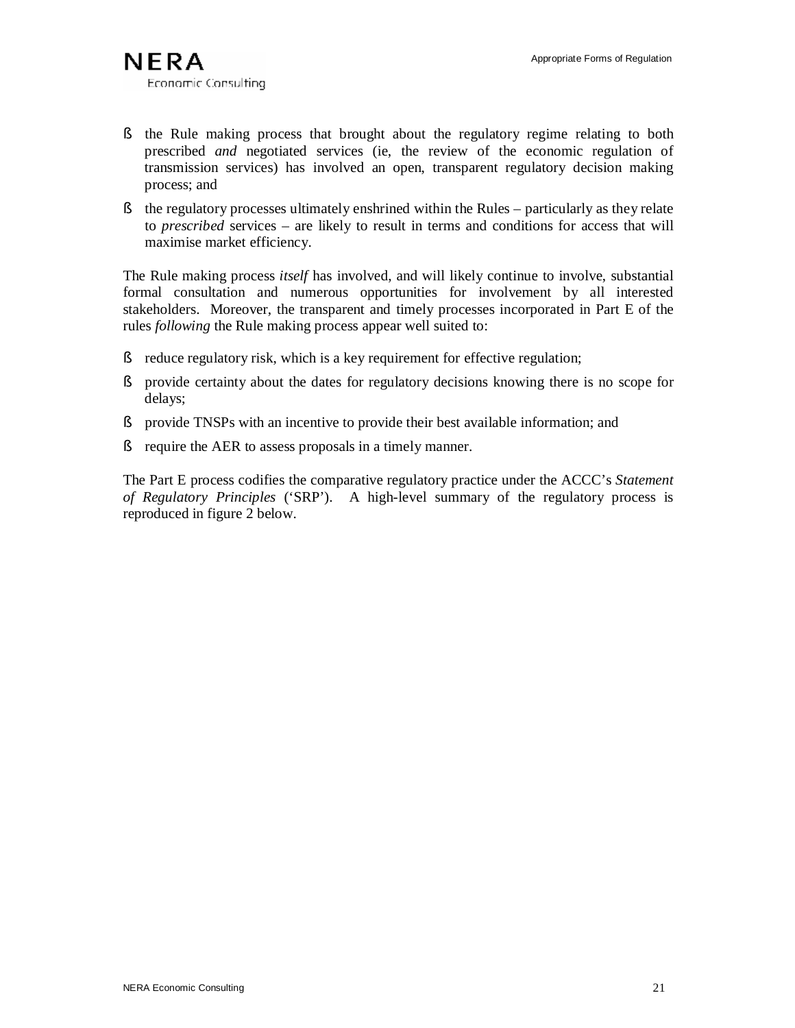- the Rule making process that brought about the regulatory regime relating to both prescribed *and* negotiated services (ie, the review of the economic regulation of transmission services) has involved an open, transparent regulatory decision making process; and
- the regulatory processes ultimately enshrined within the Rules – particularly as they relate to *prescribed* services – are likely to result in terms and conditions for access that will maximise market efficiency.

The Rule making process *itself* has involved, and will likely continue to involve, substantial formal consultation and numerous opportunities for involvement by all interested stakeholders. Moreover, the transparent and timely processes incorporated in Part E of the rules *following* the Rule making process appear well suited to:

- reduce regulatory risk, which is a key requirement for effective regulation;
- provide certainty about the dates for regulatory decisions knowing there is no scope for delays;
- provide TNSPs with an incentive to provide their best available information; and
- require the AER to assess proposals in a timely manner.

The Part E process codifies the comparative regulatory practice under the ACCC's *Statement of Regulatory Principles* ('SRP'). A high-level summary of the regulatory process is reproduced in figure 2 below.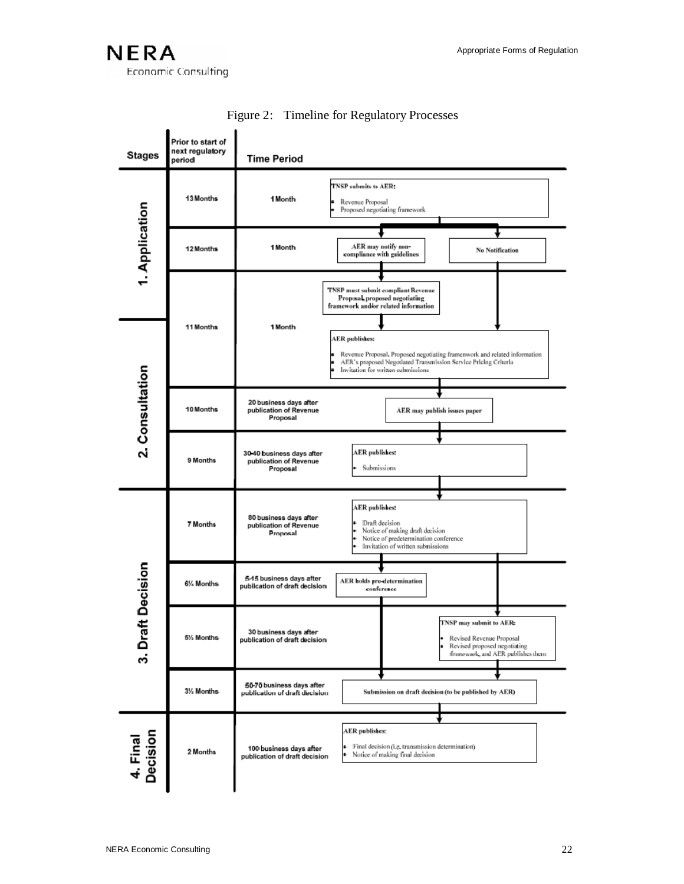Figure 2: Timeline for Regulatory Processes

| Stages | Prior to start of next regulatory period | Time Period | |
|---|---|---|---|
| 1. Application | 13 Months | 1 Month | TNSP submits to AER: • Revenue Proposal • Proposed negotiating framework |
| 1. Application | 12 Months | 1 Month | AER may notify non-compliance with guidelines / No Notification |
| 1. Application / 2. Consultation | 11 Months | 1 Month | TNSP must submit compliant Revenue Proposal, proposed negotiating framework and/or related information. AER publishes: • Revenue Proposal, Proposed negotiating framework and related information • AER's proposed Negotiated Transmission Service Pricing Criteria • Invitation for written submissions |
| 2. Consultation | 10 Months | 20 business days after publication of Revenue Proposal | AER may publish issues paper |
| 2. Consultation | 9 Months | 30-40 business days after publication of Revenue Proposal | AER publishes: • Submissions |
| 3. Draft Decision | 7 Months | 80 business days after publication of Revenue Proposal | AER publishes: • Draft decision • Notice of making draft decision • Notice of predetermination conference • Invitation of written submissions |
| 3. Draft Decision | 6¼ Months | 5-15 business days after publication of draft decision | AER holds pre-determination conference |
| 3. Draft Decision | 5½ Months | 30 business days after publication of draft decision | TNSP may submit to AER: • Revised Revenue Proposal • Revised proposed negotiating framework, and AER publishes them |
| 3. Draft Decision | 3½ Months | 50-70 business days after publication of draft decision | Submission on draft decision (to be published by AER) |
| 4. Final Decision | 2 Months | 100 business days after publication of draft decision | AER publishes: • Final decision (i.e. transmission determination) • Notice of making final decision |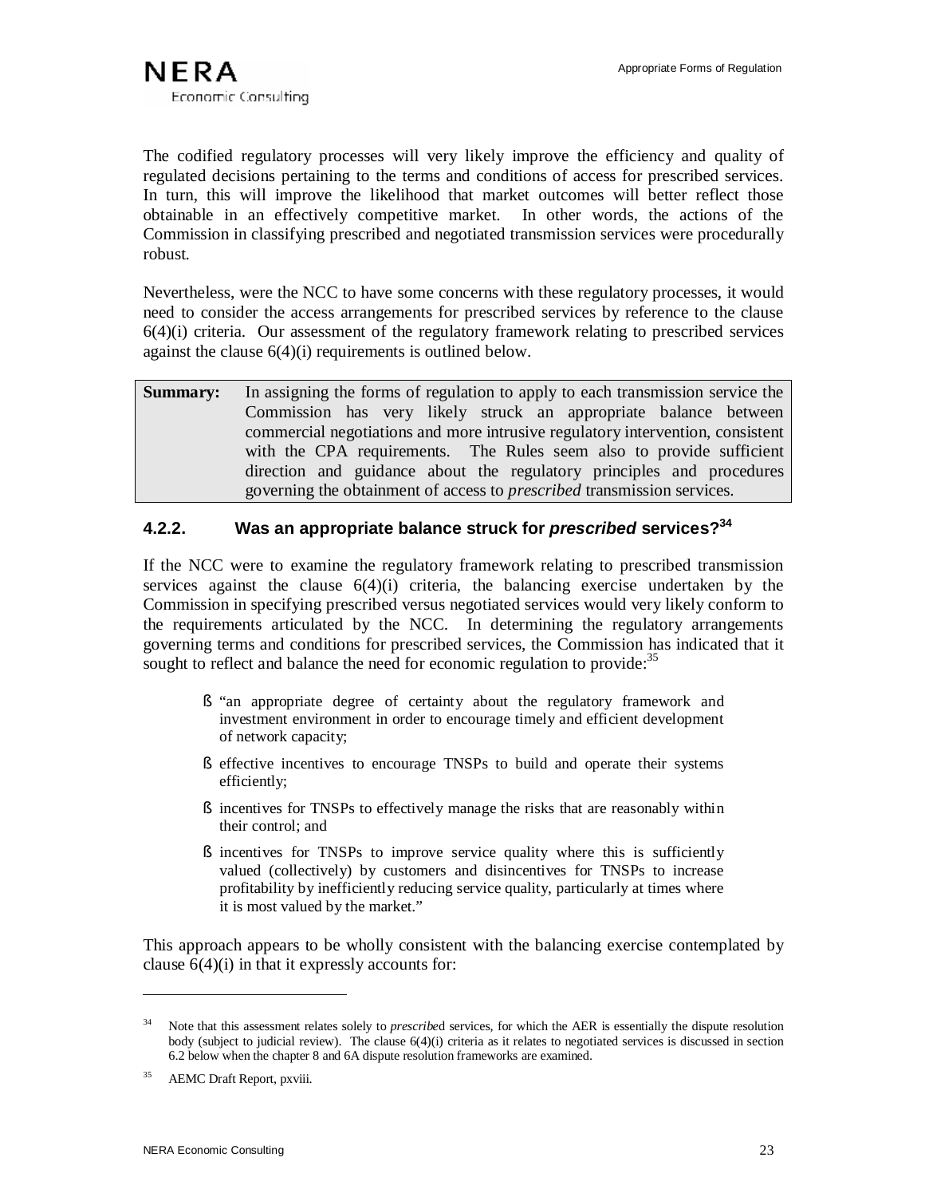The codified regulatory processes will very likely improve the efficiency and quality of regulated decisions pertaining to the terms and conditions of access for prescribed services. In turn, this will improve the likelihood that market outcomes will better reflect those obtainable in an effectively competitive market. In other words, the actions of the Commission in classifying prescribed and negotiated transmission services were procedurally robust.

Nevertheless, were the NCC to have some concerns with these regulatory processes, it would need to consider the access arrangements for prescribed services by reference to the clause 6(4)(i) criteria. Our assessment of the regulatory framework relating to prescribed services against the clause 6(4)(i) requirements is outlined below.

| **Summary:** | In assigning the forms of regulation to apply to each transmission service the Commission has very likely struck an appropriate balance between commercial negotiations and more intrusive regulatory intervention, consistent with the CPA requirements. The Rules seem also to provide sufficient direction and guidance about the regulatory principles and procedures governing the obtainment of access to *prescribed* transmission services. |
|---|---|

### 4.2.2. Was an appropriate balance struck for *prescribed* services?[34]

If the NCC were to examine the regulatory framework relating to prescribed transmission services against the clause 6(4)(i) criteria, the balancing exercise undertaken by the Commission in specifying prescribed versus negotiated services would very likely conform to the requirements articulated by the NCC. In determining the regulatory arrangements governing terms and conditions for prescribed services, the Commission has indicated that it sought to reflect and balance the need for economic regulation to provide:[35]

> - "an appropriate degree of certainty about the regulatory framework and investment environment in order to encourage timely and efficient development of network capacity;
> - effective incentives to encourage TNSPs to build and operate their systems efficiently;
> - incentives for TNSPs to effectively manage the risks that are reasonably within their control; and
> - incentives for TNSPs to improve service quality where this is sufficiently valued (collectively) by customers and disincentives for TNSPs to increase profitability by inefficiently reducing service quality, particularly at times where it is most valued by the market."

This approach appears to be wholly consistent with the balancing exercise contemplated by clause 6(4)(i) in that it expressly accounts for:

---

[34] Note that this assessment relates solely to *prescribed* services, for which the AER is essentially the dispute resolution body (subject to judicial review). The clause 6(4)(i) criteria as it relates to negotiated services is discussed in section 6.2 below when the chapter 8 and 6A dispute resolution frameworks are examined.

[35] AEMC Draft Report, pxviii.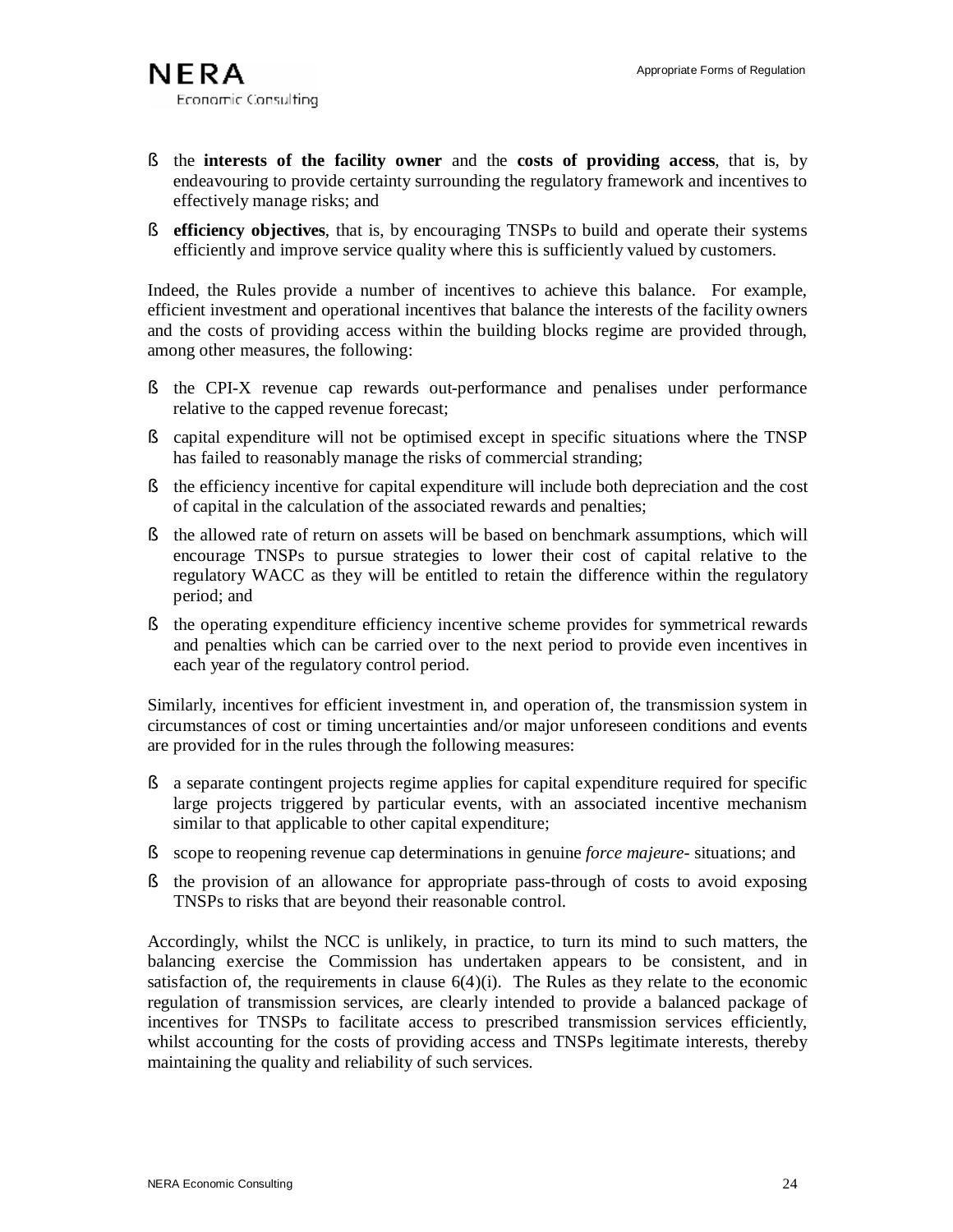- the **interests of the facility owner** and the **costs of providing access**, that is, by endeavouring to provide certainty surrounding the regulatory framework and incentives to effectively manage risks; and
- **efficiency objectives**, that is, by encouraging TNSPs to build and operate their systems efficiently and improve service quality where this is sufficiently valued by customers.

Indeed, the Rules provide a number of incentives to achieve this balance. For example, efficient investment and operational incentives that balance the interests of the facility owners and the costs of providing access within the building blocks regime are provided through, among other measures, the following:

- the CPI-X revenue cap rewards out-performance and penalises under performance relative to the capped revenue forecast;
- capital expenditure will not be optimised except in specific situations where the TNSP has failed to reasonably manage the risks of commercial stranding;
- the efficiency incentive for capital expenditure will include both depreciation and the cost of capital in the calculation of the associated rewards and penalties;
- the allowed rate of return on assets will be based on benchmark assumptions, which will encourage TNSPs to pursue strategies to lower their cost of capital relative to the regulatory WACC as they will be entitled to retain the difference within the regulatory period; and
- the operating expenditure efficiency incentive scheme provides for symmetrical rewards and penalties which can be carried over to the next period to provide even incentives in each year of the regulatory control period.

Similarly, incentives for efficient investment in, and operation of, the transmission system in circumstances of cost or timing uncertainties and/or major unforeseen conditions and events are provided for in the rules through the following measures:

- a separate contingent projects regime applies for capital expenditure required for specific large projects triggered by particular events, with an associated incentive mechanism similar to that applicable to other capital expenditure;
- scope to reopening revenue cap determinations in genuine *force majeure*- situations; and
- the provision of an allowance for appropriate pass-through of costs to avoid exposing TNSPs to risks that are beyond their reasonable control.

Accordingly, whilst the NCC is unlikely, in practice, to turn its mind to such matters, the balancing exercise the Commission has undertaken appears to be consistent, and in satisfaction of, the requirements in clause 6(4)(i). The Rules as they relate to the economic regulation of transmission services, are clearly intended to provide a balanced package of incentives for TNSPs to facilitate access to prescribed transmission services efficiently, whilst accounting for the costs of providing access and TNSPs legitimate interests, thereby maintaining the quality and reliability of such services.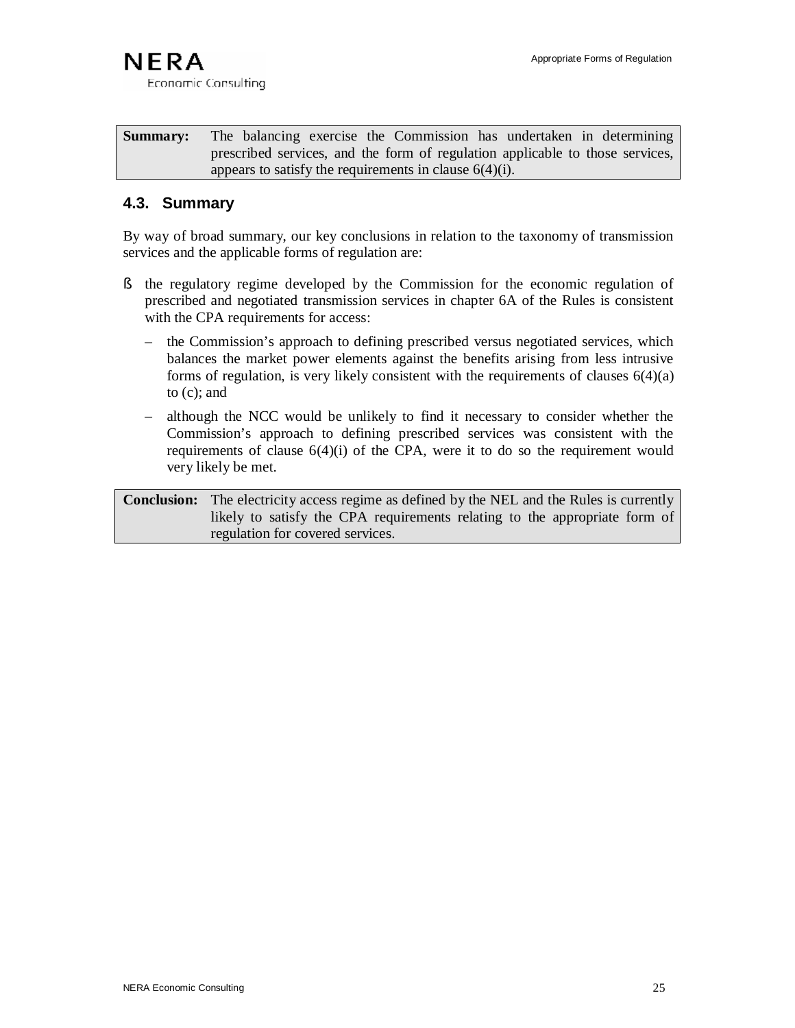| **Summary:** | The balancing exercise the Commission has undertaken in determining prescribed services, and the form of regulation applicable to those services, appears to satisfy the requirements in clause 6(4)(i). |
|---|---|

## 4.3. Summary

By way of broad summary, our key conclusions in relation to the taxonomy of transmission services and the applicable forms of regulation are:

- the regulatory regime developed by the Commission for the economic regulation of prescribed and negotiated transmission services in chapter 6A of the Rules is consistent with the CPA requirements for access:
  - the Commission's approach to defining prescribed versus negotiated services, which balances the market power elements against the benefits arising from less intrusive forms of regulation, is very likely consistent with the requirements of clauses 6(4)(a) to (c); and
  - although the NCC would be unlikely to find it necessary to consider whether the Commission's approach to defining prescribed services was consistent with the requirements of clause 6(4)(i) of the CPA, were it to do so the requirement would very likely be met.

| **Conclusion:** | The electricity access regime as defined by the NEL and the Rules is currently likely to satisfy the CPA requirements relating to the appropriate form of regulation for covered services. |
|---|---|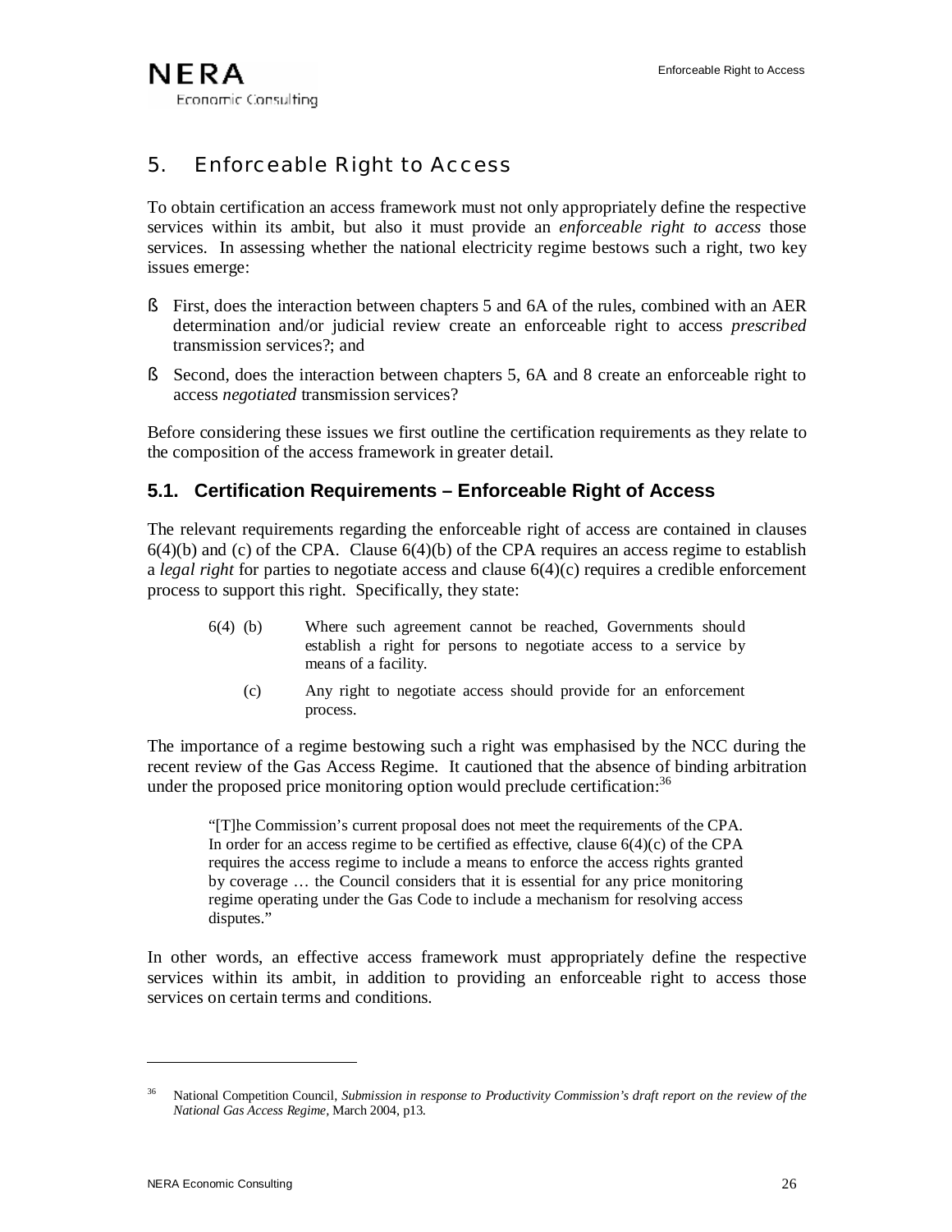## 5. Enforceable Right to Access

To obtain certification an access framework must not only appropriately define the respective services within its ambit, but also it must provide an *enforceable right to access* those services. In assessing whether the national electricity regime bestows such a right, two key issues emerge:

- First, does the interaction between chapters 5 and 6A of the rules, combined with an AER determination and/or judicial review create an enforceable right to access *prescribed* transmission services?; and
- Second, does the interaction between chapters 5, 6A and 8 create an enforceable right to access *negotiated* transmission services?

Before considering these issues we first outline the certification requirements as they relate to the composition of the access framework in greater detail.

### 5.1. Certification Requirements – Enforceable Right of Access

The relevant requirements regarding the enforceable right of access are contained in clauses 6(4)(b) and (c) of the CPA. Clause 6(4)(b) of the CPA requires an access regime to establish a *legal right* for parties to negotiate access and clause 6(4)(c) requires a credible enforcement process to support this right. Specifically, they state:

> 6(4) (b) Where such agreement cannot be reached, Governments should establish a right for persons to negotiate access to a service by means of a facility.
>
> (c) Any right to negotiate access should provide for an enforcement process.

The importance of a regime bestowing such a right was emphasised by the NCC during the recent review of the Gas Access Regime. It cautioned that the absence of binding arbitration under the proposed price monitoring option would preclude certification:[36]

> "[T]he Commission's current proposal does not meet the requirements of the CPA. In order for an access regime to be certified as effective, clause 6(4)(c) of the CPA requires the access regime to include a means to enforce the access rights granted by coverage … the Council considers that it is essential for any price monitoring regime operating under the Gas Code to include a mechanism for resolving access disputes."

In other words, an effective access framework must appropriately define the respective services within its ambit, in addition to providing an enforceable right to access those services on certain terms and conditions.

---

[36] National Competition Council, *Submission in response to Productivity Commission's draft report on the review of the National Gas Access Regime*, March 2004, p13.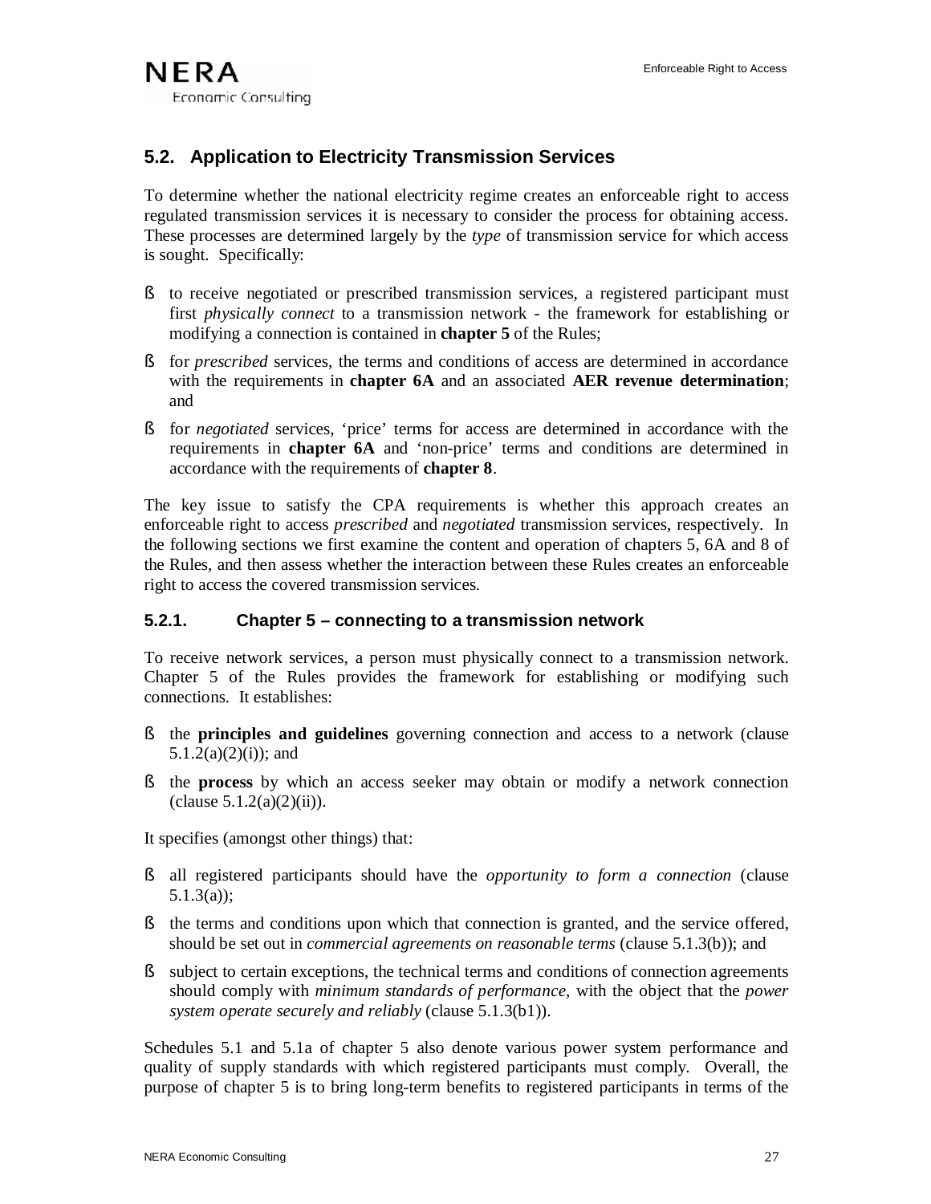## 5.2. Application to Electricity Transmission Services

To determine whether the national electricity regime creates an enforceable right to access regulated transmission services it is necessary to consider the process for obtaining access. These processes are determined largely by the *type* of transmission service for which access is sought. Specifically:

- to receive negotiated or prescribed transmission services, a registered participant must first *physically connect* to a transmission network - the framework for establishing or modifying a connection is contained in **chapter 5** of the Rules;
- for *prescribed* services, the terms and conditions of access are determined in accordance with the requirements in **chapter 6A** and an associated **AER revenue determination**; and
- for *negotiated* services, 'price' terms for access are determined in accordance with the requirements in **chapter 6A** and 'non-price' terms and conditions are determined in accordance with the requirements of **chapter 8**.

The key issue to satisfy the CPA requirements is whether this approach creates an enforceable right to access *prescribed* and *negotiated* transmission services, respectively. In the following sections we first examine the content and operation of chapters 5, 6A and 8 of the Rules, and then assess whether the interaction between these Rules creates an enforceable right to access the covered transmission services.

### 5.2.1. Chapter 5 – connecting to a transmission network

To receive network services, a person must physically connect to a transmission network. Chapter 5 of the Rules provides the framework for establishing or modifying such connections. It establishes:

- the **principles and guidelines** governing connection and access to a network (clause 5.1.2(a)(2)(i)); and
- the **process** by which an access seeker may obtain or modify a network connection (clause 5.1.2(a)(2)(ii)).

It specifies (amongst other things) that:

- all registered participants should have the *opportunity to form a connection* (clause 5.1.3(a));
- the terms and conditions upon which that connection is granted, and the service offered, should be set out in *commercial agreements on reasonable terms* (clause 5.1.3(b)); and
- subject to certain exceptions, the technical terms and conditions of connection agreements should comply with *minimum standards of performance*, with the object that the *power system operate securely and reliably* (clause 5.1.3(b1)).

Schedules 5.1 and 5.1a of chapter 5 also denote various power system performance and quality of supply standards with which registered participants must comply. Overall, the purpose of chapter 5 is to bring long-term benefits to registered participants in terms of the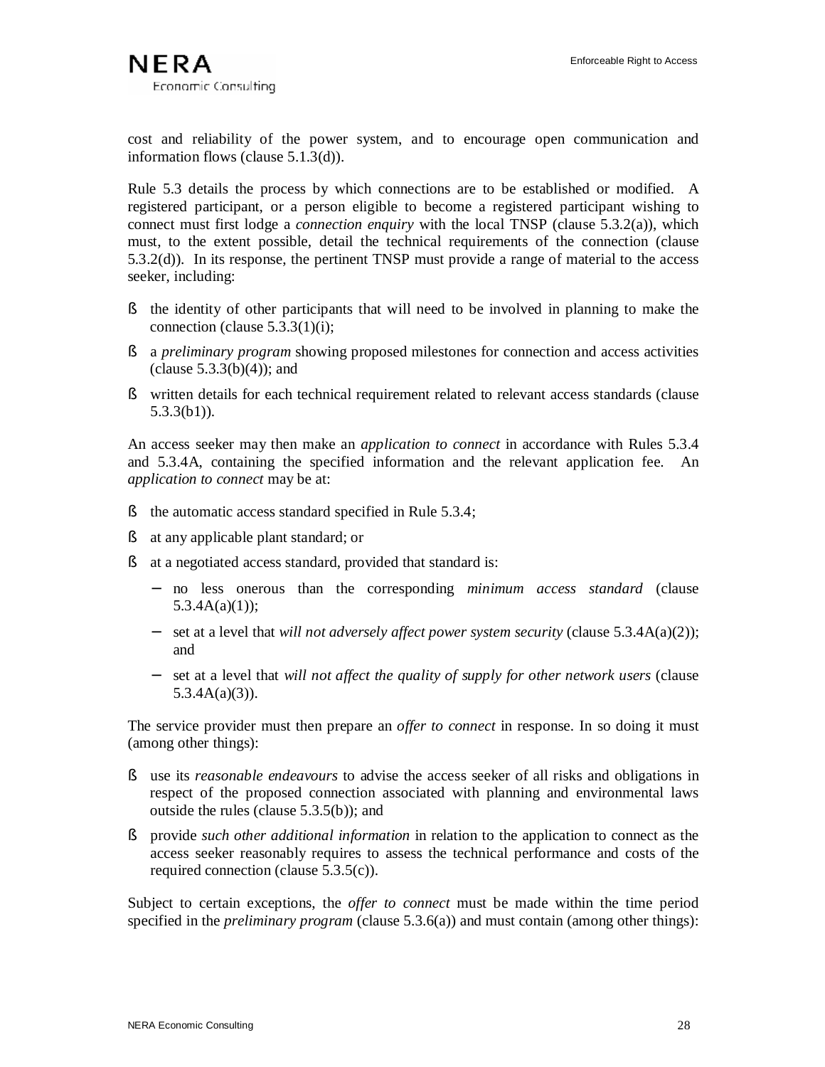cost and reliability of the power system, and to encourage open communication and information flows (clause 5.1.3(d)).

Rule 5.3 details the process by which connections are to be established or modified. A registered participant, or a person eligible to become a registered participant wishing to connect must first lodge a *connection enquiry* with the local TNSP (clause 5.3.2(a)), which must, to the extent possible, detail the technical requirements of the connection (clause 5.3.2(d)). In its response, the pertinent TNSP must provide a range of material to the access seeker, including:

- the identity of other participants that will need to be involved in planning to make the connection (clause 5.3.3(1)(i);
- a *preliminary program* showing proposed milestones for connection and access activities (clause 5.3.3(b)(4)); and
- written details for each technical requirement related to relevant access standards (clause 5.3.3(b1)).

An access seeker may then make an *application to connect* in accordance with Rules 5.3.4 and 5.3.4A, containing the specified information and the relevant application fee. An *application to connect* may be at:

- the automatic access standard specified in Rule 5.3.4;
- at any applicable plant standard; or
- at a negotiated access standard, provided that standard is:
  - no less onerous than the corresponding *minimum access standard* (clause 5.3.4A(a)(1));
  - set at a level that *will not adversely affect power system security* (clause 5.3.4A(a)(2)); and
  - set at a level that *will not affect the quality of supply for other network users* (clause 5.3.4A(a)(3)).

The service provider must then prepare an *offer to connect* in response. In so doing it must (among other things):

- use its *reasonable endeavours* to advise the access seeker of all risks and obligations in respect of the proposed connection associated with planning and environmental laws outside the rules (clause 5.3.5(b)); and
- provide *such other additional information* in relation to the application to connect as the access seeker reasonably requires to assess the technical performance and costs of the required connection (clause 5.3.5(c)).

Subject to certain exceptions, the *offer to connect* must be made within the time period specified in the *preliminary program* (clause 5.3.6(a)) and must contain (among other things):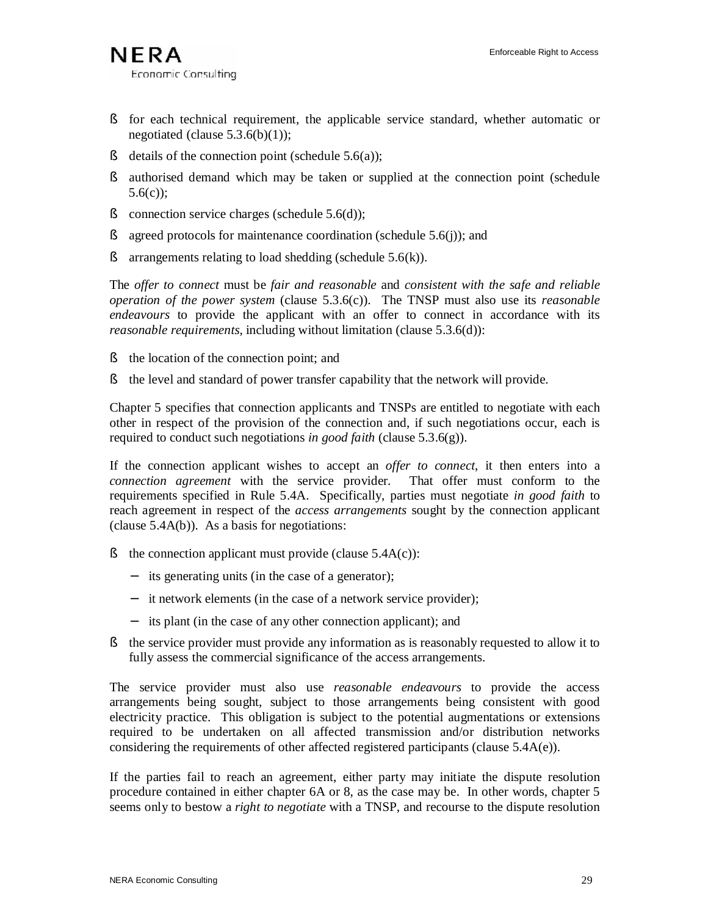- for each technical requirement, the applicable service standard, whether automatic or negotiated (clause 5.3.6(b)(1));
- details of the connection point (schedule 5.6(a));
- authorised demand which may be taken or supplied at the connection point (schedule 5.6(c));
- connection service charges (schedule 5.6(d));
- agreed protocols for maintenance coordination (schedule 5.6(j)); and
- arrangements relating to load shedding (schedule 5.6(k)).

The *offer to connect* must be *fair and reasonable* and *consistent with the safe and reliable operation of the power system* (clause 5.3.6(c)). The TNSP must also use its *reasonable endeavours* to provide the applicant with an offer to connect in accordance with its *reasonable requirements*, including without limitation (clause 5.3.6(d)):

- the location of the connection point; and
- the level and standard of power transfer capability that the network will provide.

Chapter 5 specifies that connection applicants and TNSPs are entitled to negotiate with each other in respect of the provision of the connection and, if such negotiations occur, each is required to conduct such negotiations *in good faith* (clause 5.3.6(g)).

If the connection applicant wishes to accept an *offer to connect*, it then enters into a *connection agreement* with the service provider. That offer must conform to the requirements specified in Rule 5.4A. Specifically, parties must negotiate *in good faith* to reach agreement in respect of the *access arrangements* sought by the connection applicant (clause 5.4A(b)). As a basis for negotiations:

- the connection applicant must provide (clause 5.4A(c)):
  - its generating units (in the case of a generator);
  - it network elements (in the case of a network service provider);
  - its plant (in the case of any other connection applicant); and
- the service provider must provide any information as is reasonably requested to allow it to fully assess the commercial significance of the access arrangements.

The service provider must also use *reasonable endeavours* to provide the access arrangements being sought, subject to those arrangements being consistent with good electricity practice. This obligation is subject to the potential augmentations or extensions required to be undertaken on all affected transmission and/or distribution networks considering the requirements of other affected registered participants (clause 5.4A(e)).

If the parties fail to reach an agreement, either party may initiate the dispute resolution procedure contained in either chapter 6A or 8, as the case may be. In other words, chapter 5 seems only to bestow a *right to negotiate* with a TNSP, and recourse to the dispute resolution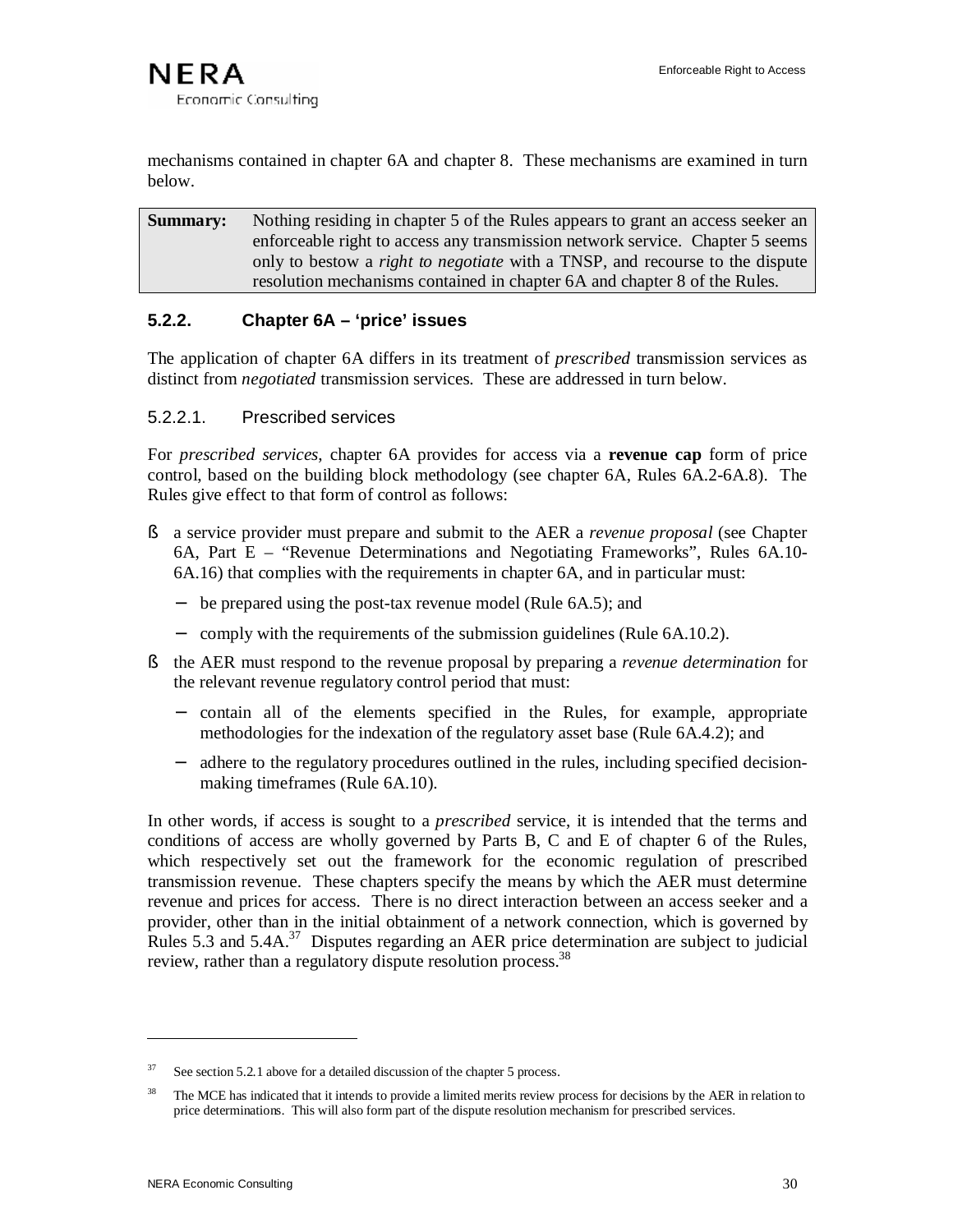mechanisms contained in chapter 6A and chapter 8. These mechanisms are examined in turn below.

| **Summary:** | Nothing residing in chapter 5 of the Rules appears to grant an access seeker an enforceable right to access any transmission network service. Chapter 5 seems only to bestow a *right to negotiate* with a TNSP, and recourse to the dispute resolution mechanisms contained in chapter 6A and chapter 8 of the Rules. |
|---|---|

### 5.2.2. Chapter 6A – 'price' issues

The application of chapter 6A differs in its treatment of *prescribed* transmission services as distinct from *negotiated* transmission services. These are addressed in turn below.

#### 5.2.2.1. Prescribed services

For *prescribed services*, chapter 6A provides for access via a **revenue cap** form of price control, based on the building block methodology (see chapter 6A, Rules 6A.2-6A.8). The Rules give effect to that form of control as follows:

- a service provider must prepare and submit to the AER a *revenue proposal* (see Chapter 6A, Part E – "Revenue Determinations and Negotiating Frameworks", Rules 6A.10-6A.16) that complies with the requirements in chapter 6A, and in particular must:
  - be prepared using the post-tax revenue model (Rule 6A.5); and
  - comply with the requirements of the submission guidelines (Rule 6A.10.2).
- the AER must respond to the revenue proposal by preparing a *revenue determination* for the relevant revenue regulatory control period that must:
  - contain all of the elements specified in the Rules, for example, appropriate methodologies for the indexation of the regulatory asset base (Rule 6A.4.2); and
  - adhere to the regulatory procedures outlined in the rules, including specified decision-making timeframes (Rule 6A.10).

In other words, if access is sought to a *prescribed* service, it is intended that the terms and conditions of access are wholly governed by Parts B, C and E of chapter 6 of the Rules, which respectively set out the framework for the economic regulation of prescribed transmission revenue. These chapters specify the means by which the AER must determine revenue and prices for access. There is no direct interaction between an access seeker and a provider, other than in the initial obtainment of a network connection, which is governed by Rules 5.3 and 5.4A.[37] Disputes regarding an AER price determination are subject to judicial review, rather than a regulatory dispute resolution process.[38]

---

[37] See section 5.2.1 above for a detailed discussion of the chapter 5 process.

[38] The MCE has indicated that it intends to provide a limited merits review process for decisions by the AER in relation to price determinations. This will also form part of the dispute resolution mechanism for prescribed services.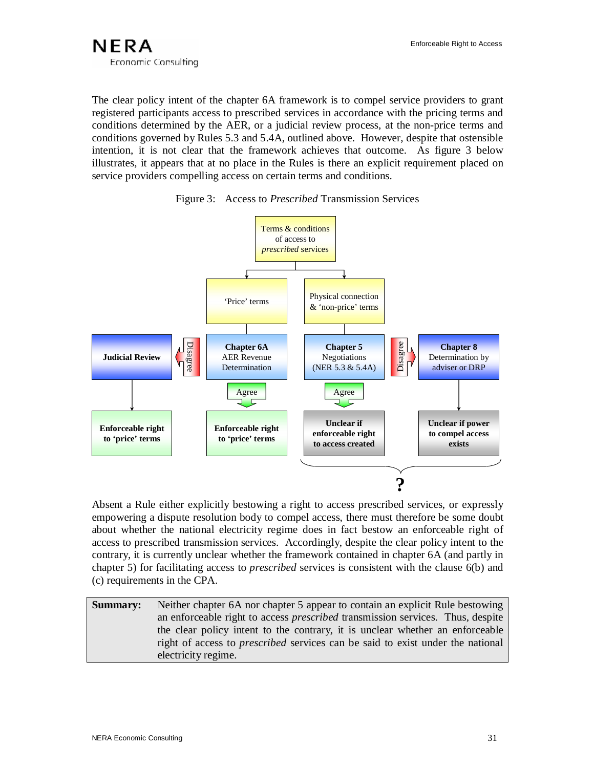The clear policy intent of the chapter 6A framework is to compel service providers to grant registered participants access to prescribed services in accordance with the pricing terms and conditions determined by the AER, or a judicial review process, at the non-price terms and conditions governed by Rules 5.3 and 5.4A, outlined above. However, despite that ostensible intention, it is not clear that the framework achieves that outcome. As figure 3 below illustrates, it appears that at no place in the Rules is there an explicit requirement placed on service providers compelling access on certain terms and conditions.

Figure 3: Access to *Prescribed* Transmission Services

Terms & conditions of access to *prescribed* services

'Price' terms

Physical connection & 'non-price' terms

Judicial Review

Disagree

**Chapter 6A** AER Revenue Determination

**Chapter 5** Negotiations (NER 5.3 & 5.4A)

Disagree

**Chapter 8** Determination by adviser or DRP

Agree

Agree

**Enforceable right to 'price' terms**

**Enforceable right to 'price' terms**

**Unclear if enforceable right to access created**

**Unclear if power to compel access exists**

**?**

Absent a Rule either explicitly bestowing a right to access prescribed services, or expressly empowering a dispute resolution body to compel access, there must therefore be some doubt about whether the national electricity regime does in fact bestow an enforceable right of access to prescribed transmission services. Accordingly, despite the clear policy intent to the contrary, it is currently unclear whether the framework contained in chapter 6A (and partly in chapter 5) for facilitating access to *prescribed* services is consistent with the clause 6(b) and (c) requirements in the CPA.

| **Summary:** | Neither chapter 6A nor chapter 5 appear to contain an explicit Rule bestowing an enforceable right to access *prescribed* transmission services. Thus, despite the clear policy intent to the contrary, it is unclear whether an enforceable right of access to *prescribed* services can be said to exist under the national electricity regime. |
|---|---|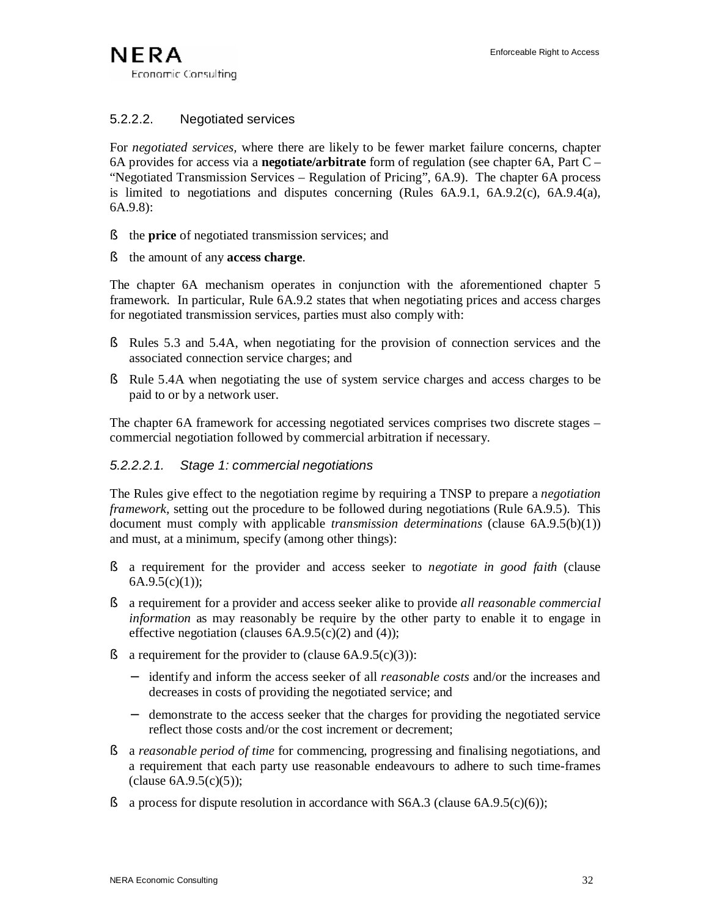#### 5.2.2.2. Negotiated services

For *negotiated services,* where there are likely to be fewer market failure concerns, chapter 6A provides for access via a **negotiate/arbitrate** form of regulation (see chapter 6A, Part C – "Negotiated Transmission Services – Regulation of Pricing", 6A.9). The chapter 6A process is limited to negotiations and disputes concerning (Rules 6A.9.1, 6A.9.2(c), 6A.9.4(a), 6A.9.8):

- the **price** of negotiated transmission services; and
- the amount of any **access charge**.

The chapter 6A mechanism operates in conjunction with the aforementioned chapter 5 framework. In particular, Rule 6A.9.2 states that when negotiating prices and access charges for negotiated transmission services, parties must also comply with:

- Rules 5.3 and 5.4A, when negotiating for the provision of connection services and the associated connection service charges; and
- Rule 5.4A when negotiating the use of system service charges and access charges to be paid to or by a network user.

The chapter 6A framework for accessing negotiated services comprises two discrete stages – commercial negotiation followed by commercial arbitration if necessary.

##### *5.2.2.2.1. Stage 1: commercial negotiations*

The Rules give effect to the negotiation regime by requiring a TNSP to prepare a *negotiation framework,* setting out the procedure to be followed during negotiations (Rule 6A.9.5). This document must comply with applicable *transmission determinations* (clause 6A.9.5(b)(1)) and must, at a minimum, specify (among other things):

- a requirement for the provider and access seeker to *negotiate in good faith* (clause 6A.9.5(c)(1));
- a requirement for a provider and access seeker alike to provide *all reasonable commercial information* as may reasonably be require by the other party to enable it to engage in effective negotiation (clauses 6A.9.5(c)(2) and (4));
- a requirement for the provider to (clause 6A.9.5(c)(3)):
  - identify and inform the access seeker of all *reasonable costs* and/or the increases and decreases in costs of providing the negotiated service; and
  - demonstrate to the access seeker that the charges for providing the negotiated service reflect those costs and/or the cost increment or decrement;
- a *reasonable period of time* for commencing, progressing and finalising negotiations, and a requirement that each party use reasonable endeavours to adhere to such time-frames (clause 6A.9.5(c)(5));
- a process for dispute resolution in accordance with S6A.3 (clause 6A.9.5(c)(6));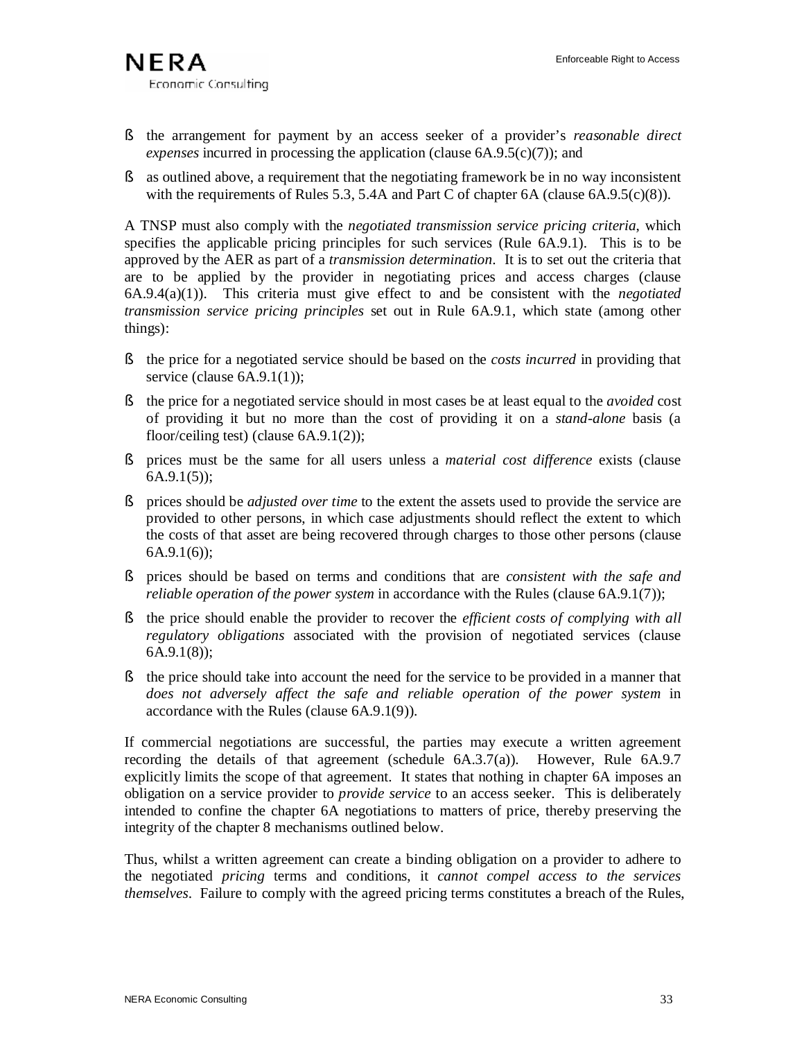- the arrangement for payment by an access seeker of a provider's *reasonable direct expenses* incurred in processing the application (clause 6A.9.5(c)(7)); and
- as outlined above, a requirement that the negotiating framework be in no way inconsistent with the requirements of Rules 5.3, 5.4A and Part C of chapter 6A (clause 6A.9.5(c)(8)).

A TNSP must also comply with the *negotiated transmission service pricing criteria*, which specifies the applicable pricing principles for such services (Rule 6A.9.1). This is to be approved by the AER as part of a *transmission determination*. It is to set out the criteria that are to be applied by the provider in negotiating prices and access charges (clause 6A.9.4(a)(1)). This criteria must give effect to and be consistent with the *negotiated transmission service pricing principles* set out in Rule 6A.9.1, which state (among other things):

- the price for a negotiated service should be based on the *costs incurred* in providing that service (clause 6A.9.1(1));
- the price for a negotiated service should in most cases be at least equal to the *avoided* cost of providing it but no more than the cost of providing it on a *stand-alone* basis (a floor/ceiling test) (clause 6A.9.1(2));
- prices must be the same for all users unless a *material cost difference* exists (clause 6A.9.1(5));
- prices should be *adjusted over time* to the extent the assets used to provide the service are provided to other persons, in which case adjustments should reflect the extent to which the costs of that asset are being recovered through charges to those other persons (clause 6A.9.1(6));
- prices should be based on terms and conditions that are *consistent with the safe and reliable operation of the power system* in accordance with the Rules (clause 6A.9.1(7));
- the price should enable the provider to recover the *efficient costs of complying with all regulatory obligations* associated with the provision of negotiated services (clause 6A.9.1(8));
- the price should take into account the need for the service to be provided in a manner that *does not adversely affect the safe and reliable operation of the power system* in accordance with the Rules (clause 6A.9.1(9)).

If commercial negotiations are successful, the parties may execute a written agreement recording the details of that agreement (schedule 6A.3.7(a)). However, Rule 6A.9.7 explicitly limits the scope of that agreement. It states that nothing in chapter 6A imposes an obligation on a service provider to *provide service* to an access seeker. This is deliberately intended to confine the chapter 6A negotiations to matters of price, thereby preserving the integrity of the chapter 8 mechanisms outlined below.

Thus, whilst a written agreement can create a binding obligation on a provider to adhere to the negotiated *pricing* terms and conditions, it *cannot compel access to the services themselves*. Failure to comply with the agreed pricing terms constitutes a breach of the Rules,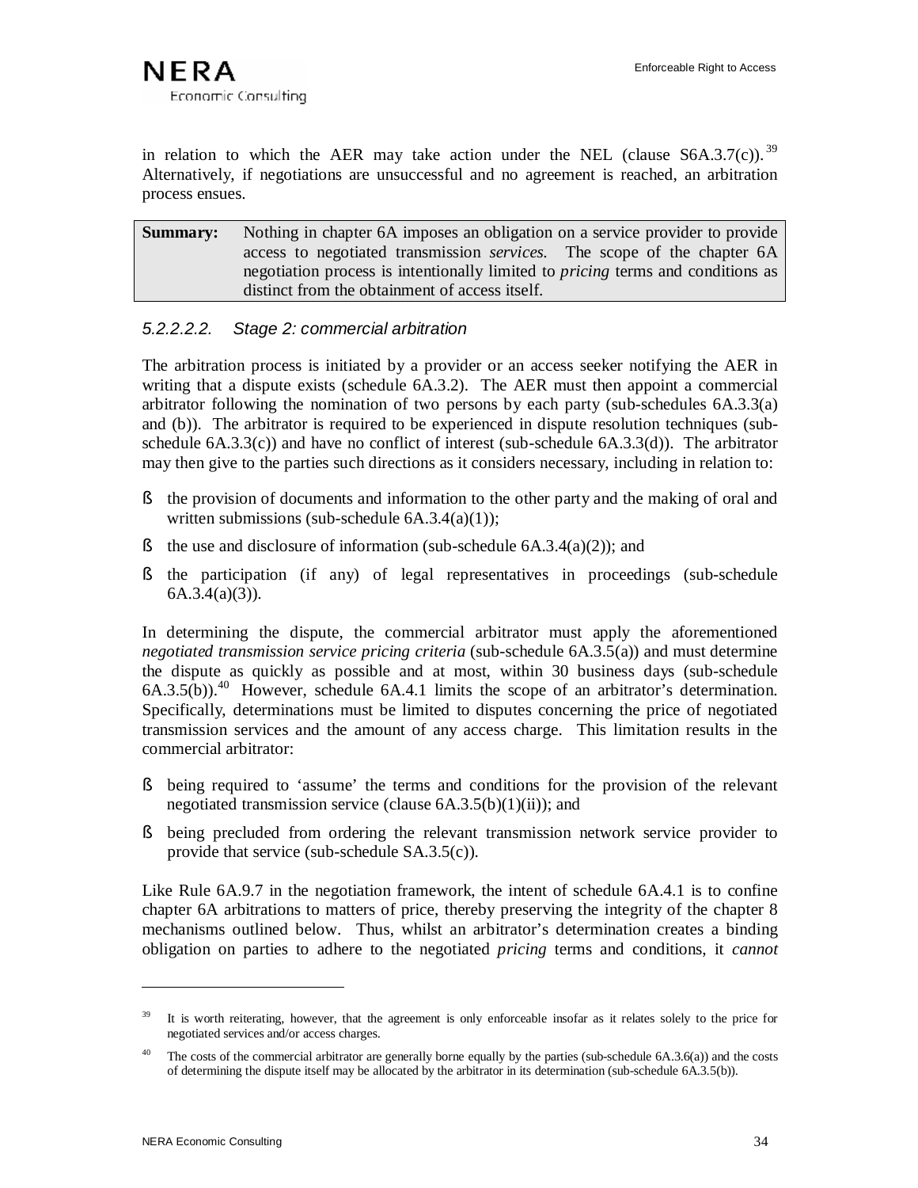in relation to which the AER may take action under the NEL (clause S6A.3.7(c)).[39] Alternatively, if negotiations are unsuccessful and no agreement is reached, an arbitration process ensues.

| **Summary:** | Nothing in chapter 6A imposes an obligation on a service provider to provide access to negotiated transmission *services*. The scope of the chapter 6A negotiation process is intentionally limited to *pricing* terms and conditions as distinct from the obtainment of access itself. |
|---|---|

#### *5.2.2.2.2. Stage 2: commercial arbitration*

The arbitration process is initiated by a provider or an access seeker notifying the AER in writing that a dispute exists (schedule 6A.3.2). The AER must then appoint a commercial arbitrator following the nomination of two persons by each party (sub-schedules 6A.3.3(a) and (b)). The arbitrator is required to be experienced in dispute resolution techniques (sub-schedule 6A.3.3(c)) and have no conflict of interest (sub-schedule 6A.3.3(d)). The arbitrator may then give to the parties such directions as it considers necessary, including in relation to:

- the provision of documents and information to the other party and the making of oral and written submissions (sub-schedule 6A.3.4(a)(1));
- the use and disclosure of information (sub-schedule 6A.3.4(a)(2)); and
- the participation (if any) of legal representatives in proceedings (sub-schedule 6A.3.4(a)(3)).

In determining the dispute, the commercial arbitrator must apply the aforementioned *negotiated transmission service pricing criteria* (sub-schedule 6A.3.5(a)) and must determine the dispute as quickly as possible and at most, within 30 business days (sub-schedule 6A.3.5(b)).[40] However, schedule 6A.4.1 limits the scope of an arbitrator's determination. Specifically, determinations must be limited to disputes concerning the price of negotiated transmission services and the amount of any access charge. This limitation results in the commercial arbitrator:

- being required to 'assume' the terms and conditions for the provision of the relevant negotiated transmission service (clause 6A.3.5(b)(1)(ii)); and
- being precluded from ordering the relevant transmission network service provider to provide that service (sub-schedule SA.3.5(c)).

Like Rule 6A.9.7 in the negotiation framework, the intent of schedule 6A.4.1 is to confine chapter 6A arbitrations to matters of price, thereby preserving the integrity of the chapter 8 mechanisms outlined below. Thus, whilst an arbitrator's determination creates a binding obligation on parties to adhere to the negotiated *pricing* terms and conditions, it *cannot*

---

[39] It is worth reiterating, however, that the agreement is only enforceable insofar as it relates solely to the price for negotiated services and/or access charges.

[40] The costs of the commercial arbitrator are generally borne equally by the parties (sub-schedule 6A.3.6(a)) and the costs of determining the dispute itself may be allocated by the arbitrator in its determination (sub-schedule 6A.3.5(b)).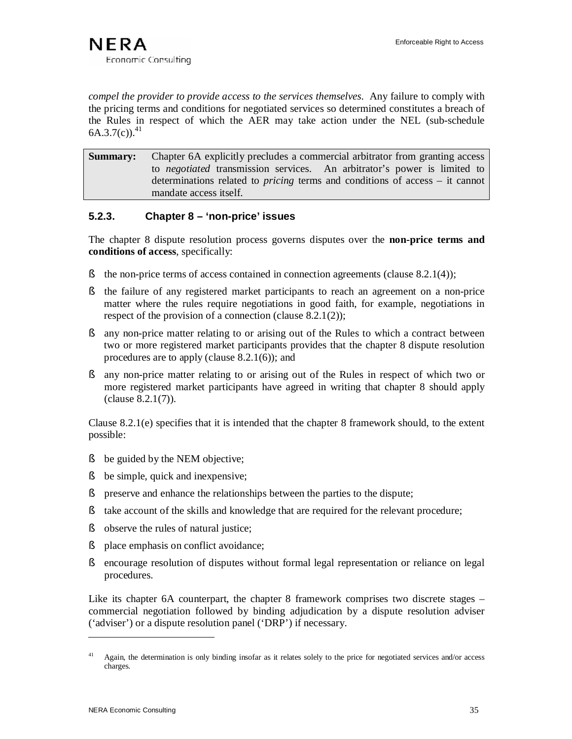*compel the provider to provide access to the services themselves.* Any failure to comply with the pricing terms and conditions for negotiated services so determined constitutes a breach of the Rules in respect of which the AER may take action under the NEL (sub-schedule 6A.3.7(c)).[41]

| **Summary:** | Chapter 6A explicitly precludes a commercial arbitrator from granting access to *negotiated* transmission services. An arbitrator's power is limited to determinations related to *pricing* terms and conditions of access – it cannot mandate access itself. |
|---|---|

### 5.2.3. Chapter 8 – 'non-price' issues

The chapter 8 dispute resolution process governs disputes over the **non-price terms and conditions of access**, specifically:

- the non-price terms of access contained in connection agreements (clause 8.2.1(4));
- the failure of any registered market participants to reach an agreement on a non-price matter where the rules require negotiations in good faith, for example, negotiations in respect of the provision of a connection (clause 8.2.1(2));
- any non-price matter relating to or arising out of the Rules to which a contract between two or more registered market participants provides that the chapter 8 dispute resolution procedures are to apply (clause 8.2.1(6)); and
- any non-price matter relating to or arising out of the Rules in respect of which two or more registered market participants have agreed in writing that chapter 8 should apply (clause 8.2.1(7)).

Clause 8.2.1(e) specifies that it is intended that the chapter 8 framework should, to the extent possible:

- be guided by the NEM objective;
- be simple, quick and inexpensive;
- preserve and enhance the relationships between the parties to the dispute;
- take account of the skills and knowledge that are required for the relevant procedure;
- observe the rules of natural justice;
- place emphasis on conflict avoidance;
- encourage resolution of disputes without formal legal representation or reliance on legal procedures.

Like its chapter 6A counterpart, the chapter 8 framework comprises two discrete stages – commercial negotiation followed by binding adjudication by a dispute resolution adviser ('adviser') or a dispute resolution panel ('DRP') if necessary.

---

[41] Again, the determination is only binding insofar as it relates solely to the price for negotiated services and/or access charges.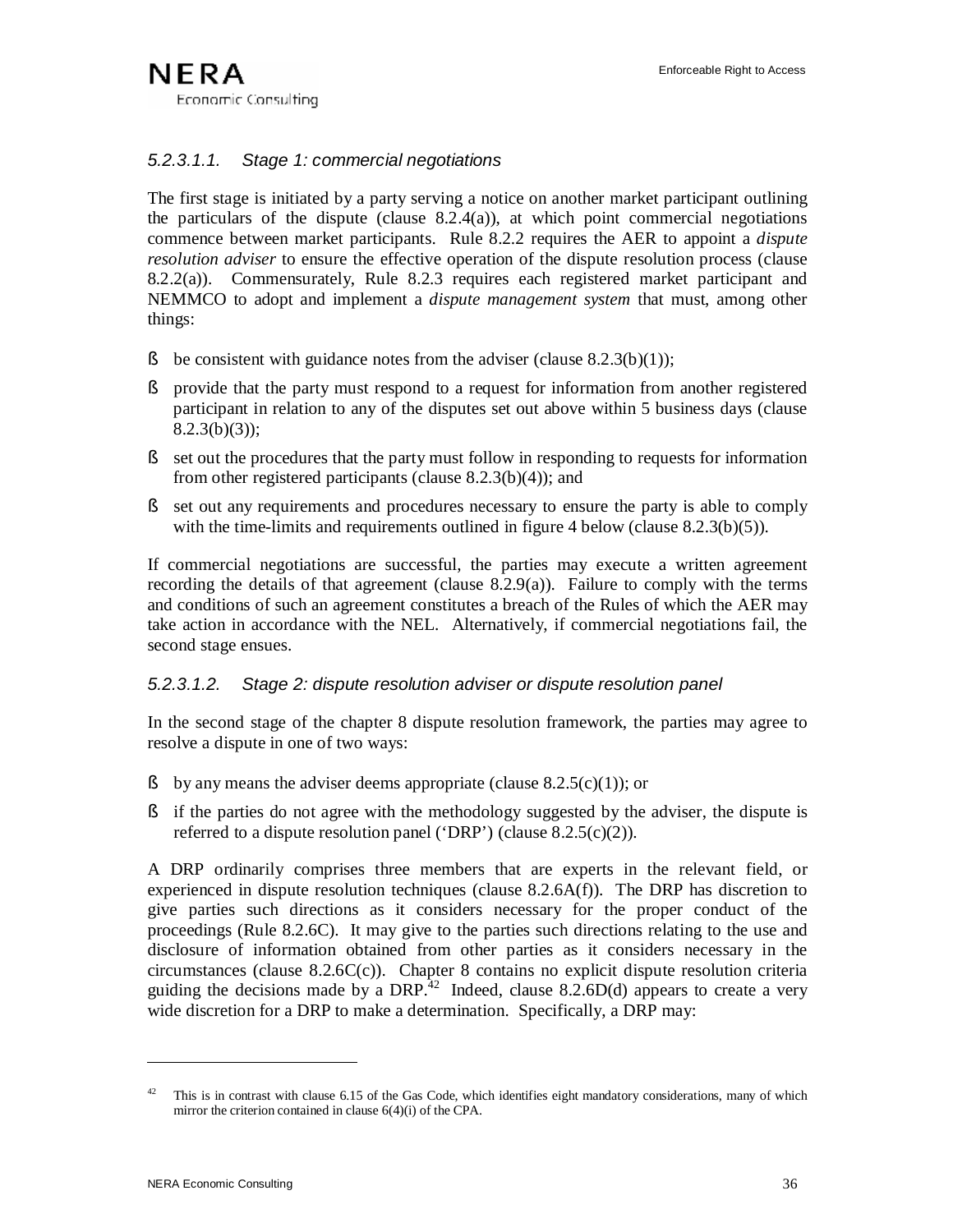#### *5.2.3.1.1. Stage 1: commercial negotiations*

The first stage is initiated by a party serving a notice on another market participant outlining the particulars of the dispute (clause 8.2.4(a)), at which point commercial negotiations commence between market participants. Rule 8.2.2 requires the AER to appoint a *dispute resolution adviser* to ensure the effective operation of the dispute resolution process (clause 8.2.2(a)). Commensurately, Rule 8.2.3 requires each registered market participant and NEMMCO to adopt and implement a *dispute management system* that must, among other things:

- be consistent with guidance notes from the adviser (clause 8.2.3(b)(1));
- provide that the party must respond to a request for information from another registered participant in relation to any of the disputes set out above within 5 business days (clause 8.2.3(b)(3));
- set out the procedures that the party must follow in responding to requests for information from other registered participants (clause 8.2.3(b)(4)); and
- set out any requirements and procedures necessary to ensure the party is able to comply with the time-limits and requirements outlined in figure 4 below (clause 8.2.3(b)(5)).

If commercial negotiations are successful, the parties may execute a written agreement recording the details of that agreement (clause 8.2.9(a)). Failure to comply with the terms and conditions of such an agreement constitutes a breach of the Rules of which the AER may take action in accordance with the NEL. Alternatively, if commercial negotiations fail, the second stage ensues.

#### *5.2.3.1.2. Stage 2: dispute resolution adviser or dispute resolution panel*

In the second stage of the chapter 8 dispute resolution framework, the parties may agree to resolve a dispute in one of two ways:

- by any means the adviser deems appropriate (clause 8.2.5(c)(1)); or
- if the parties do not agree with the methodology suggested by the adviser, the dispute is referred to a dispute resolution panel ('DRP') (clause 8.2.5(c)(2)).

A DRP ordinarily comprises three members that are experts in the relevant field, or experienced in dispute resolution techniques (clause 8.2.6A(f)). The DRP has discretion to give parties such directions as it considers necessary for the proper conduct of the proceedings (Rule 8.2.6C). It may give to the parties such directions relating to the use and disclosure of information obtained from other parties as it considers necessary in the circumstances (clause 8.2.6C(c)). Chapter 8 contains no explicit dispute resolution criteria guiding the decisions made by a DRP.[42] Indeed, clause 8.2.6D(d) appears to create a very wide discretion for a DRP to make a determination. Specifically, a DRP may:

---

[42] This is in contrast with clause 6.15 of the Gas Code, which identifies eight mandatory considerations, many of which mirror the criterion contained in clause 6(4)(i) of the CPA.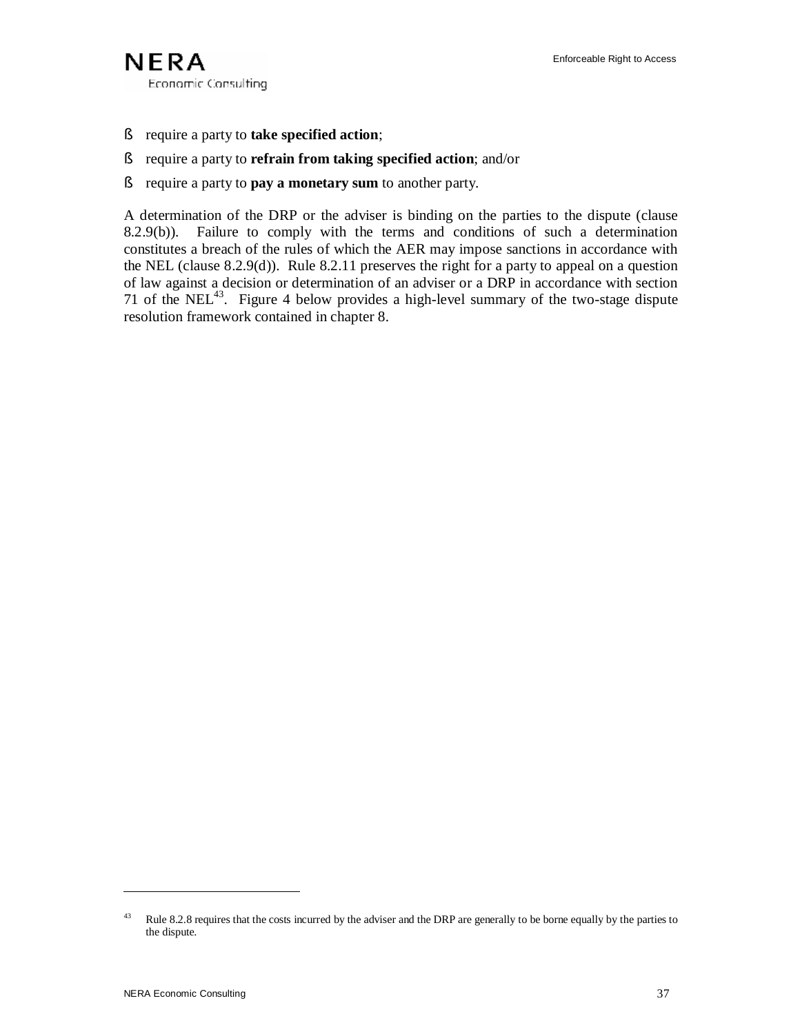- require a party to **take specified action**;
- require a party to **refrain from taking specified action**; and/or
- require a party to **pay a monetary sum** to another party.

A determination of the DRP or the adviser is binding on the parties to the dispute (clause 8.2.9(b)). Failure to comply with the terms and conditions of such a determination constitutes a breach of the rules of which the AER may impose sanctions in accordance with the NEL (clause 8.2.9(d)). Rule 8.2.11 preserves the right for a party to appeal on a question of law against a decision or determination of an adviser or a DRP in accordance with section 71 of the NEL[43]. Figure 4 below provides a high-level summary of the two-stage dispute resolution framework contained in chapter 8.

---

[43] Rule 8.2.8 requires that the costs incurred by the adviser and the DRP are generally to be borne equally by the parties to the dispute.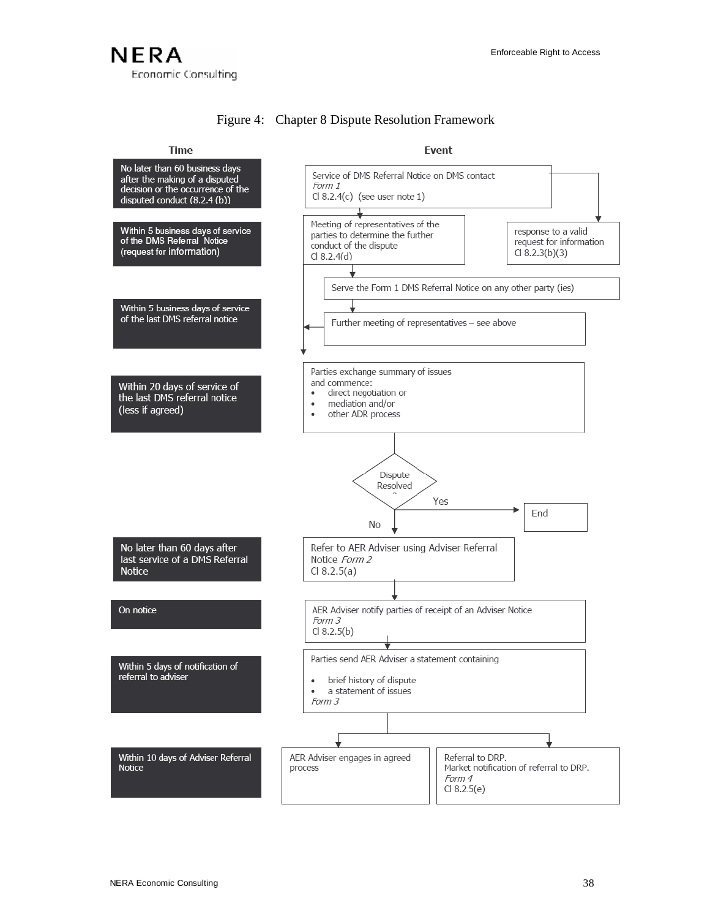Figure 4: Chapter 8 Dispute Resolution Framework

| Time | Event |
|---|---|
| No later than 60 business days after the making of a disputed decision or the occurrence of the disputed conduct (8.2.4 (b)) | Service of DMS Referral Notice on DMS contact *Form 1* Cl 8.2.4(c) (see user note 1) |
| Within 5 business days of service of the DMS Referral Notice (request for information) | Meeting of representatives of the parties to determine the further conduct of the dispute Cl 8.2.4(d); response to a valid request for information Cl 8.2.3(b)(3) |
| | Serve the Form 1 DMS Referral Notice on any other party (ies) |
| Within 5 business days of service of the last DMS referral notice | Further meeting of representatives – see above |
| Within 20 days of service of the last DMS referral notice (less if agreed) | Parties exchange summary of issues and commence: <br>• direct negotiation or <br>• mediation and/or <br>• other ADR process |
| | Dispute Resolved? Yes → End; No ↓ |
| No later than 60 days after last service of a DMS Referral Notice | Refer to AER Adviser using Adviser Referral Notice *Form 2* Cl 8.2.5(a) |
| On notice | AER Adviser notify parties of receipt of an Adviser Notice *Form 3* Cl 8.2.5(b) |
| Within 5 days of notification of referral to adviser | Parties send AER Adviser a statement containing <br>• brief history of dispute <br>• a statement of issues <br>*Form 3* |
| Within 10 days of Adviser Referral Notice | AER Adviser engages in agreed process; or Referral to DRP. Market notification of referral to DRP. *Form 4* Cl 8.2.5(e) |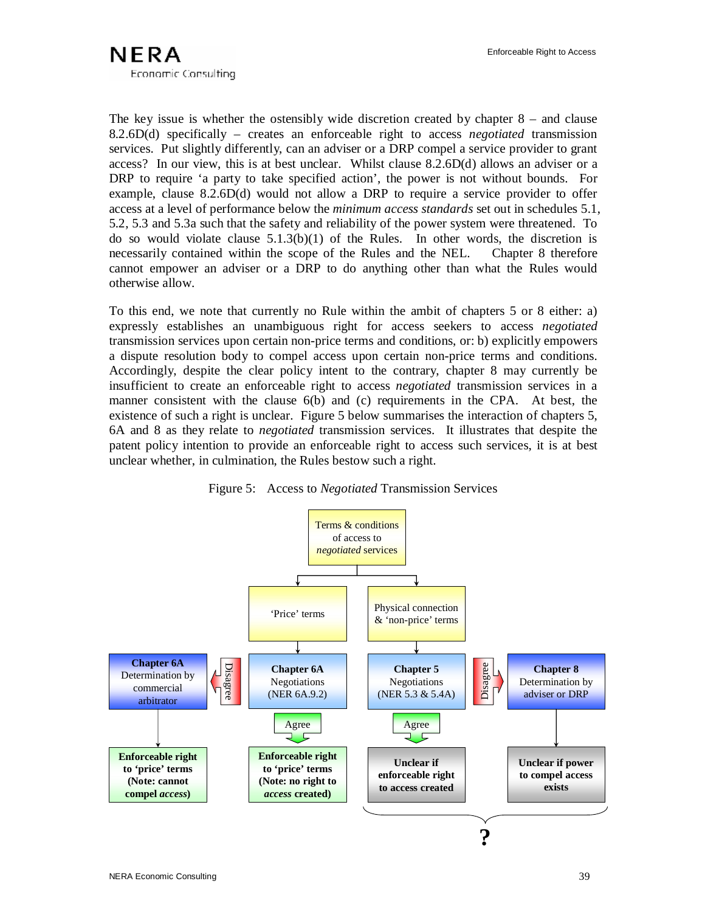The key issue is whether the ostensibly wide discretion created by chapter 8 – and clause 8.2.6D(d) specifically – creates an enforceable right to access *negotiated* transmission services. Put slightly differently, can an adviser or a DRP compel a service provider to grant access? In our view, this is at best unclear. Whilst clause 8.2.6D(d) allows an adviser or a DRP to require 'a party to take specified action', the power is not without bounds. For example, clause 8.2.6D(d) would not allow a DRP to require a service provider to offer access at a level of performance below the *minimum access standards* set out in schedules 5.1, 5.2, 5.3 and 5.3a such that the safety and reliability of the power system were threatened. To do so would violate clause 5.1.3(b)(1) of the Rules. In other words, the discretion is necessarily contained within the scope of the Rules and the NEL. Chapter 8 therefore cannot empower an adviser or a DRP to do anything other than what the Rules would otherwise allow.

To this end, we note that currently no Rule within the ambit of chapters 5 or 8 either: a) expressly establishes an unambiguous right for access seekers to access *negotiated* transmission services upon certain non-price terms and conditions, or: b) explicitly empowers a dispute resolution body to compel access upon certain non-price terms and conditions. Accordingly, despite the clear policy intent to the contrary, chapter 8 may currently be insufficient to create an enforceable right to access *negotiated* transmission services in a manner consistent with the clause 6(b) and (c) requirements in the CPA. At best, the existence of such a right is unclear. Figure 5 below summarises the interaction of chapters 5, 6A and 8 as they relate to *negotiated* transmission services. It illustrates that despite the patent policy intention to provide an enforceable right to access such services, it is at best unclear whether, in culmination, the Rules bestow such a right.

Figure 5: Access to *Negotiated* Transmission Services

Terms & conditions of access to *negotiated* services

- 'Price' terms
  - **Chapter 6A** Negotiations (NER 6A.9.2)
    - Agree → **Enforceable right to 'price' terms (Note: no right to *access* created)**
    - Disagree → **Chapter 6A** Determination by commercial arbitrator → **Enforceable right to 'price' terms (Note: cannot compel *access*)**
- Physical connection & 'non-price' terms
  - **Chapter 5** Negotiations (NER 5.3 & 5.4A)
    - Agree → **Unclear if enforceable right to access created**
    - Disagree → **Chapter 8** Determination by adviser or DRP → **Unclear if power to compel access exists**

**?**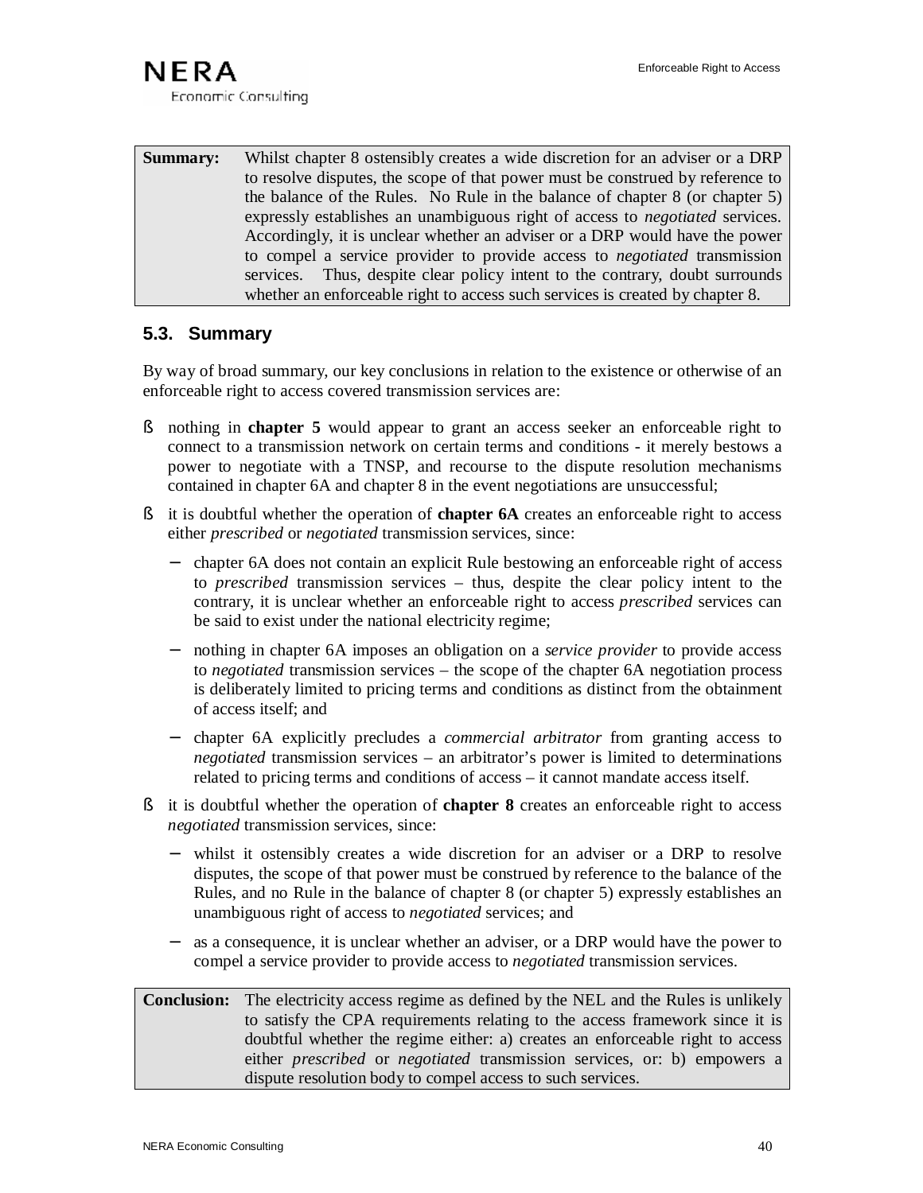| **Summary:** | Whilst chapter 8 ostensibly creates a wide discretion for an adviser or a DRP to resolve disputes, the scope of that power must be construed by reference to the balance of the Rules. No Rule in the balance of chapter 8 (or chapter 5) expressly establishes an unambiguous right of access to *negotiated* services. Accordingly, it is unclear whether an adviser or a DRP would have the power to compel a service provider to provide access to *negotiated* transmission services. Thus, despite clear policy intent to the contrary, doubt surrounds whether an enforceable right to access such services is created by chapter 8. |
|---|---|

## 5.3. Summary

By way of broad summary, our key conclusions in relation to the existence or otherwise of an enforceable right to access covered transmission services are:

- nothing in **chapter 5** would appear to grant an access seeker an enforceable right to connect to a transmission network on certain terms and conditions - it merely bestows a power to negotiate with a TNSP, and recourse to the dispute resolution mechanisms contained in chapter 6A and chapter 8 in the event negotiations are unsuccessful;
- it is doubtful whether the operation of **chapter 6A** creates an enforceable right to access either *prescribed* or *negotiated* transmission services, since:
  - chapter 6A does not contain an explicit Rule bestowing an enforceable right of access to *prescribed* transmission services – thus, despite the clear policy intent to the contrary, it is unclear whether an enforceable right to access *prescribed* services can be said to exist under the national electricity regime;
  - nothing in chapter 6A imposes an obligation on a *service provider* to provide access to *negotiated* transmission services – the scope of the chapter 6A negotiation process is deliberately limited to pricing terms and conditions as distinct from the obtainment of access itself; and
  - chapter 6A explicitly precludes a *commercial arbitrator* from granting access to *negotiated* transmission services – an arbitrator's power is limited to determinations related to pricing terms and conditions of access – it cannot mandate access itself.
- it is doubtful whether the operation of **chapter 8** creates an enforceable right to access *negotiated* transmission services, since:
  - whilst it ostensibly creates a wide discretion for an adviser or a DRP to resolve disputes, the scope of that power must be construed by reference to the balance of the Rules, and no Rule in the balance of chapter 8 (or chapter 5) expressly establishes an unambiguous right of access to *negotiated* services; and
  - as a consequence, it is unclear whether an adviser, or a DRP would have the power to compel a service provider to provide access to *negotiated* transmission services.

| **Conclusion:** | The electricity access regime as defined by the NEL and the Rules is unlikely to satisfy the CPA requirements relating to the access framework since it is doubtful whether the regime either: a) creates an enforceable right to access either *prescribed* or *negotiated* transmission services, or: b) empowers a dispute resolution body to compel access to such services. |
|---|---|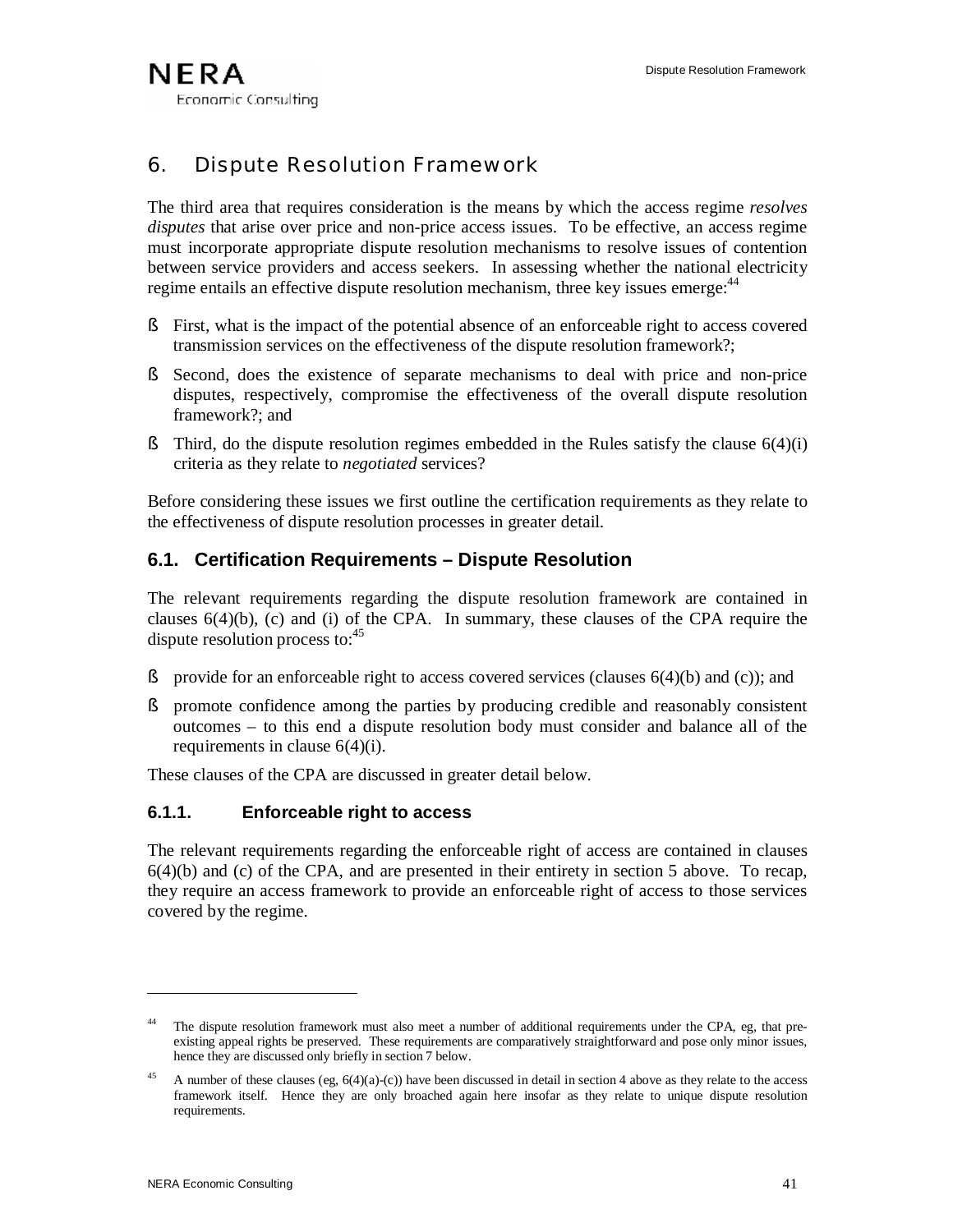# 6. Dispute Resolution Framework

The third area that requires consideration is the means by which the access regime *resolves disputes* that arise over price and non-price access issues. To be effective, an access regime must incorporate appropriate dispute resolution mechanisms to resolve issues of contention between service providers and access seekers. In assessing whether the national electricity regime entails an effective dispute resolution mechanism, three key issues emerge:[44]

- First, what is the impact of the potential absence of an enforceable right to access covered transmission services on the effectiveness of the dispute resolution framework?;
- Second, does the existence of separate mechanisms to deal with price and non-price disputes, respectively, compromise the effectiveness of the overall dispute resolution framework?; and
- Third, do the dispute resolution regimes embedded in the Rules satisfy the clause 6(4)(i) criteria as they relate to *negotiated* services?

Before considering these issues we first outline the certification requirements as they relate to the effectiveness of dispute resolution processes in greater detail.

## 6.1. Certification Requirements – Dispute Resolution

The relevant requirements regarding the dispute resolution framework are contained in clauses 6(4)(b), (c) and (i) of the CPA. In summary, these clauses of the CPA require the dispute resolution process to:[45]

- provide for an enforceable right to access covered services (clauses 6(4)(b) and (c)); and
- promote confidence among the parties by producing credible and reasonably consistent outcomes – to this end a dispute resolution body must consider and balance all of the requirements in clause 6(4)(i).

These clauses of the CPA are discussed in greater detail below.

### 6.1.1. Enforceable right to access

The relevant requirements regarding the enforceable right of access are contained in clauses 6(4)(b) and (c) of the CPA, and are presented in their entirety in section 5 above. To recap, they require an access framework to provide an enforceable right of access to those services covered by the regime.

---

[44] The dispute resolution framework must also meet a number of additional requirements under the CPA, eg, that pre-existing appeal rights be preserved. These requirements are comparatively straightforward and pose only minor issues, hence they are discussed only briefly in section 7 below.

[45] A number of these clauses (eg, 6(4)(a)-(c)) have been discussed in detail in section 4 above as they relate to the access framework itself. Hence they are only broached again here insofar as they relate to unique dispute resolution requirements.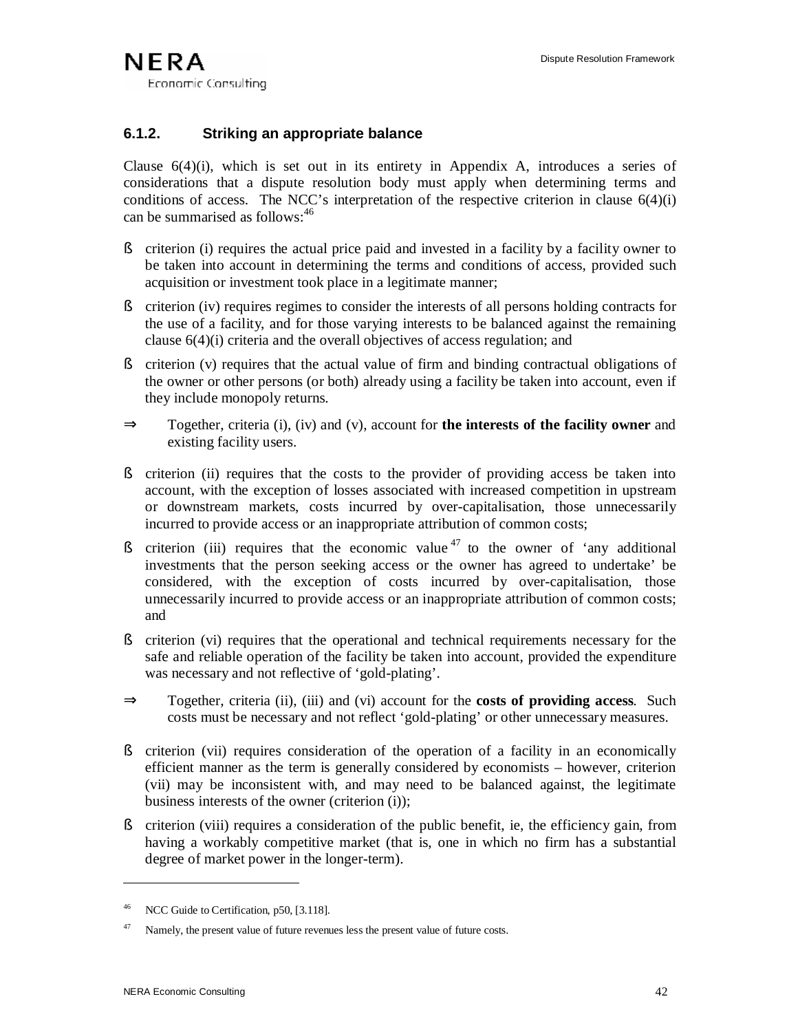### 6.1.2. Striking an appropriate balance

Clause 6(4)(i), which is set out in its entirety in Appendix A, introduces a series of considerations that a dispute resolution body must apply when determining terms and conditions of access. The NCC's interpretation of the respective criterion in clause 6(4)(i) can be summarised as follows:[46]

- criterion (i) requires the actual price paid and invested in a facility by a facility owner to be taken into account in determining the terms and conditions of access, provided such acquisition or investment took place in a legitimate manner;
- criterion (iv) requires regimes to consider the interests of all persons holding contracts for the use of a facility, and for those varying interests to be balanced against the remaining clause 6(4)(i) criteria and the overall objectives of access regulation; and
- criterion (v) requires that the actual value of firm and binding contractual obligations of the owner or other persons (or both) already using a facility be taken into account, even if they include monopoly returns.

⇒ Together, criteria (i), (iv) and (v), account for **the interests of the facility owner** and existing facility users.

- criterion (ii) requires that the costs to the provider of providing access be taken into account, with the exception of losses associated with increased competition in upstream or downstream markets, costs incurred by over-capitalisation, those unnecessarily incurred to provide access or an inappropriate attribution of common costs;
- criterion (iii) requires that the economic value[47] to the owner of 'any additional investments that the person seeking access or the owner has agreed to undertake' be considered, with the exception of costs incurred by over-capitalisation, those unnecessarily incurred to provide access or an inappropriate attribution of common costs; and
- criterion (vi) requires that the operational and technical requirements necessary for the safe and reliable operation of the facility be taken into account, provided the expenditure was necessary and not reflective of 'gold-plating'.

⇒ Together, criteria (ii), (iii) and (vi) account for the **costs of providing access**. Such costs must be necessary and not reflect 'gold-plating' or other unnecessary measures.

- criterion (vii) requires consideration of the operation of a facility in an economically efficient manner as the term is generally considered by economists – however, criterion (vii) may be inconsistent with, and may need to be balanced against, the legitimate business interests of the owner (criterion (i));
- criterion (viii) requires a consideration of the public benefit, ie, the efficiency gain, from having a workably competitive market (that is, one in which no firm has a substantial degree of market power in the longer-term).

---

[46] NCC Guide to Certification, p50, [3.118].

[47] Namely, the present value of future revenues less the present value of future costs.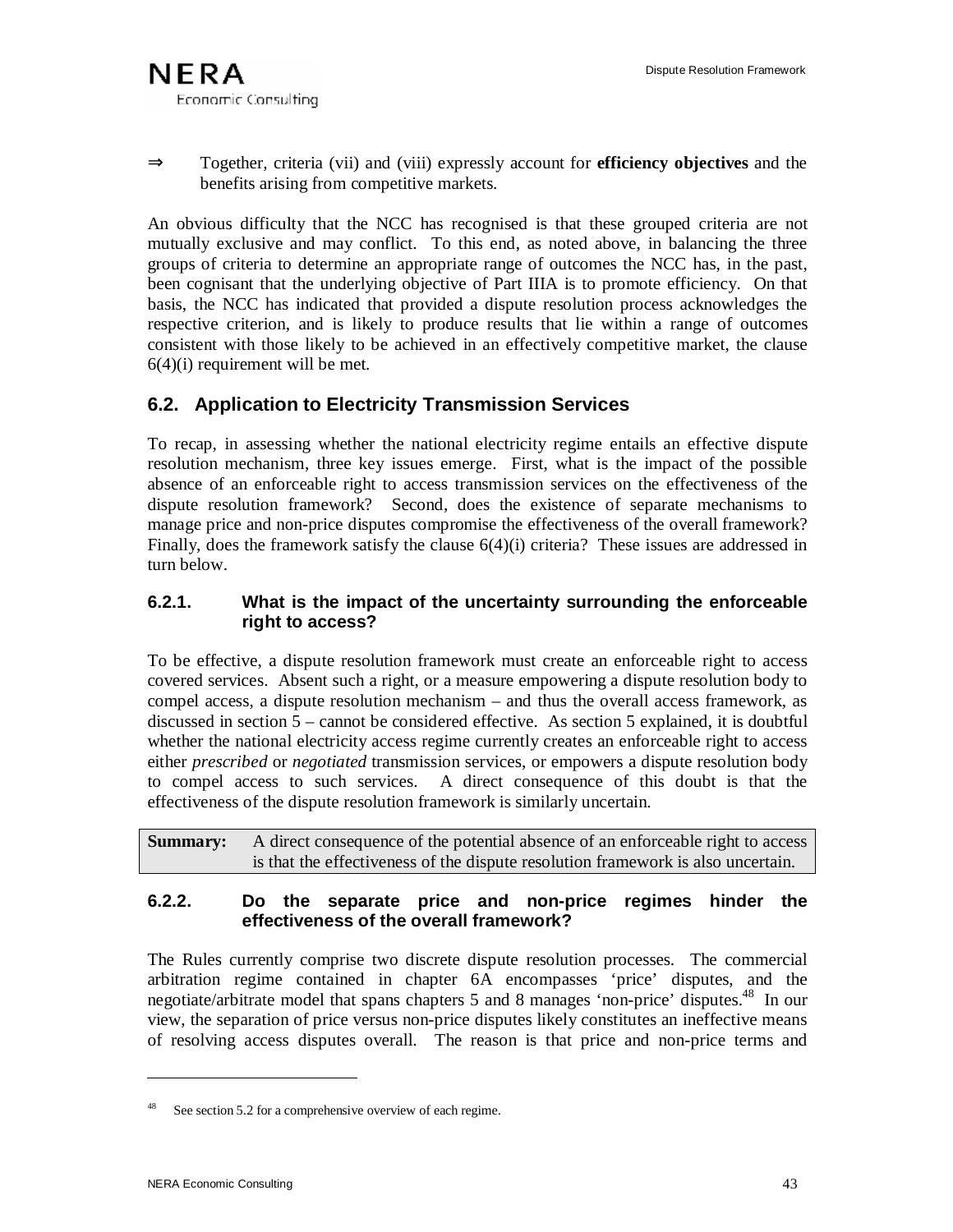⇒ Together, criteria (vii) and (viii) expressly account for **efficiency objectives** and the benefits arising from competitive markets.

An obvious difficulty that the NCC has recognised is that these grouped criteria are not mutually exclusive and may conflict. To this end, as noted above, in balancing the three groups of criteria to determine an appropriate range of outcomes the NCC has, in the past, been cognisant that the underlying objective of Part IIIA is to promote efficiency. On that basis, the NCC has indicated that provided a dispute resolution process acknowledges the respective criterion, and is likely to produce results that lie within a range of outcomes consistent with those likely to be achieved in an effectively competitive market, the clause 6(4)(i) requirement will be met.

## 6.2. Application to Electricity Transmission Services

To recap, in assessing whether the national electricity regime entails an effective dispute resolution mechanism, three key issues emerge. First, what is the impact of the possible absence of an enforceable right to access transmission services on the effectiveness of the dispute resolution framework? Second, does the existence of separate mechanisms to manage price and non-price disputes compromise the effectiveness of the overall framework? Finally, does the framework satisfy the clause 6(4)(i) criteria? These issues are addressed in turn below.

### 6.2.1. What is the impact of the uncertainty surrounding the enforceable right to access?

To be effective, a dispute resolution framework must create an enforceable right to access covered services. Absent such a right, or a measure empowering a dispute resolution body to compel access, a dispute resolution mechanism – and thus the overall access framework, as discussed in section 5 – cannot be considered effective. As section 5 explained, it is doubtful whether the national electricity access regime currently creates an enforceable right to access either *prescribed* or *negotiated* transmission services, or empowers a dispute resolution body to compel access to such services. A direct consequence of this doubt is that the effectiveness of the dispute resolution framework is similarly uncertain.

| **Summary:** | A direct consequence of the potential absence of an enforceable right to access is that the effectiveness of the dispute resolution framework is also uncertain. |
|---|---|

### 6.2.2. Do the separate price and non-price regimes hinder the effectiveness of the overall framework?

The Rules currently comprise two discrete dispute resolution processes. The commercial arbitration regime contained in chapter 6A encompasses 'price' disputes, and the negotiate/arbitrate model that spans chapters 5 and 8 manages 'non-price' disputes.[48] In our view, the separation of price versus non-price disputes likely constitutes an ineffective means of resolving access disputes overall. The reason is that price and non-price terms and

---

[48] See section 5.2 for a comprehensive overview of each regime.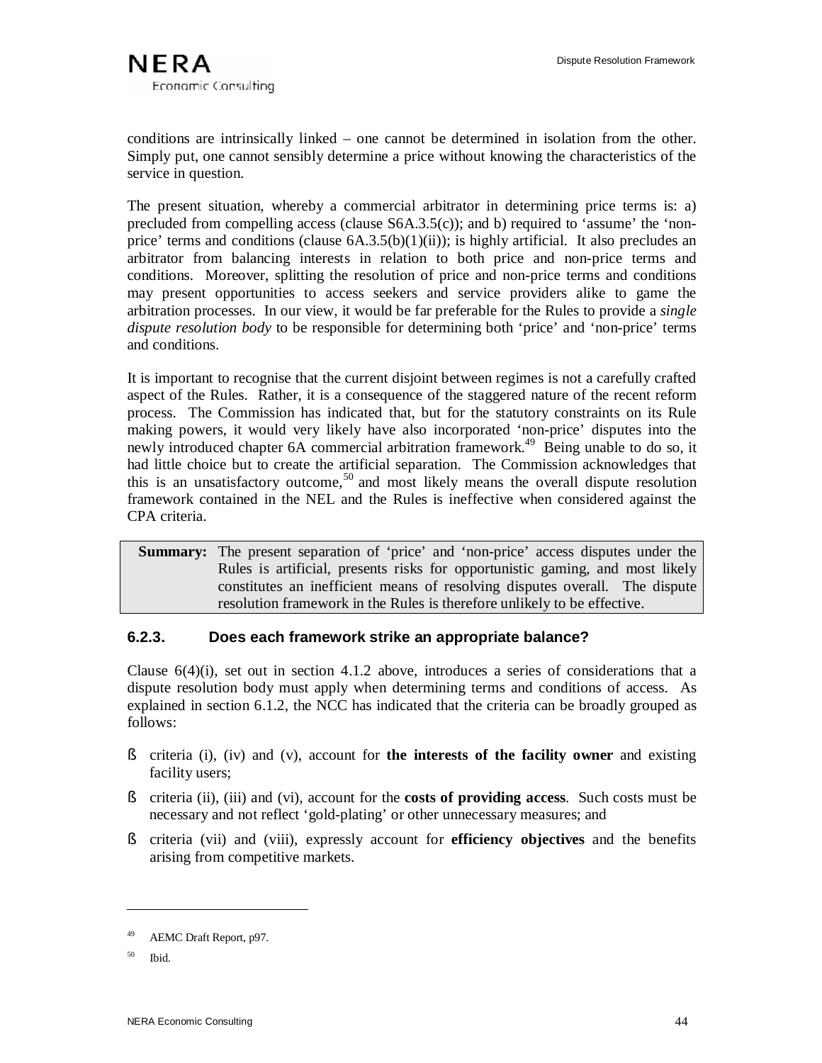conditions are intrinsically linked – one cannot be determined in isolation from the other. Simply put, one cannot sensibly determine a price without knowing the characteristics of the service in question.

The present situation, whereby a commercial arbitrator in determining price terms is: a) precluded from compelling access (clause S6A.3.5(c)); and b) required to 'assume' the 'non-price' terms and conditions (clause 6A.3.5(b)(1)(ii)); is highly artificial. It also precludes an arbitrator from balancing interests in relation to both price and non-price terms and conditions. Moreover, splitting the resolution of price and non-price terms and conditions may present opportunities to access seekers and service providers alike to game the arbitration processes. In our view, it would be far preferable for the Rules to provide a *single dispute resolution body* to be responsible for determining both 'price' and 'non-price' terms and conditions.

It is important to recognise that the current disjoint between regimes is not a carefully crafted aspect of the Rules. Rather, it is a consequence of the staggered nature of the recent reform process. The Commission has indicated that, but for the statutory constraints on its Rule making powers, it would very likely have also incorporated 'non-price' disputes into the newly introduced chapter 6A commercial arbitration framework.[49] Being unable to do so, it had little choice but to create the artificial separation. The Commission acknowledges that this is an unsatisfactory outcome,[50] and most likely means the overall dispute resolution framework contained in the NEL and the Rules is ineffective when considered against the CPA criteria.

> **Summary:** The present separation of 'price' and 'non-price' access disputes under the Rules is artificial, presents risks for opportunistic gaming, and most likely constitutes an inefficient means of resolving disputes overall. The dispute resolution framework in the Rules is therefore unlikely to be effective.

### 6.2.3. Does each framework strike an appropriate balance?

Clause 6(4)(i), set out in section 4.1.2 above, introduces a series of considerations that a dispute resolution body must apply when determining terms and conditions of access. As explained in section 6.1.2, the NCC has indicated that the criteria can be broadly grouped as follows:

- criteria (i), (iv) and (v), account for **the interests of the facility owner** and existing facility users;
- criteria (ii), (iii) and (vi), account for the **costs of providing access**. Such costs must be necessary and not reflect 'gold-plating' or other unnecessary measures; and
- criteria (vii) and (viii), expressly account for **efficiency objectives** and the benefits arising from competitive markets.

---

[49] AEMC Draft Report, p97.

[50] Ibid.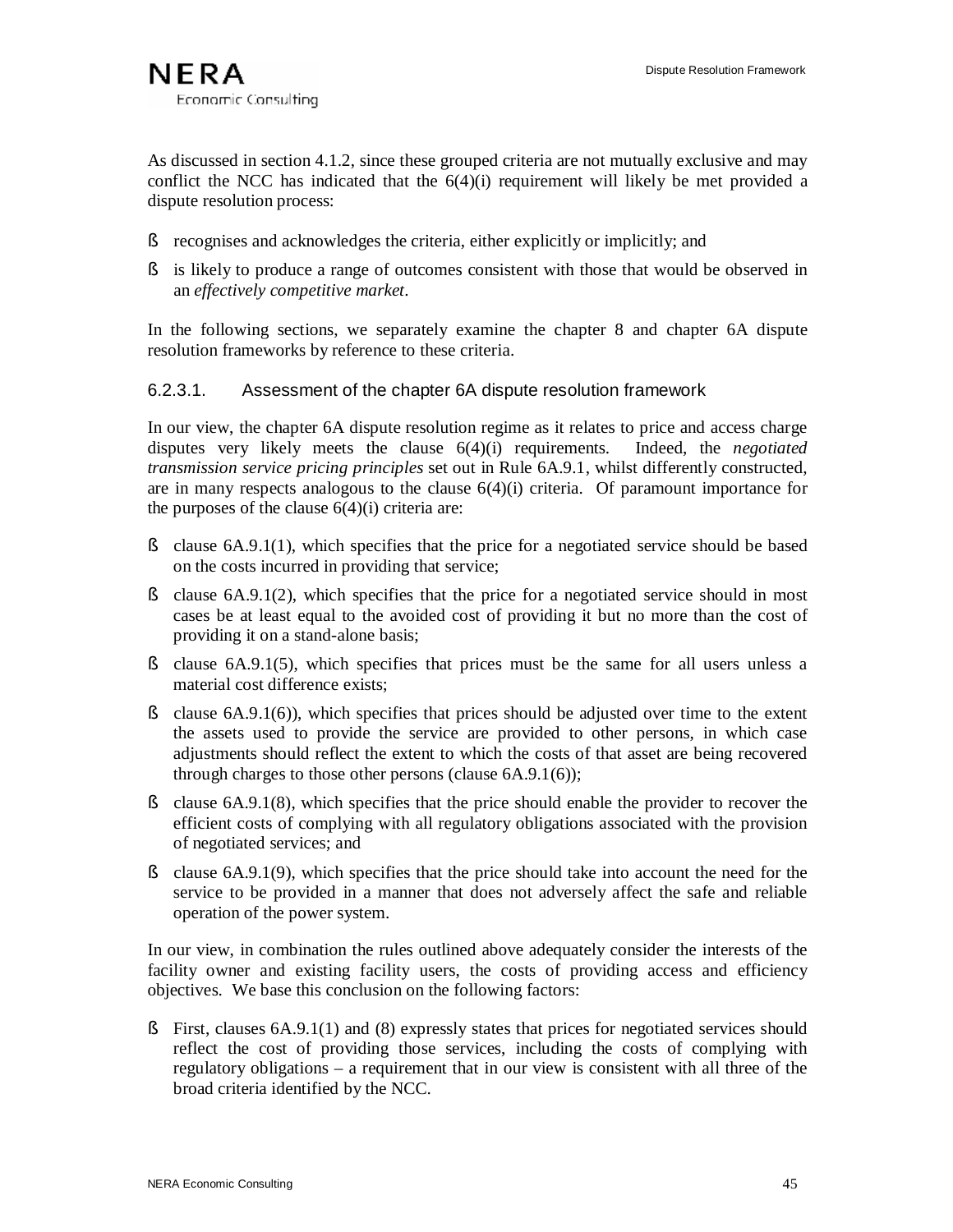As discussed in section 4.1.2, since these grouped criteria are not mutually exclusive and may conflict the NCC has indicated that the 6(4)(i) requirement will likely be met provided a dispute resolution process:

- recognises and acknowledges the criteria, either explicitly or implicitly; and
- is likely to produce a range of outcomes consistent with those that would be observed in an *effectively competitive market*.

In the following sections, we separately examine the chapter 8 and chapter 6A dispute resolution frameworks by reference to these criteria.

#### 6.2.3.1. Assessment of the chapter 6A dispute resolution framework

In our view, the chapter 6A dispute resolution regime as it relates to price and access charge disputes very likely meets the clause 6(4)(i) requirements. Indeed, the *negotiated transmission service pricing principles* set out in Rule 6A.9.1, whilst differently constructed, are in many respects analogous to the clause 6(4)(i) criteria. Of paramount importance for the purposes of the clause 6(4)(i) criteria are:

- clause 6A.9.1(1), which specifies that the price for a negotiated service should be based on the costs incurred in providing that service;
- clause 6A.9.1(2), which specifies that the price for a negotiated service should in most cases be at least equal to the avoided cost of providing it but no more than the cost of providing it on a stand-alone basis;
- clause 6A.9.1(5), which specifies that prices must be the same for all users unless a material cost difference exists;
- clause 6A.9.1(6)), which specifies that prices should be adjusted over time to the extent the assets used to provide the service are provided to other persons, in which case adjustments should reflect the extent to which the costs of that asset are being recovered through charges to those other persons (clause 6A.9.1(6));
- clause 6A.9.1(8), which specifies that the price should enable the provider to recover the efficient costs of complying with all regulatory obligations associated with the provision of negotiated services; and
- clause 6A.9.1(9), which specifies that the price should take into account the need for the service to be provided in a manner that does not adversely affect the safe and reliable operation of the power system.

In our view, in combination the rules outlined above adequately consider the interests of the facility owner and existing facility users, the costs of providing access and efficiency objectives. We base this conclusion on the following factors:

- First, clauses 6A.9.1(1) and (8) expressly states that prices for negotiated services should reflect the cost of providing those services, including the costs of complying with regulatory obligations – a requirement that in our view is consistent with all three of the broad criteria identified by the NCC.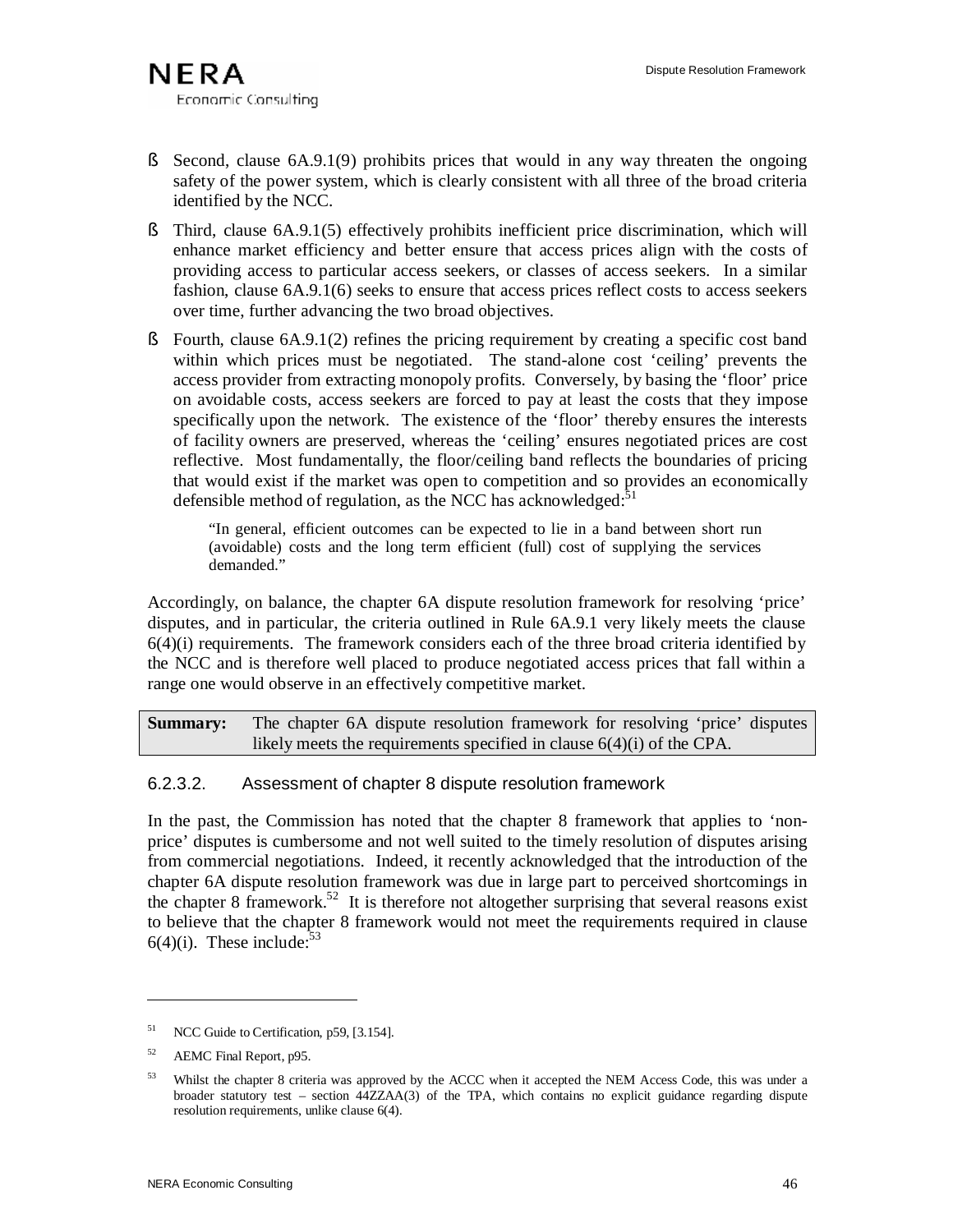- Second, clause 6A.9.1(9) prohibits prices that would in any way threaten the ongoing safety of the power system, which is clearly consistent with all three of the broad criteria identified by the NCC.
- Third, clause 6A.9.1(5) effectively prohibits inefficient price discrimination, which will enhance market efficiency and better ensure that access prices align with the costs of providing access to particular access seekers, or classes of access seekers. In a similar fashion, clause 6A.9.1(6) seeks to ensure that access prices reflect costs to access seekers over time, further advancing the two broad objectives.
- Fourth, clause 6A.9.1(2) refines the pricing requirement by creating a specific cost band within which prices must be negotiated. The stand-alone cost 'ceiling' prevents the access provider from extracting monopoly profits. Conversely, by basing the 'floor' price on avoidable costs, access seekers are forced to pay at least the costs that they impose specifically upon the network. The existence of the 'floor' thereby ensures the interests of facility owners are preserved, whereas the 'ceiling' ensures negotiated prices are cost reflective. Most fundamentally, the floor/ceiling band reflects the boundaries of pricing that would exist if the market was open to competition and so provides an economically defensible method of regulation, as the NCC has acknowledged:[51]

> "In general, efficient outcomes can be expected to lie in a band between short run (avoidable) costs and the long term efficient (full) cost of supplying the services demanded."

Accordingly, on balance, the chapter 6A dispute resolution framework for resolving 'price' disputes, and in particular, the criteria outlined in Rule 6A.9.1 very likely meets the clause 6(4)(i) requirements. The framework considers each of the three broad criteria identified by the NCC and is therefore well placed to produce negotiated access prices that fall within a range one would observe in an effectively competitive market.

| **Summary:** | The chapter 6A dispute resolution framework for resolving 'price' disputes likely meets the requirements specified in clause 6(4)(i) of the CPA. |
|---|---|

#### 6.2.3.2. Assessment of chapter 8 dispute resolution framework

In the past, the Commission has noted that the chapter 8 framework that applies to 'non-price' disputes is cumbersome and not well suited to the timely resolution of disputes arising from commercial negotiations. Indeed, it recently acknowledged that the introduction of the chapter 6A dispute resolution framework was due in large part to perceived shortcomings in the chapter 8 framework.[52] It is therefore not altogether surprising that several reasons exist to believe that the chapter 8 framework would not meet the requirements required in clause 6(4)(i). These include:[53]

---

[51] NCC Guide to Certification, p59, [3.154].

[52] AEMC Final Report, p95.

[53] Whilst the chapter 8 criteria was approved by the ACCC when it accepted the NEM Access Code, this was under a broader statutory test – section 44ZZAA(3) of the TPA, which contains no explicit guidance regarding dispute resolution requirements, unlike clause 6(4).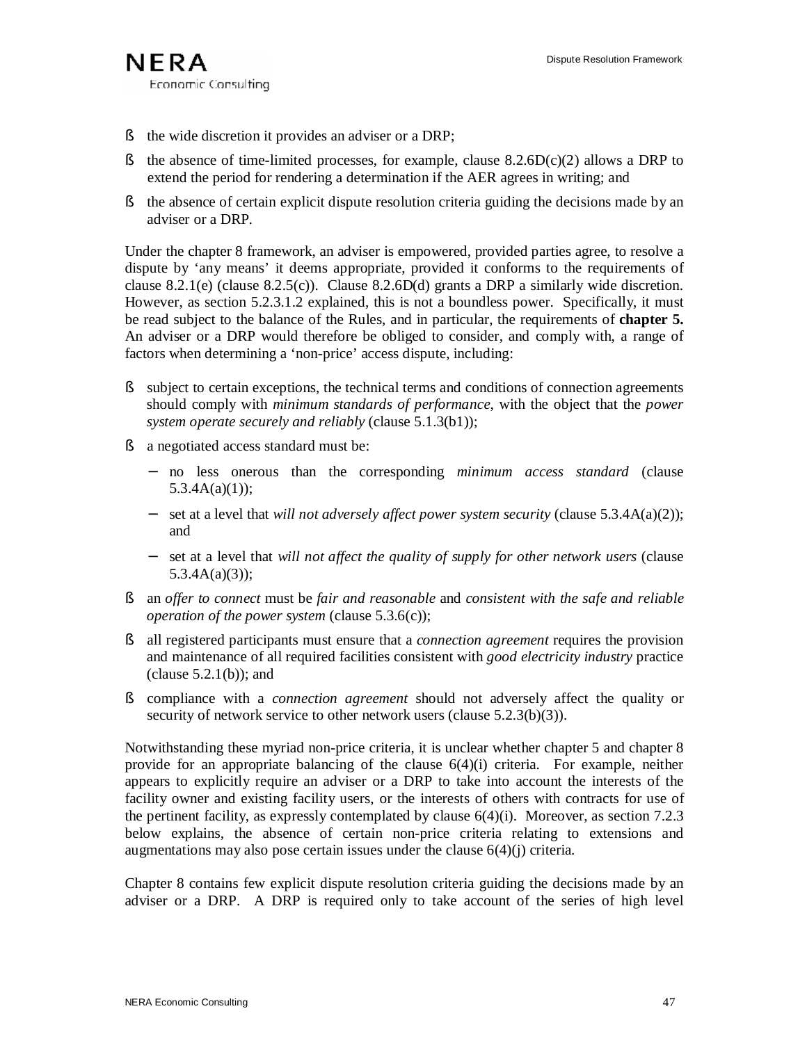- the wide discretion it provides an adviser or a DRP;
- the absence of time-limited processes, for example, clause 8.2.6D(c)(2) allows a DRP to extend the period for rendering a determination if the AER agrees in writing; and
- the absence of certain explicit dispute resolution criteria guiding the decisions made by an adviser or a DRP.

Under the chapter 8 framework, an adviser is empowered, provided parties agree, to resolve a dispute by 'any means' it deems appropriate, provided it conforms to the requirements of clause 8.2.1(e) (clause 8.2.5(c)). Clause 8.2.6D(d) grants a DRP a similarly wide discretion. However, as section 5.2.3.1.2 explained, this is not a boundless power. Specifically, it must be read subject to the balance of the Rules, and in particular, the requirements of **chapter 5.** An adviser or a DRP would therefore be obliged to consider, and comply with, a range of factors when determining a 'non-price' access dispute, including:

- subject to certain exceptions, the technical terms and conditions of connection agreements should comply with *minimum standards of performance*, with the object that the *power system operate securely and reliably* (clause 5.1.3(b1));
- a negotiated access standard must be:
  - no less onerous than the corresponding *minimum access standard* (clause 5.3.4A(a)(1));
  - set at a level that *will not adversely affect power system security* (clause 5.3.4A(a)(2)); and
  - set at a level that *will not affect the quality of supply for other network users* (clause 5.3.4A(a)(3));
- an *offer to connect* must be *fair and reasonable* and *consistent with the safe and reliable operation of the power system* (clause 5.3.6(c));
- all registered participants must ensure that a *connection agreement* requires the provision and maintenance of all required facilities consistent with *good electricity industry* practice (clause 5.2.1(b)); and
- compliance with a *connection agreement* should not adversely affect the quality or security of network service to other network users (clause 5.2.3(b)(3)).

Notwithstanding these myriad non-price criteria, it is unclear whether chapter 5 and chapter 8 provide for an appropriate balancing of the clause 6(4)(i) criteria. For example, neither appears to explicitly require an adviser or a DRP to take into account the interests of the facility owner and existing facility users, or the interests of others with contracts for use of the pertinent facility, as expressly contemplated by clause 6(4)(i). Moreover, as section 7.2.3 below explains, the absence of certain non-price criteria relating to extensions and augmentations may also pose certain issues under the clause 6(4)(j) criteria.

Chapter 8 contains few explicit dispute resolution criteria guiding the decisions made by an adviser or a DRP. A DRP is required only to take account of the series of high level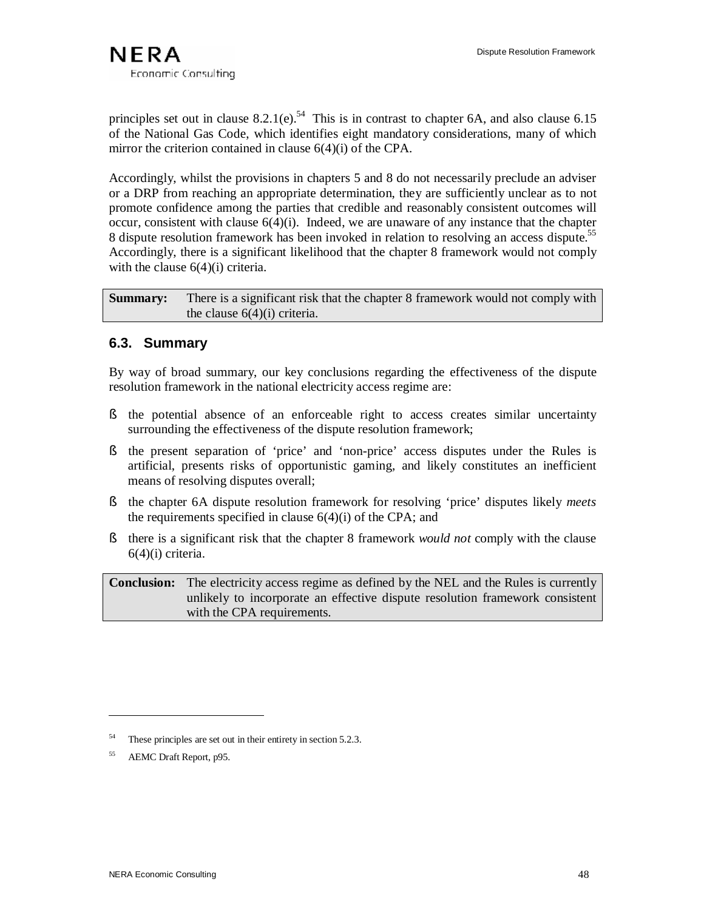principles set out in clause 8.2.1(e).[54] This is in contrast to chapter 6A, and also clause 6.15 of the National Gas Code, which identifies eight mandatory considerations, many of which mirror the criterion contained in clause 6(4)(i) of the CPA.

Accordingly, whilst the provisions in chapters 5 and 8 do not necessarily preclude an adviser or a DRP from reaching an appropriate determination, they are sufficiently unclear as to not promote confidence among the parties that credible and reasonably consistent outcomes will occur, consistent with clause 6(4)(i). Indeed, we are unaware of any instance that the chapter 8 dispute resolution framework has been invoked in relation to resolving an access dispute.[55] Accordingly, there is a significant likelihood that the chapter 8 framework would not comply with the clause 6(4)(i) criteria.

| **Summary:** | There is a significant risk that the chapter 8 framework would not comply with the clause 6(4)(i) criteria. |
|---|---|

## 6.3. Summary

By way of broad summary, our key conclusions regarding the effectiveness of the dispute resolution framework in the national electricity access regime are:

- the potential absence of an enforceable right to access creates similar uncertainty surrounding the effectiveness of the dispute resolution framework;
- the present separation of 'price' and 'non-price' access disputes under the Rules is artificial, presents risks of opportunistic gaming, and likely constitutes an inefficient means of resolving disputes overall;
- the chapter 6A dispute resolution framework for resolving 'price' disputes likely *meets* the requirements specified in clause 6(4)(i) of the CPA; and
- there is a significant risk that the chapter 8 framework *would not* comply with the clause 6(4)(i) criteria.

| **Conclusion:** | The electricity access regime as defined by the NEL and the Rules is currently unlikely to incorporate an effective dispute resolution framework consistent with the CPA requirements. |
|---|---|

---

[54] These principles are set out in their entirety in section 5.2.3.

[55] AEMC Draft Report, p95.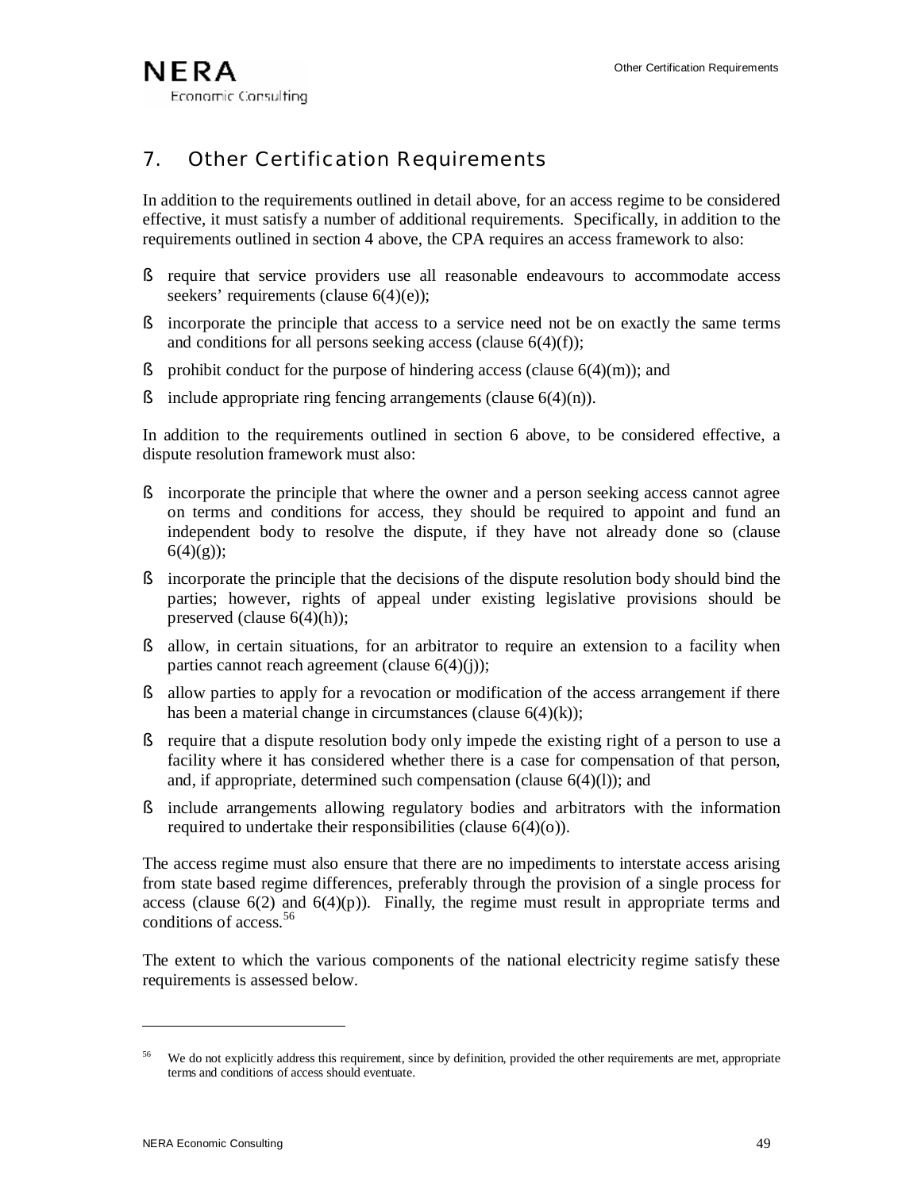# 7. Other Certification Requirements

In addition to the requirements outlined in detail above, for an access regime to be considered effective, it must satisfy a number of additional requirements. Specifically, in addition to the requirements outlined in section 4 above, the CPA requires an access framework to also:

- require that service providers use all reasonable endeavours to accommodate access seekers' requirements (clause 6(4)(e));
- incorporate the principle that access to a service need not be on exactly the same terms and conditions for all persons seeking access (clause 6(4)(f));
- prohibit conduct for the purpose of hindering access (clause 6(4)(m)); and
- include appropriate ring fencing arrangements (clause 6(4)(n)).

In addition to the requirements outlined in section 6 above, to be considered effective, a dispute resolution framework must also:

- incorporate the principle that where the owner and a person seeking access cannot agree on terms and conditions for access, they should be required to appoint and fund an independent body to resolve the dispute, if they have not already done so (clause 6(4)(g));
- incorporate the principle that the decisions of the dispute resolution body should bind the parties; however, rights of appeal under existing legislative provisions should be preserved (clause 6(4)(h));
- allow, in certain situations, for an arbitrator to require an extension to a facility when parties cannot reach agreement (clause 6(4)(j));
- allow parties to apply for a revocation or modification of the access arrangement if there has been a material change in circumstances (clause 6(4)(k));
- require that a dispute resolution body only impede the existing right of a person to use a facility where it has considered whether there is a case for compensation of that person, and, if appropriate, determined such compensation (clause 6(4)(l)); and
- include arrangements allowing regulatory bodies and arbitrators with the information required to undertake their responsibilities (clause 6(4)(o)).

The access regime must also ensure that there are no impediments to interstate access arising from state based regime differences, preferably through the provision of a single process for access (clause 6(2) and 6(4)(p)). Finally, the regime must result in appropriate terms and conditions of access.[56]

The extent to which the various components of the national electricity regime satisfy these requirements is assessed below.

---

[56] We do not explicitly address this requirement, since by definition, provided the other requirements are met, appropriate terms and conditions of access should eventuate.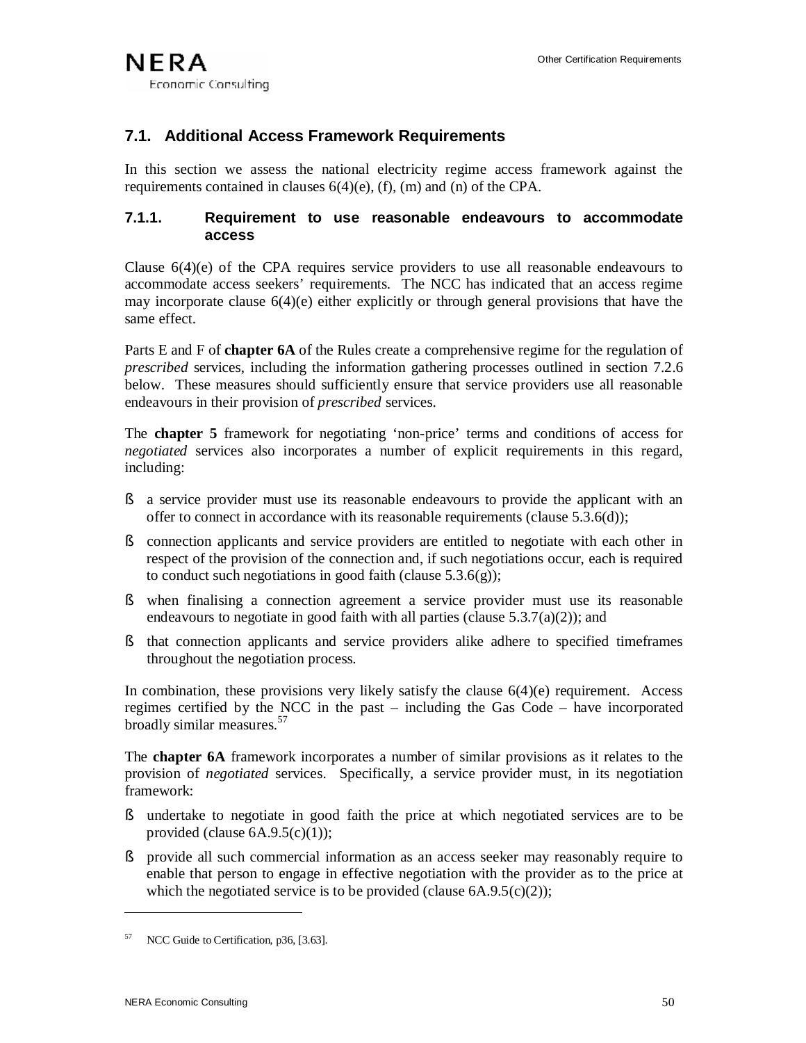## 7.1. Additional Access Framework Requirements

In this section we assess the national electricity regime access framework against the requirements contained in clauses 6(4)(e), (f), (m) and (n) of the CPA.

### 7.1.1. Requirement to use reasonable endeavours to accommodate access

Clause 6(4)(e) of the CPA requires service providers to use all reasonable endeavours to accommodate access seekers' requirements. The NCC has indicated that an access regime may incorporate clause 6(4)(e) either explicitly or through general provisions that have the same effect.

Parts E and F of **chapter 6A** of the Rules create a comprehensive regime for the regulation of *prescribed* services, including the information gathering processes outlined in section 7.2.6 below. These measures should sufficiently ensure that service providers use all reasonable endeavours in their provision of *prescribed* services.

The **chapter 5** framework for negotiating 'non-price' terms and conditions of access for *negotiated* services also incorporates a number of explicit requirements in this regard, including:

- a service provider must use its reasonable endeavours to provide the applicant with an offer to connect in accordance with its reasonable requirements (clause 5.3.6(d));
- connection applicants and service providers are entitled to negotiate with each other in respect of the provision of the connection and, if such negotiations occur, each is required to conduct such negotiations in good faith (clause 5.3.6(g));
- when finalising a connection agreement a service provider must use its reasonable endeavours to negotiate in good faith with all parties (clause 5.3.7(a)(2)); and
- that connection applicants and service providers alike adhere to specified timeframes throughout the negotiation process.

In combination, these provisions very likely satisfy the clause 6(4)(e) requirement. Access regimes certified by the NCC in the past – including the Gas Code – have incorporated broadly similar measures.[57]

The **chapter 6A** framework incorporates a number of similar provisions as it relates to the provision of *negotiated* services. Specifically, a service provider must, in its negotiation framework:

- undertake to negotiate in good faith the price at which negotiated services are to be provided (clause 6A.9.5(c)(1));
- provide all such commercial information as an access seeker may reasonably require to enable that person to engage in effective negotiation with the provider as to the price at which the negotiated service is to be provided (clause 6A.9.5(c)(2));

---

[57] NCC Guide to Certification, p36, [3.63].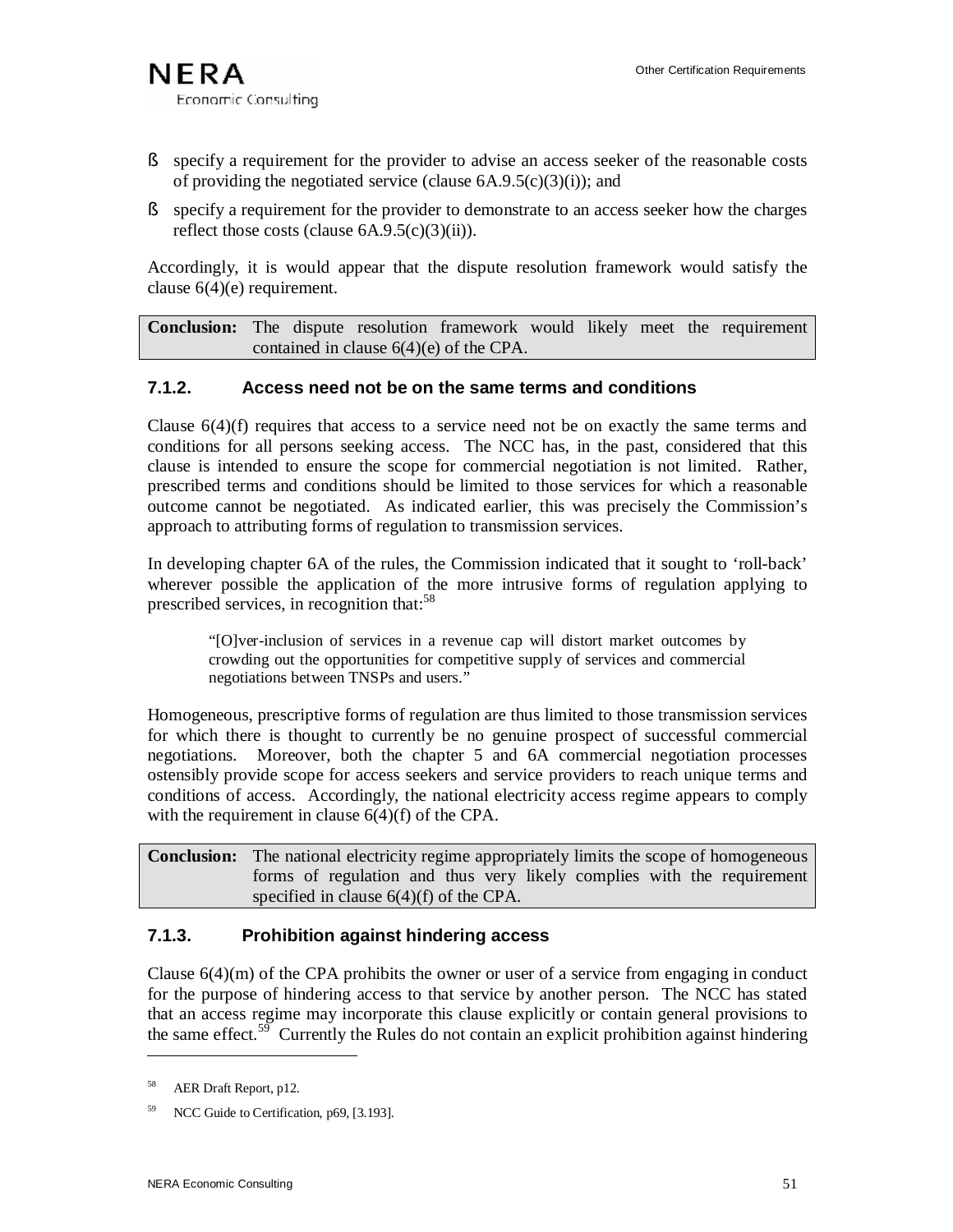- specify a requirement for the provider to advise an access seeker of the reasonable costs of providing the negotiated service (clause 6A.9.5(c)(3)(i)); and
- specify a requirement for the provider to demonstrate to an access seeker how the charges reflect those costs (clause 6A.9.5(c)(3)(ii)).

Accordingly, it is would appear that the dispute resolution framework would satisfy the clause 6(4)(e) requirement.

| **Conclusion:** | The dispute resolution framework would likely meet the requirement contained in clause 6(4)(e) of the CPA. |
|---|---|

### 7.1.2. Access need not be on the same terms and conditions

Clause 6(4)(f) requires that access to a service need not be on exactly the same terms and conditions for all persons seeking access. The NCC has, in the past, considered that this clause is intended to ensure the scope for commercial negotiation is not limited. Rather, prescribed terms and conditions should be limited to those services for which a reasonable outcome cannot be negotiated. As indicated earlier, this was precisely the Commission's approach to attributing forms of regulation to transmission services.

In developing chapter 6A of the rules, the Commission indicated that it sought to 'roll-back' wherever possible the application of the more intrusive forms of regulation applying to prescribed services, in recognition that:[58]

> "[O]ver-inclusion of services in a revenue cap will distort market outcomes by crowding out the opportunities for competitive supply of services and commercial negotiations between TNSPs and users."

Homogeneous, prescriptive forms of regulation are thus limited to those transmission services for which there is thought to currently be no genuine prospect of successful commercial negotiations. Moreover, both the chapter 5 and 6A commercial negotiation processes ostensibly provide scope for access seekers and service providers to reach unique terms and conditions of access. Accordingly, the national electricity access regime appears to comply with the requirement in clause 6(4)(f) of the CPA.

| **Conclusion:** | The national electricity regime appropriately limits the scope of homogeneous forms of regulation and thus very likely complies with the requirement specified in clause 6(4)(f) of the CPA. |
|---|---|

### 7.1.3. Prohibition against hindering access

Clause 6(4)(m) of the CPA prohibits the owner or user of a service from engaging in conduct for the purpose of hindering access to that service by another person. The NCC has stated that an access regime may incorporate this clause explicitly or contain general provisions to the same effect.[59] Currently the Rules do not contain an explicit prohibition against hindering

---

[58] AER Draft Report, p12.

[59] NCC Guide to Certification, p69, [3.193].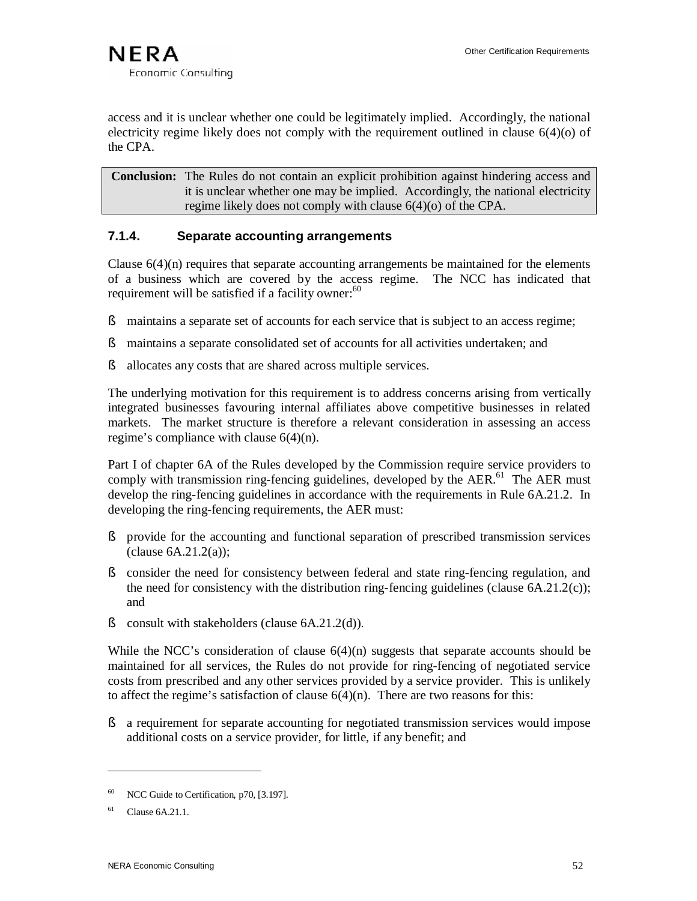access and it is unclear whether one could be legitimately implied. Accordingly, the national electricity regime likely does not comply with the requirement outlined in clause 6(4)(o) of the CPA.

| **Conclusion:** | The Rules do not contain an explicit prohibition against hindering access and it is unclear whether one may be implied. Accordingly, the national electricity regime likely does not comply with clause 6(4)(o) of the CPA. |
|---|---|

### 7.1.4. Separate accounting arrangements

Clause 6(4)(n) requires that separate accounting arrangements be maintained for the elements of a business which are covered by the access regime. The NCC has indicated that requirement will be satisfied if a facility owner:[60]

- maintains a separate set of accounts for each service that is subject to an access regime;
- maintains a separate consolidated set of accounts for all activities undertaken; and
- allocates any costs that are shared across multiple services.

The underlying motivation for this requirement is to address concerns arising from vertically integrated businesses favouring internal affiliates above competitive businesses in related markets. The market structure is therefore a relevant consideration in assessing an access regime's compliance with clause 6(4)(n).

Part I of chapter 6A of the Rules developed by the Commission require service providers to comply with transmission ring-fencing guidelines, developed by the AER.[61] The AER must develop the ring-fencing guidelines in accordance with the requirements in Rule 6A.21.2. In developing the ring-fencing requirements, the AER must:

- provide for the accounting and functional separation of prescribed transmission services (clause 6A.21.2(a));
- consider the need for consistency between federal and state ring-fencing regulation, and the need for consistency with the distribution ring-fencing guidelines (clause 6A.21.2(c)); and
- consult with stakeholders (clause 6A.21.2(d)).

While the NCC's consideration of clause 6(4)(n) suggests that separate accounts should be maintained for all services, the Rules do not provide for ring-fencing of negotiated service costs from prescribed and any other services provided by a service provider. This is unlikely to affect the regime's satisfaction of clause 6(4)(n). There are two reasons for this:

- a requirement for separate accounting for negotiated transmission services would impose additional costs on a service provider, for little, if any benefit; and

---

[60] NCC Guide to Certification, p70, [3.197].

[61] Clause 6A.21.1.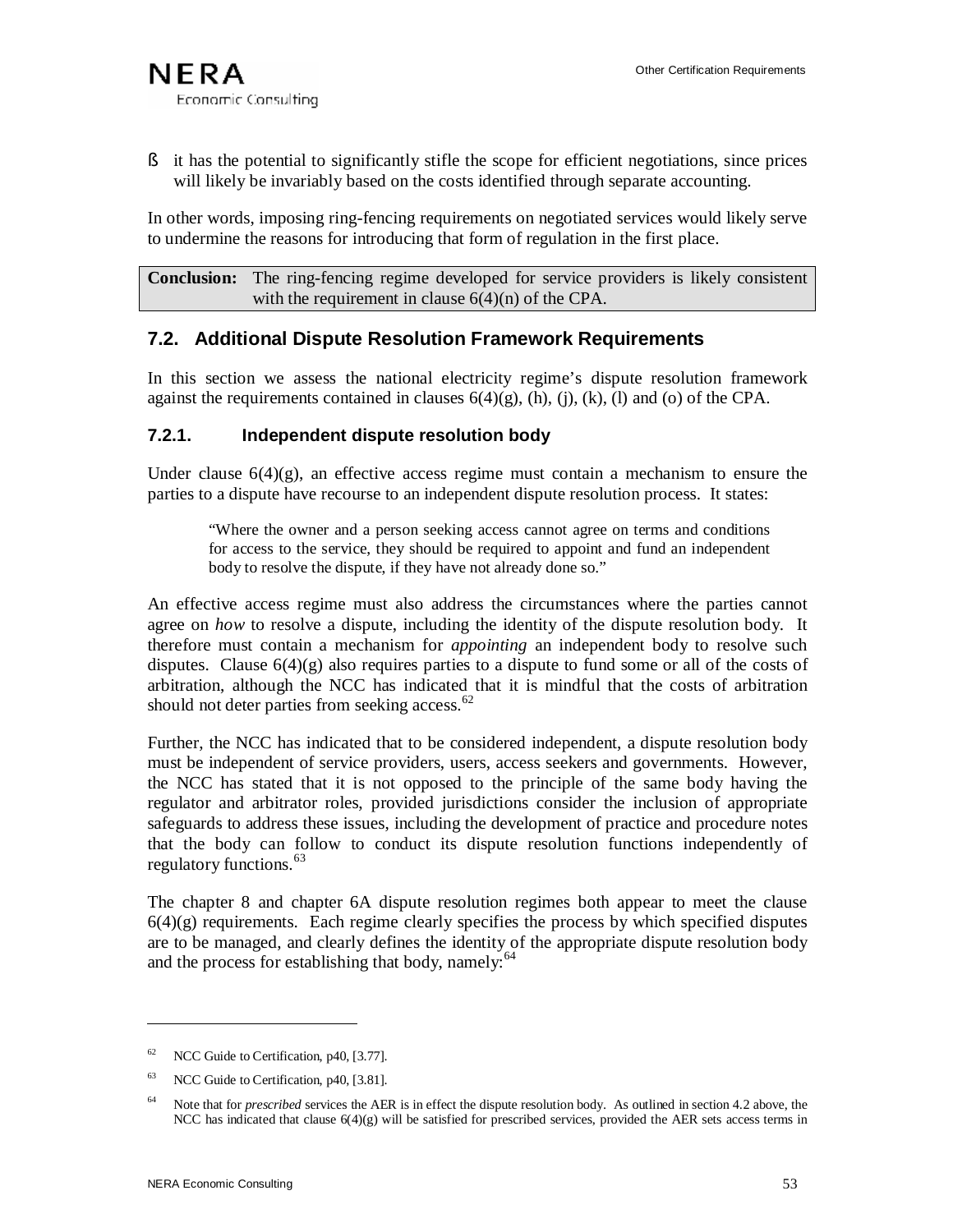- it has the potential to significantly stifle the scope for efficient negotiations, since prices will likely be invariably based on the costs identified through separate accounting.

In other words, imposing ring-fencing requirements on negotiated services would likely serve to undermine the reasons for introducing that form of regulation in the first place.

| **Conclusion:** | The ring-fencing regime developed for service providers is likely consistent with the requirement in clause 6(4)(n) of the CPA. |
| --- | --- |

## 7.2. Additional Dispute Resolution Framework Requirements

In this section we assess the national electricity regime's dispute resolution framework against the requirements contained in clauses 6(4)(g), (h), (j), (k), (l) and (o) of the CPA.

### 7.2.1. Independent dispute resolution body

Under clause 6(4)(g), an effective access regime must contain a mechanism to ensure the parties to a dispute have recourse to an independent dispute resolution process. It states:

> "Where the owner and a person seeking access cannot agree on terms and conditions for access to the service, they should be required to appoint and fund an independent body to resolve the dispute, if they have not already done so."

An effective access regime must also address the circumstances where the parties cannot agree on *how* to resolve a dispute, including the identity of the dispute resolution body. It therefore must contain a mechanism for *appointing* an independent body to resolve such disputes. Clause 6(4)(g) also requires parties to a dispute to fund some or all of the costs of arbitration, although the NCC has indicated that it is mindful that the costs of arbitration should not deter parties from seeking access.[62]

Further, the NCC has indicated that to be considered independent, a dispute resolution body must be independent of service providers, users, access seekers and governments. However, the NCC has stated that it is not opposed to the principle of the same body having the regulator and arbitrator roles, provided jurisdictions consider the inclusion of appropriate safeguards to address these issues, including the development of practice and procedure notes that the body can follow to conduct its dispute resolution functions independently of regulatory functions.[63]

The chapter 8 and chapter 6A dispute resolution regimes both appear to meet the clause 6(4)(g) requirements. Each regime clearly specifies the process by which specified disputes are to be managed, and clearly defines the identity of the appropriate dispute resolution body and the process for establishing that body, namely:[64]

---

[62] NCC Guide to Certification, p40, [3.77].

[63] NCC Guide to Certification, p40, [3.81].

[64] Note that for *prescribed* services the AER is in effect the dispute resolution body. As outlined in section 4.2 above, the NCC has indicated that clause 6(4)(g) will be satisfied for prescribed services, provided the AER sets access terms in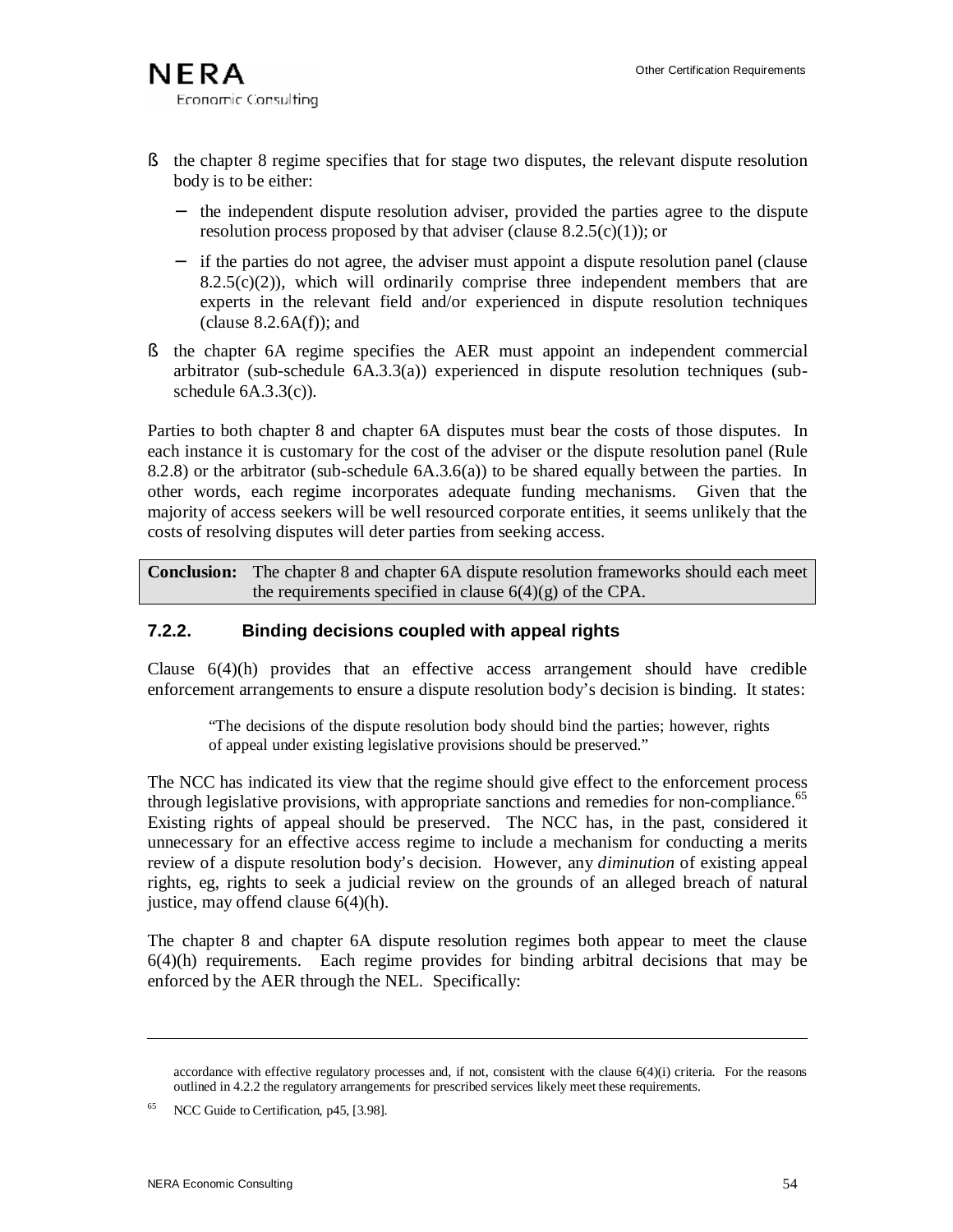- the chapter 8 regime specifies that for stage two disputes, the relevant dispute resolution body is to be either:
  - the independent dispute resolution adviser, provided the parties agree to the dispute resolution process proposed by that adviser (clause 8.2.5(c)(1)); or
  - if the parties do not agree, the adviser must appoint a dispute resolution panel (clause 8.2.5(c)(2)), which will ordinarily comprise three independent members that are experts in the relevant field and/or experienced in dispute resolution techniques (clause 8.2.6A(f)); and
- the chapter 6A regime specifies the AER must appoint an independent commercial arbitrator (sub-schedule 6A.3.3(a)) experienced in dispute resolution techniques (sub-schedule 6A.3.3(c)).

Parties to both chapter 8 and chapter 6A disputes must bear the costs of those disputes. In each instance it is customary for the cost of the adviser or the dispute resolution panel (Rule 8.2.8) or the arbitrator (sub-schedule 6A.3.6(a)) to be shared equally between the parties. In other words, each regime incorporates adequate funding mechanisms. Given that the majority of access seekers will be well resourced corporate entities, it seems unlikely that the costs of resolving disputes will deter parties from seeking access.

**Conclusion:** The chapter 8 and chapter 6A dispute resolution frameworks should each meet the requirements specified in clause 6(4)(g) of the CPA.

### 7.2.2. Binding decisions coupled with appeal rights

Clause 6(4)(h) provides that an effective access arrangement should have credible enforcement arrangements to ensure a dispute resolution body's decision is binding. It states:

> "The decisions of the dispute resolution body should bind the parties; however, rights of appeal under existing legislative provisions should be preserved."

The NCC has indicated its view that the regime should give effect to the enforcement process through legislative provisions, with appropriate sanctions and remedies for non-compliance.[65] Existing rights of appeal should be preserved. The NCC has, in the past, considered it unnecessary for an effective access regime to include a mechanism for conducting a merits review of a dispute resolution body's decision. However, any *diminution* of existing appeal rights, eg, rights to seek a judicial review on the grounds of an alleged breach of natural justice, may offend clause 6(4)(h).

The chapter 8 and chapter 6A dispute resolution regimes both appear to meet the clause 6(4)(h) requirements. Each regime provides for binding arbitral decisions that may be enforced by the AER through the NEL. Specifically:

---

accordance with effective regulatory processes and, if not, consistent with the clause 6(4)(i) criteria. For the reasons outlined in 4.2.2 the regulatory arrangements for prescribed services likely meet these requirements.

[65] NCC Guide to Certification, p45, [3.98].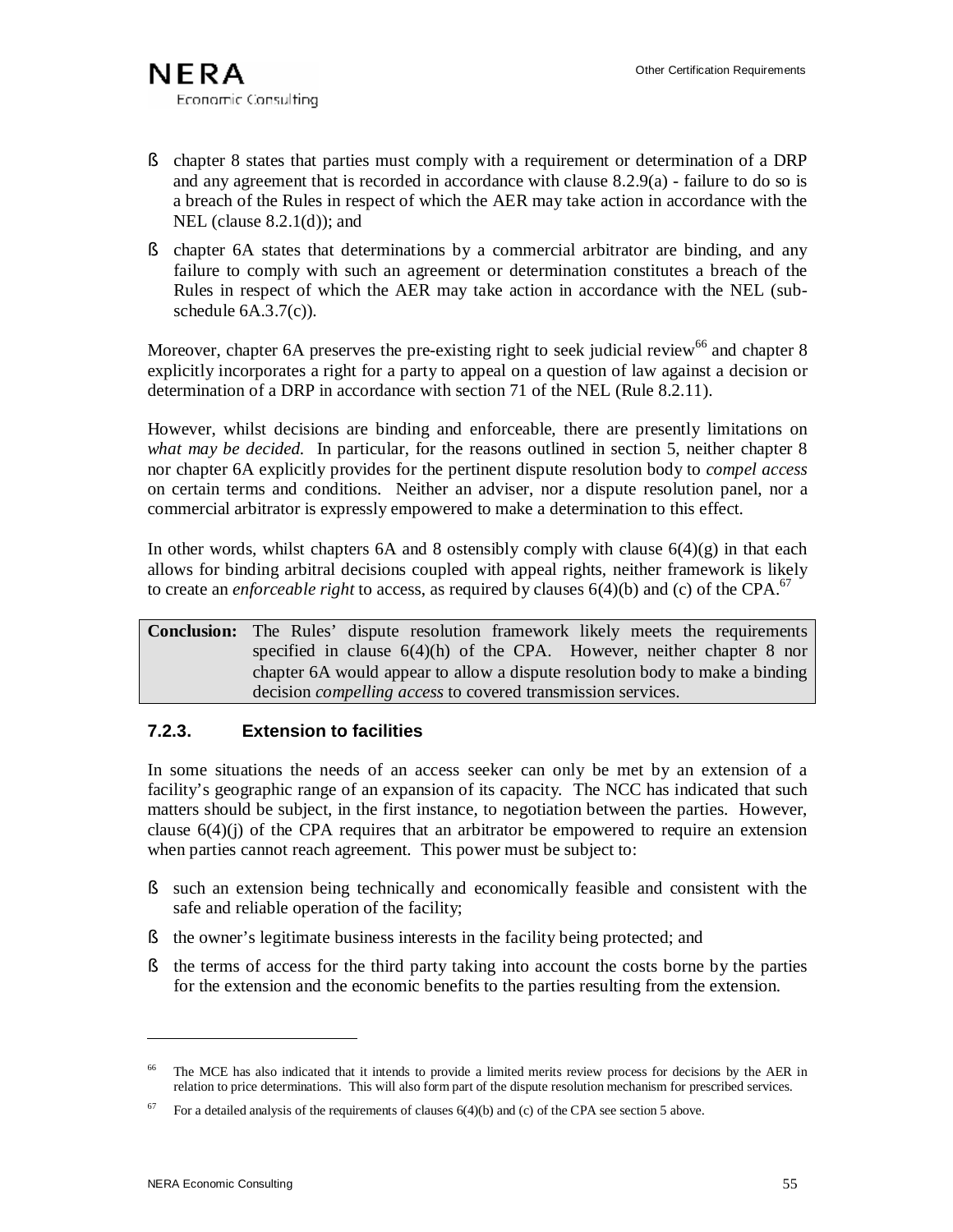- chapter 8 states that parties must comply with a requirement or determination of a DRP and any agreement that is recorded in accordance with clause 8.2.9(a) - failure to do so is a breach of the Rules in respect of which the AER may take action in accordance with the NEL (clause 8.2.1(d)); and
- chapter 6A states that determinations by a commercial arbitrator are binding, and any failure to comply with such an agreement or determination constitutes a breach of the Rules in respect of which the AER may take action in accordance with the NEL (sub-schedule 6A.3.7(c)).

Moreover, chapter 6A preserves the pre-existing right to seek judicial review[66] and chapter 8 explicitly incorporates a right for a party to appeal on a question of law against a decision or determination of a DRP in accordance with section 71 of the NEL (Rule 8.2.11).

However, whilst decisions are binding and enforceable, there are presently limitations on *what may be decided*. In particular, for the reasons outlined in section 5, neither chapter 8 nor chapter 6A explicitly provides for the pertinent dispute resolution body to *compel access* on certain terms and conditions. Neither an adviser, nor a dispute resolution panel, nor a commercial arbitrator is expressly empowered to make a determination to this effect.

In other words, whilst chapters 6A and 8 ostensibly comply with clause 6(4)(g) in that each allows for binding arbitral decisions coupled with appeal rights, neither framework is likely to create an *enforceable right* to access, as required by clauses 6(4)(b) and (c) of the CPA.[67]

| **Conclusion:** | The Rules' dispute resolution framework likely meets the requirements specified in clause 6(4)(h) of the CPA. However, neither chapter 8 nor chapter 6A would appear to allow a dispute resolution body to make a binding decision *compelling access* to covered transmission services. |
|---|---|

### 7.2.3. Extension to facilities

In some situations the needs of an access seeker can only be met by an extension of a facility's geographic range of an expansion of its capacity. The NCC has indicated that such matters should be subject, in the first instance, to negotiation between the parties. However, clause 6(4)(j) of the CPA requires that an arbitrator be empowered to require an extension when parties cannot reach agreement. This power must be subject to:

- such an extension being technically and economically feasible and consistent with the safe and reliable operation of the facility;
- the owner's legitimate business interests in the facility being protected; and
- the terms of access for the third party taking into account the costs borne by the parties for the extension and the economic benefits to the parties resulting from the extension.

---

[66] The MCE has also indicated that it intends to provide a limited merits review process for decisions by the AER in relation to price determinations. This will also form part of the dispute resolution mechanism for prescribed services.

[67] For a detailed analysis of the requirements of clauses 6(4)(b) and (c) of the CPA see section 5 above.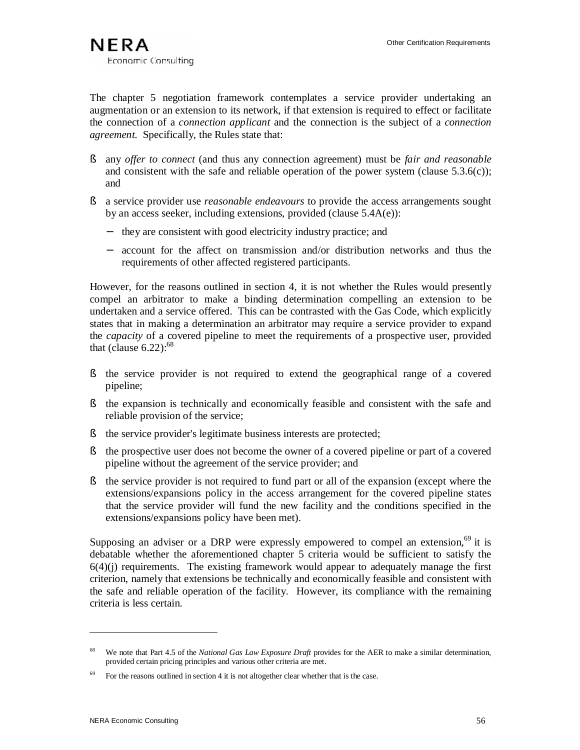The chapter 5 negotiation framework contemplates a service provider undertaking an augmentation or an extension to its network, if that extension is required to effect or facilitate the connection of a *connection applicant* and the connection is the subject of a *connection agreement.* Specifically, the Rules state that:

- any *offer to connect* (and thus any connection agreement) must be *fair and reasonable* and consistent with the safe and reliable operation of the power system (clause 5.3.6(c)); and
- a service provider use *reasonable endeavours* to provide the access arrangements sought by an access seeker, including extensions, provided (clause 5.4A(e)):
  - they are consistent with good electricity industry practice; and
  - account for the affect on transmission and/or distribution networks and thus the requirements of other affected registered participants.

However, for the reasons outlined in section 4, it is not whether the Rules would presently compel an arbitrator to make a binding determination compelling an extension to be undertaken and a service offered. This can be contrasted with the Gas Code, which explicitly states that in making a determination an arbitrator may require a service provider to expand the *capacity* of a covered pipeline to meet the requirements of a prospective user, provided that (clause 6.22):[68]

- the service provider is not required to extend the geographical range of a covered pipeline;
- the expansion is technically and economically feasible and consistent with the safe and reliable provision of the service;
- the service provider's legitimate business interests are protected;
- the prospective user does not become the owner of a covered pipeline or part of a covered pipeline without the agreement of the service provider; and
- the service provider is not required to fund part or all of the expansion (except where the extensions/expansions policy in the access arrangement for the covered pipeline states that the service provider will fund the new facility and the conditions specified in the extensions/expansions policy have been met).

Supposing an adviser or a DRP were expressly empowered to compel an extension,[69] it is debatable whether the aforementioned chapter 5 criteria would be sufficient to satisfy the 6(4)(j) requirements. The existing framework would appear to adequately manage the first criterion, namely that extensions be technically and economically feasible and consistent with the safe and reliable operation of the facility. However, its compliance with the remaining criteria is less certain.

---

[68] We note that Part 4.5 of the *National Gas Law Exposure Draft* provides for the AER to make a similar determination, provided certain pricing principles and various other criteria are met.

[69] For the reasons outlined in section 4 it is not altogether clear whether that is the case.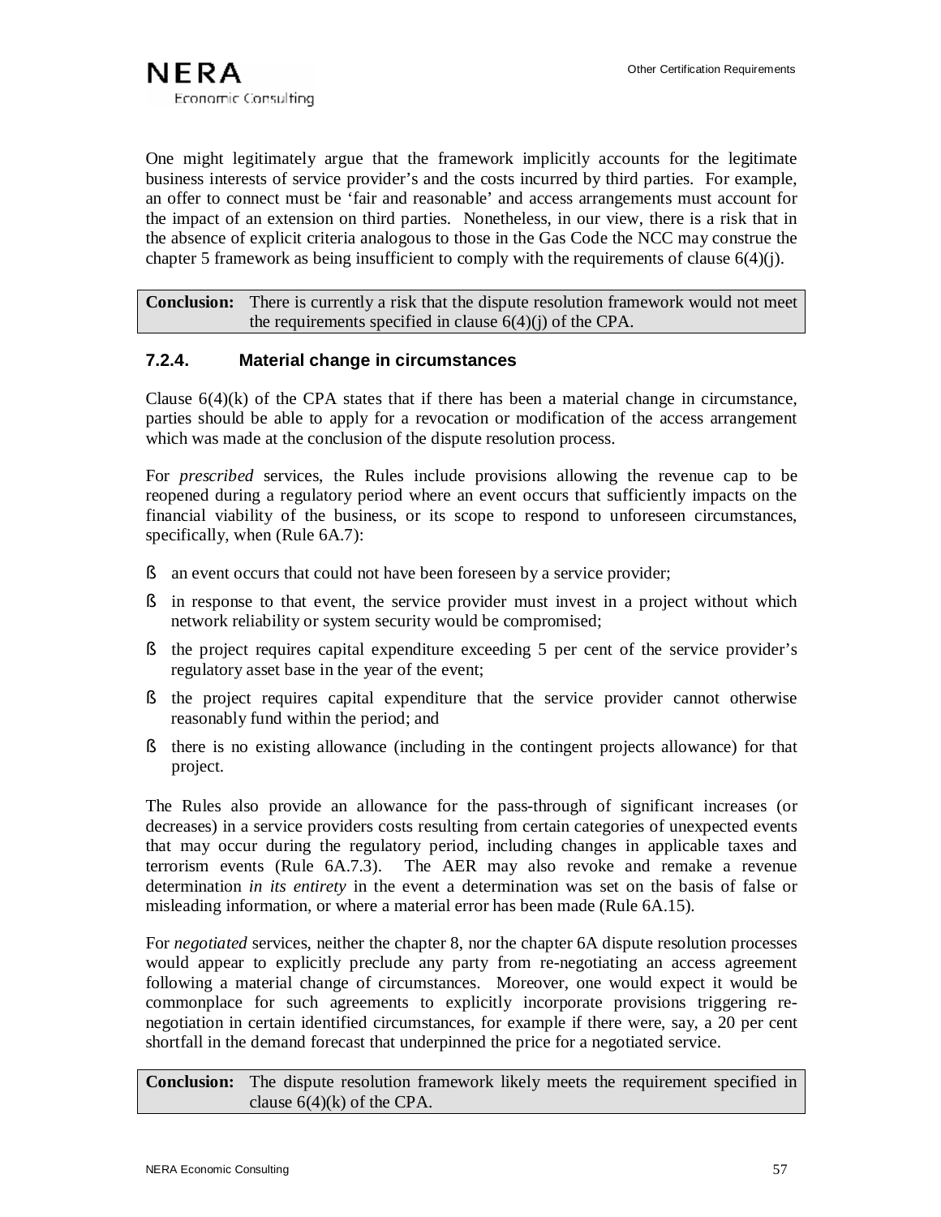One might legitimately argue that the framework implicitly accounts for the legitimate business interests of service provider's and the costs incurred by third parties. For example, an offer to connect must be 'fair and reasonable' and access arrangements must account for the impact of an extension on third parties. Nonetheless, in our view, there is a risk that in the absence of explicit criteria analogous to those in the Gas Code the NCC may construe the chapter 5 framework as being insufficient to comply with the requirements of clause 6(4)(j).

| **Conclusion:** | There is currently a risk that the dispute resolution framework would not meet the requirements specified in clause 6(4)(j) of the CPA. |
|---|---|

### 7.2.4. Material change in circumstances

Clause 6(4)(k) of the CPA states that if there has been a material change in circumstance, parties should be able to apply for a revocation or modification of the access arrangement which was made at the conclusion of the dispute resolution process.

For *prescribed* services, the Rules include provisions allowing the revenue cap to be reopened during a regulatory period where an event occurs that sufficiently impacts on the financial viability of the business, or its scope to respond to unforeseen circumstances, specifically, when (Rule 6A.7):

- an event occurs that could not have been foreseen by a service provider;
- in response to that event, the service provider must invest in a project without which network reliability or system security would be compromised;
- the project requires capital expenditure exceeding 5 per cent of the service provider's regulatory asset base in the year of the event;
- the project requires capital expenditure that the service provider cannot otherwise reasonably fund within the period; and
- there is no existing allowance (including in the contingent projects allowance) for that project.

The Rules also provide an allowance for the pass-through of significant increases (or decreases) in a service providers costs resulting from certain categories of unexpected events that may occur during the regulatory period, including changes in applicable taxes and terrorism events (Rule 6A.7.3). The AER may also revoke and remake a revenue determination *in its entirety* in the event a determination was set on the basis of false or misleading information, or where a material error has been made (Rule 6A.15).

For *negotiated* services, neither the chapter 8, nor the chapter 6A dispute resolution processes would appear to explicitly preclude any party from re-negotiating an access agreement following a material change of circumstances. Moreover, one would expect it would be commonplace for such agreements to explicitly incorporate provisions triggering re-negotiation in certain identified circumstances, for example if there were, say, a 20 per cent shortfall in the demand forecast that underpinned the price for a negotiated service.

| **Conclusion:** | The dispute resolution framework likely meets the requirement specified in clause 6(4)(k) of the CPA. |
|---|---|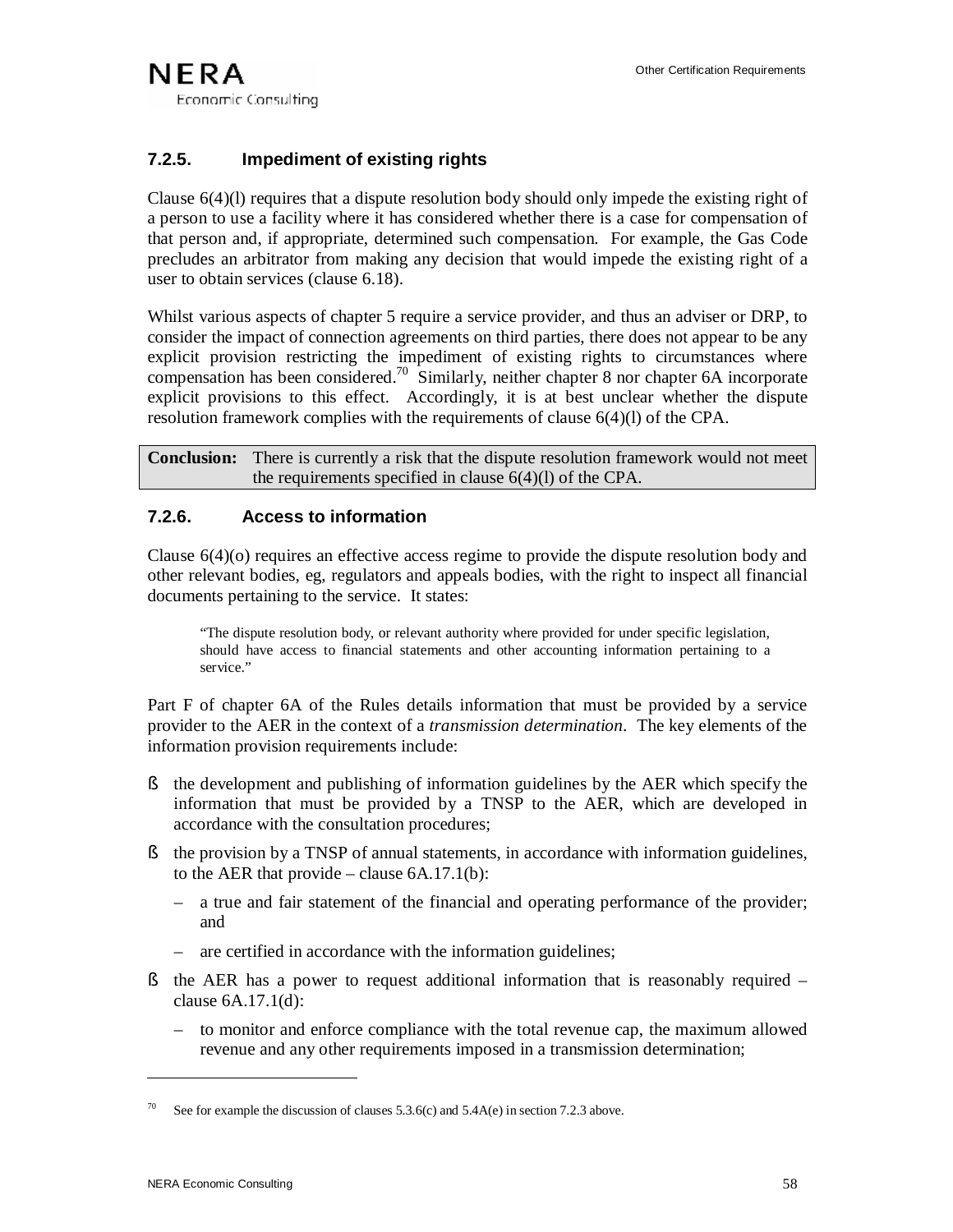### 7.2.5. Impediment of existing rights

Clause 6(4)(l) requires that a dispute resolution body should only impede the existing right of a person to use a facility where it has considered whether there is a case for compensation of that person and, if appropriate, determined such compensation. For example, the Gas Code precludes an arbitrator from making any decision that would impede the existing right of a user to obtain services (clause 6.18).

Whilst various aspects of chapter 5 require a service provider, and thus an adviser or DRP, to consider the impact of connection agreements on third parties, there does not appear to be any explicit provision restricting the impediment of existing rights to circumstances where compensation has been considered.[70] Similarly, neither chapter 8 nor chapter 6A incorporate explicit provisions to this effect. Accordingly, it is at best unclear whether the dispute resolution framework complies with the requirements of clause 6(4)(l) of the CPA.

| **Conclusion:** | There is currently a risk that the dispute resolution framework would not meet the requirements specified in clause 6(4)(l) of the CPA. |
|---|---|

### 7.2.6. Access to information

Clause 6(4)(o) requires an effective access regime to provide the dispute resolution body and other relevant bodies, eg, regulators and appeals bodies, with the right to inspect all financial documents pertaining to the service. It states:

> "The dispute resolution body, or relevant authority where provided for under specific legislation, should have access to financial statements and other accounting information pertaining to a service."

Part F of chapter 6A of the Rules details information that must be provided by a service provider to the AER in the context of a *transmission determination*. The key elements of the information provision requirements include:

- the development and publishing of information guidelines by the AER which specify the information that must be provided by a TNSP to the AER, which are developed in accordance with the consultation procedures;
- the provision by a TNSP of annual statements, in accordance with information guidelines, to the AER that provide – clause 6A.17.1(b):
  - a true and fair statement of the financial and operating performance of the provider; and
  - are certified in accordance with the information guidelines;
- the AER has a power to request additional information that is reasonably required – clause 6A.17.1(d):
  - to monitor and enforce compliance with the total revenue cap, the maximum allowed revenue and any other requirements imposed in a transmission determination;

---

[70] See for example the discussion of clauses 5.3.6(c) and 5.4A(e) in section 7.2.3 above.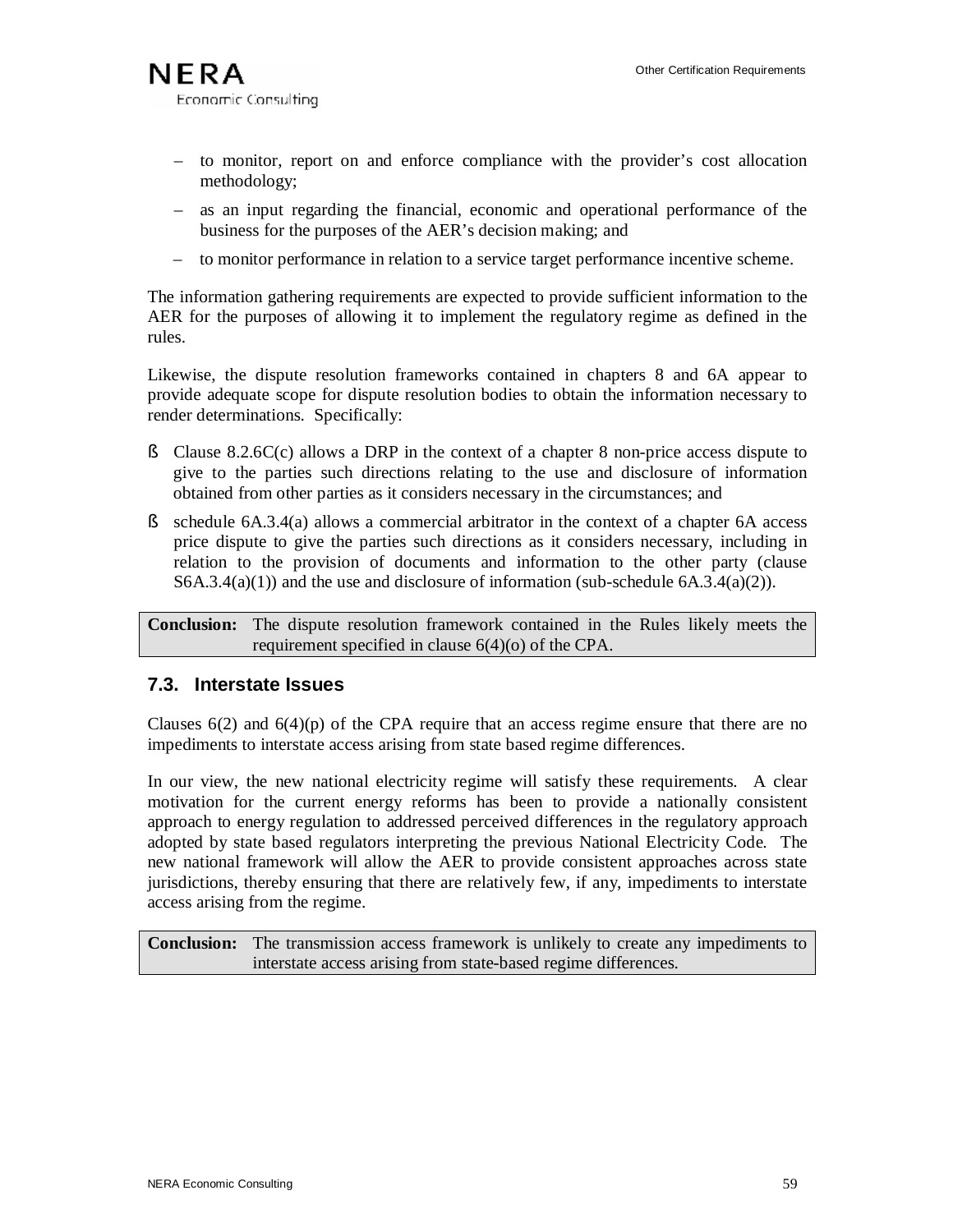- to monitor, report on and enforce compliance with the provider's cost allocation methodology;
- as an input regarding the financial, economic and operational performance of the business for the purposes of the AER's decision making; and
- to monitor performance in relation to a service target performance incentive scheme.

The information gathering requirements are expected to provide sufficient information to the AER for the purposes of allowing it to implement the regulatory regime as defined in the rules.

Likewise, the dispute resolution frameworks contained in chapters 8 and 6A appear to provide adequate scope for dispute resolution bodies to obtain the information necessary to render determinations. Specifically:

- Clause 8.2.6C(c) allows a DRP in the context of a chapter 8 non-price access dispute to give to the parties such directions relating to the use and disclosure of information obtained from other parties as it considers necessary in the circumstances; and
- schedule 6A.3.4(a) allows a commercial arbitrator in the context of a chapter 6A access price dispute to give the parties such directions as it considers necessary, including in relation to the provision of documents and information to the other party (clause S6A.3.4(a)(1)) and the use and disclosure of information (sub-schedule 6A.3.4(a)(2)).

| **Conclusion:** | The dispute resolution framework contained in the Rules likely meets the requirement specified in clause 6(4)(o) of the CPA. |
|---|---|

## 7.3. Interstate Issues

Clauses 6(2) and 6(4)(p) of the CPA require that an access regime ensure that there are no impediments to interstate access arising from state based regime differences.

In our view, the new national electricity regime will satisfy these requirements. A clear motivation for the current energy reforms has been to provide a nationally consistent approach to energy regulation to addressed perceived differences in the regulatory approach adopted by state based regulators interpreting the previous National Electricity Code. The new national framework will allow the AER to provide consistent approaches across state jurisdictions, thereby ensuring that there are relatively few, if any, impediments to interstate access arising from the regime.

| **Conclusion:** | The transmission access framework is unlikely to create any impediments to interstate access arising from state-based regime differences. |
|---|---|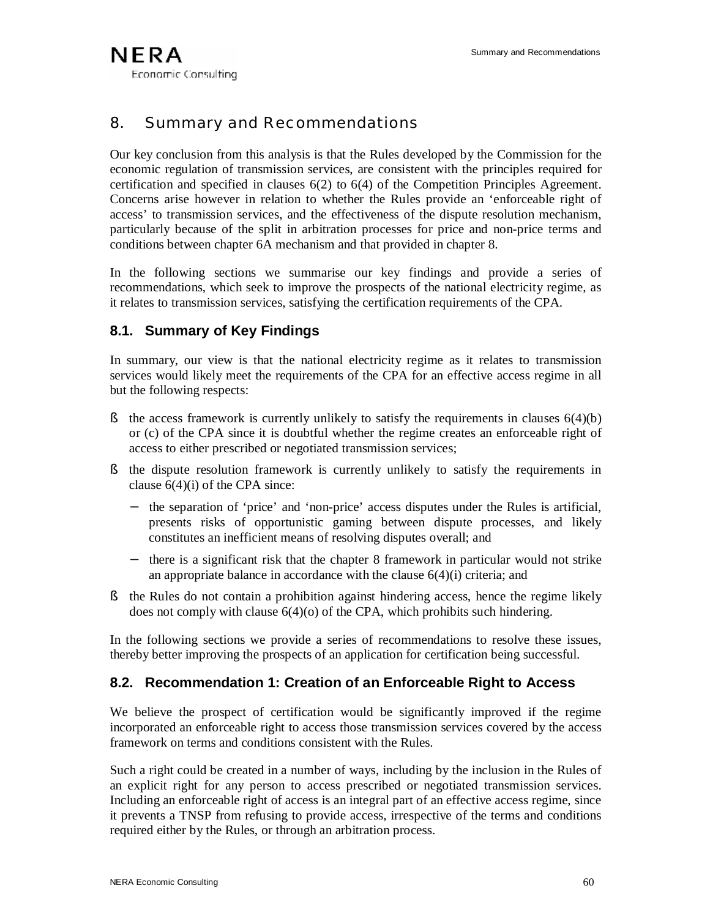# 8. Summary and Recommendations

Our key conclusion from this analysis is that the Rules developed by the Commission for the economic regulation of transmission services, are consistent with the principles required for certification and specified in clauses 6(2) to 6(4) of the Competition Principles Agreement. Concerns arise however in relation to whether the Rules provide an 'enforceable right of access' to transmission services, and the effectiveness of the dispute resolution mechanism, particularly because of the split in arbitration processes for price and non-price terms and conditions between chapter 6A mechanism and that provided in chapter 8.

In the following sections we summarise our key findings and provide a series of recommendations, which seek to improve the prospects of the national electricity regime, as it relates to transmission services, satisfying the certification requirements of the CPA.

## 8.1. Summary of Key Findings

In summary, our view is that the national electricity regime as it relates to transmission services would likely meet the requirements of the CPA for an effective access regime in all but the following respects:

- the access framework is currently unlikely to satisfy the requirements in clauses 6(4)(b) or (c) of the CPA since it is doubtful whether the regime creates an enforceable right of access to either prescribed or negotiated transmission services;
- the dispute resolution framework is currently unlikely to satisfy the requirements in clause 6(4)(i) of the CPA since:
  - the separation of 'price' and 'non-price' access disputes under the Rules is artificial, presents risks of opportunistic gaming between dispute processes, and likely constitutes an inefficient means of resolving disputes overall; and
  - there is a significant risk that the chapter 8 framework in particular would not strike an appropriate balance in accordance with the clause 6(4)(i) criteria; and
- the Rules do not contain a prohibition against hindering access, hence the regime likely does not comply with clause 6(4)(o) of the CPA, which prohibits such hindering.

In the following sections we provide a series of recommendations to resolve these issues, thereby better improving the prospects of an application for certification being successful.

## 8.2. Recommendation 1: Creation of an Enforceable Right to Access

We believe the prospect of certification would be significantly improved if the regime incorporated an enforceable right to access those transmission services covered by the access framework on terms and conditions consistent with the Rules.

Such a right could be created in a number of ways, including by the inclusion in the Rules of an explicit right for any person to access prescribed or negotiated transmission services. Including an enforceable right of access is an integral part of an effective access regime, since it prevents a TNSP from refusing to provide access, irrespective of the terms and conditions required either by the Rules, or through an arbitration process.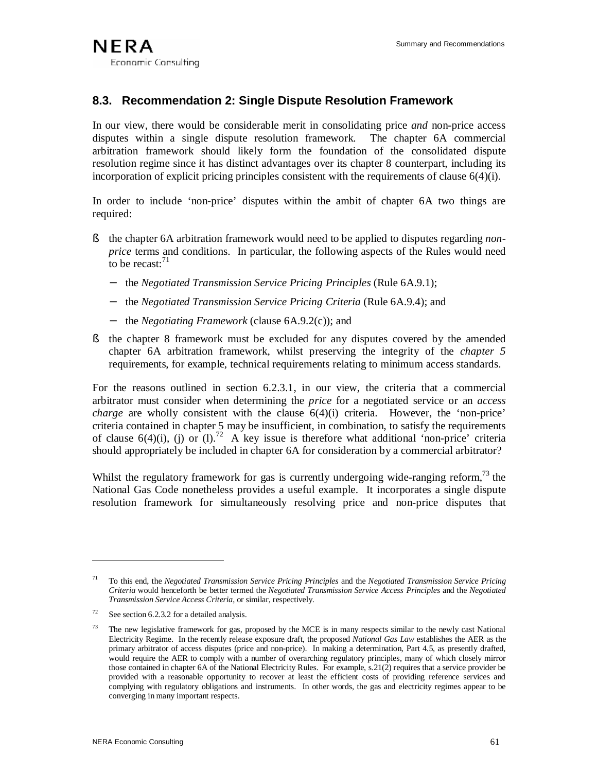## 8.3. Recommendation 2: Single Dispute Resolution Framework

In our view, there would be considerable merit in consolidating price *and* non-price access disputes within a single dispute resolution framework. The chapter 6A commercial arbitration framework should likely form the foundation of the consolidated dispute resolution regime since it has distinct advantages over its chapter 8 counterpart, including its incorporation of explicit pricing principles consistent with the requirements of clause 6(4)(i).

In order to include 'non-price' disputes within the ambit of chapter 6A two things are required:

- the chapter 6A arbitration framework would need to be applied to disputes regarding *non-price* terms and conditions. In particular, the following aspects of the Rules would need to be recast:[71]
  - the *Negotiated Transmission Service Pricing Principles* (Rule 6A.9.1);
  - the *Negotiated Transmission Service Pricing Criteria* (Rule 6A.9.4); and
  - the *Negotiating Framework* (clause 6A.9.2(c)); and
- the chapter 8 framework must be excluded for any disputes covered by the amended chapter 6A arbitration framework, whilst preserving the integrity of the *chapter 5* requirements, for example, technical requirements relating to minimum access standards.

For the reasons outlined in section 6.2.3.1, in our view, the criteria that a commercial arbitrator must consider when determining the *price* for a negotiated service or an *access charge* are wholly consistent with the clause 6(4)(i) criteria. However, the 'non-price' criteria contained in chapter 5 may be insufficient, in combination, to satisfy the requirements of clause 6(4)(i), (j) or (l).[72] A key issue is therefore what additional 'non-price' criteria should appropriately be included in chapter 6A for consideration by a commercial arbitrator?

Whilst the regulatory framework for gas is currently undergoing wide-ranging reform,[73] the National Gas Code nonetheless provides a useful example. It incorporates a single dispute resolution framework for simultaneously resolving price and non-price disputes that

---

[71] To this end, the *Negotiated Transmission Service Pricing Principles* and the *Negotiated Transmission Service Pricing Criteria* would henceforth be better termed the *Negotiated Transmission Service Access Principles* and the *Negotiated Transmission Service Access Criteria*, or similar, respectively.

[72] See section 6.2.3.2 for a detailed analysis.

[73] The new legislative framework for gas, proposed by the MCE is in many respects similar to the newly cast National Electricity Regime. In the recently release exposure draft, the proposed *National Gas Law* establishes the AER as the primary arbitrator of access disputes (price and non-price). In making a determination, Part 4.5, as presently drafted, would require the AER to comply with a number of overarching regulatory principles, many of which closely mirror those contained in chapter 6A of the National Electricity Rules. For example, s.21(2) requires that a service provider be provided with a reasonable opportunity to recover at least the efficient costs of providing reference services and complying with regulatory obligations and instruments. In other words, the gas and electricity regimes appear to be converging in many important respects.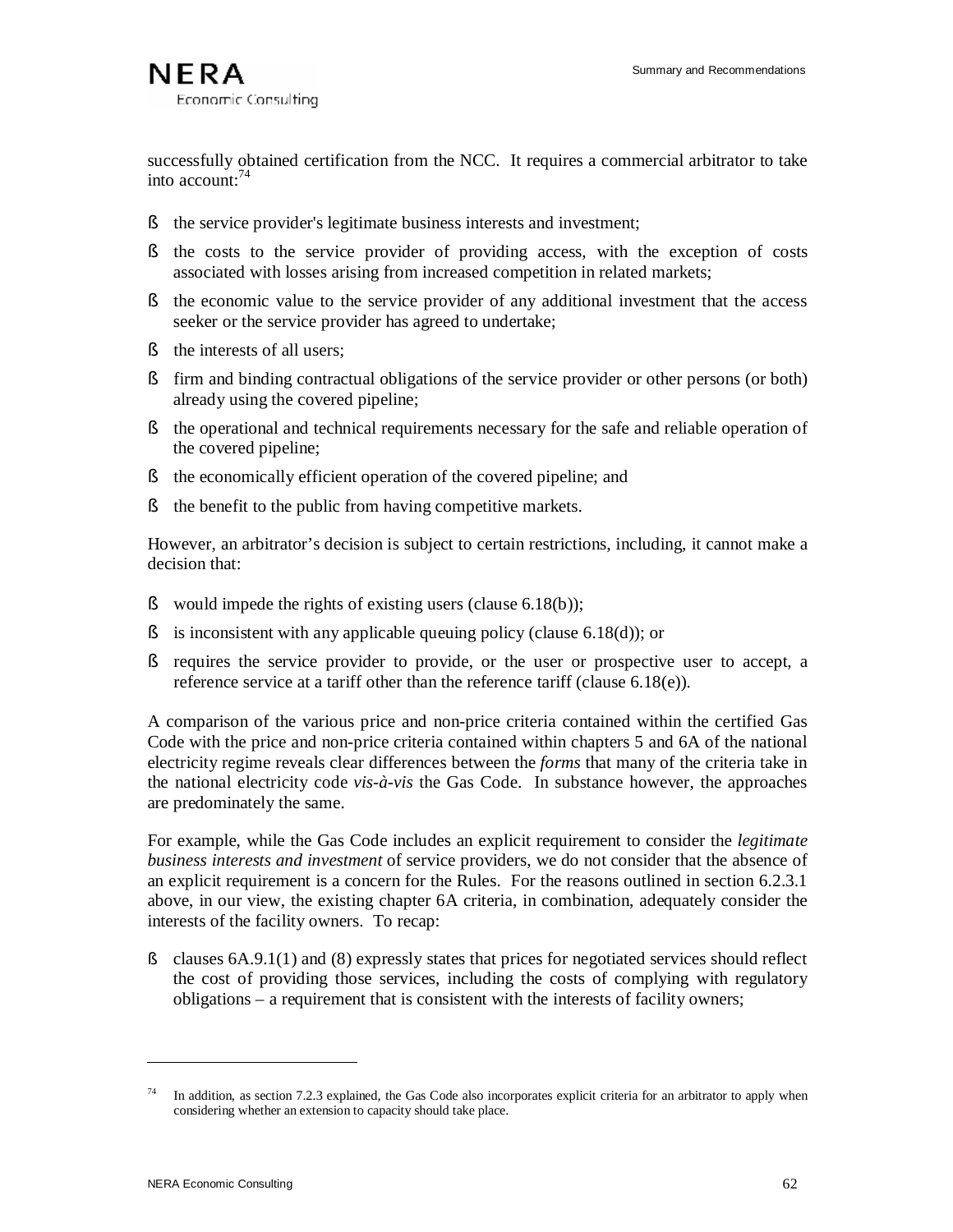successfully obtained certification from the NCC. It requires a commercial arbitrator to take into account:[74]

- the service provider's legitimate business interests and investment;
- the costs to the service provider of providing access, with the exception of costs associated with losses arising from increased competition in related markets;
- the economic value to the service provider of any additional investment that the access seeker or the service provider has agreed to undertake;
- the interests of all users;
- firm and binding contractual obligations of the service provider or other persons (or both) already using the covered pipeline;
- the operational and technical requirements necessary for the safe and reliable operation of the covered pipeline;
- the economically efficient operation of the covered pipeline; and
- the benefit to the public from having competitive markets.

However, an arbitrator's decision is subject to certain restrictions, including, it cannot make a decision that:

- would impede the rights of existing users (clause 6.18(b));
- is inconsistent with any applicable queuing policy (clause 6.18(d)); or
- requires the service provider to provide, or the user or prospective user to accept, a reference service at a tariff other than the reference tariff (clause 6.18(e)).

A comparison of the various price and non-price criteria contained within the certified Gas Code with the price and non-price criteria contained within chapters 5 and 6A of the national electricity regime reveals clear differences between the *forms* that many of the criteria take in the national electricity code *vis-à-vis* the Gas Code. In substance however, the approaches are predominately the same.

For example, while the Gas Code includes an explicit requirement to consider the *legitimate business interests and investment* of service providers, we do not consider that the absence of an explicit requirement is a concern for the Rules. For the reasons outlined in section 6.2.3.1 above, in our view, the existing chapter 6A criteria, in combination, adequately consider the interests of the facility owners. To recap:

- clauses 6A.9.1(1) and (8) expressly states that prices for negotiated services should reflect the cost of providing those services, including the costs of complying with regulatory obligations – a requirement that is consistent with the interests of facility owners;

---

[74] In addition, as section 7.2.3 explained, the Gas Code also incorporates explicit criteria for an arbitrator to apply when considering whether an extension to capacity should take place.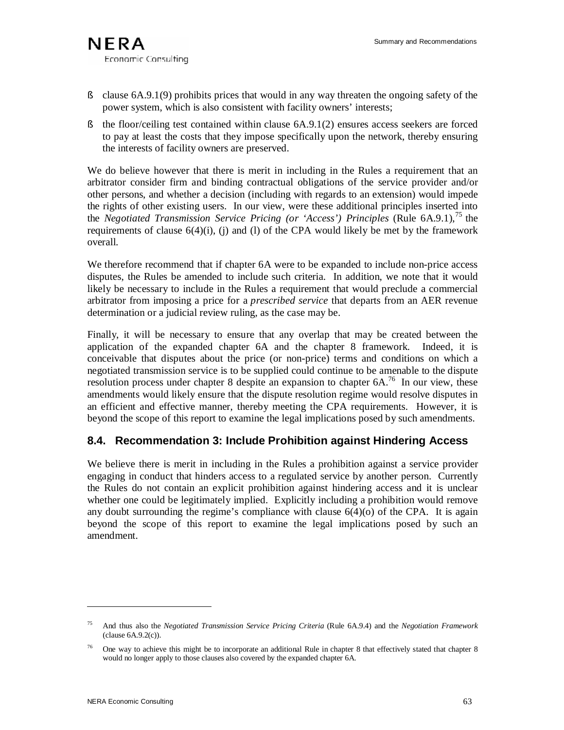- clause 6A.9.1(9) prohibits prices that would in any way threaten the ongoing safety of the power system, which is also consistent with facility owners' interests;
- the floor/ceiling test contained within clause 6A.9.1(2) ensures access seekers are forced to pay at least the costs that they impose specifically upon the network, thereby ensuring the interests of facility owners are preserved.

We do believe however that there is merit in including in the Rules a requirement that an arbitrator consider firm and binding contractual obligations of the service provider and/or other persons, and whether a decision (including with regards to an extension) would impede the rights of other existing users. In our view, were these additional principles inserted into the *Negotiated Transmission Service Pricing (or 'Access') Principles* (Rule 6A.9.1),[75] the requirements of clause 6(4)(i), (j) and (l) of the CPA would likely be met by the framework overall.

We therefore recommend that if chapter 6A were to be expanded to include non-price access disputes, the Rules be amended to include such criteria. In addition, we note that it would likely be necessary to include in the Rules a requirement that would preclude a commercial arbitrator from imposing a price for a *prescribed service* that departs from an AER revenue determination or a judicial review ruling, as the case may be.

Finally, it will be necessary to ensure that any overlap that may be created between the application of the expanded chapter 6A and the chapter 8 framework. Indeed, it is conceivable that disputes about the price (or non-price) terms and conditions on which a negotiated transmission service is to be supplied could continue to be amenable to the dispute resolution process under chapter 8 despite an expansion to chapter 6A.[76] In our view, these amendments would likely ensure that the dispute resolution regime would resolve disputes in an efficient and effective manner, thereby meeting the CPA requirements. However, it is beyond the scope of this report to examine the legal implications posed by such amendments.

## 8.4. Recommendation 3: Include Prohibition against Hindering Access

We believe there is merit in including in the Rules a prohibition against a service provider engaging in conduct that hinders access to a regulated service by another person. Currently the Rules do not contain an explicit prohibition against hindering access and it is unclear whether one could be legitimately implied. Explicitly including a prohibition would remove any doubt surrounding the regime's compliance with clause 6(4)(o) of the CPA. It is again beyond the scope of this report to examine the legal implications posed by such an amendment.

---

[75] And thus also the *Negotiated Transmission Service Pricing Criteria* (Rule 6A.9.4) and the *Negotiation Framework* (clause 6A.9.2(c)).

[76] One way to achieve this might be to incorporate an additional Rule in chapter 8 that effectively stated that chapter 8 would no longer apply to those clauses also covered by the expanded chapter 6A.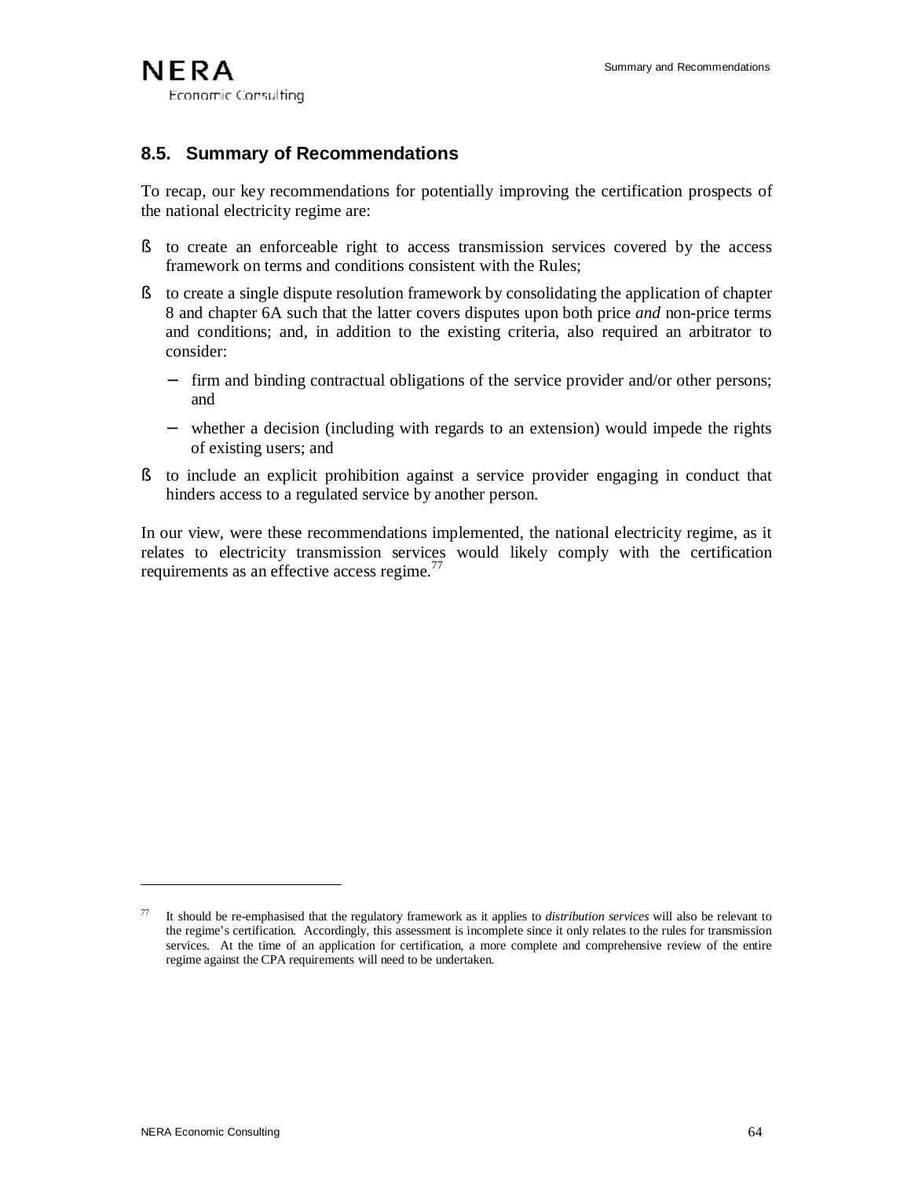## 8.5. Summary of Recommendations

To recap, our key recommendations for potentially improving the certification prospects of the national electricity regime are:

- to create an enforceable right to access transmission services covered by the access framework on terms and conditions consistent with the Rules;
- to create a single dispute resolution framework by consolidating the application of chapter 8 and chapter 6A such that the latter covers disputes upon both price *and* non-price terms and conditions; and, in addition to the existing criteria, also required an arbitrator to consider:
  - firm and binding contractual obligations of the service provider and/or other persons; and
  - whether a decision (including with regards to an extension) would impede the rights of existing users; and
- to include an explicit prohibition against a service provider engaging in conduct that hinders access to a regulated service by another person.

In our view, were these recommendations implemented, the national electricity regime, as it relates to electricity transmission services would likely comply with the certification requirements as an effective access regime.[77]

---

[77] It should be re-emphasised that the regulatory framework as it applies to *distribution services* will also be relevant to the regime's certification. Accordingly, this assessment is incomplete since it only relates to the rules for transmission services. At the time of an application for certification, a more complete and comprehensive review of the entire regime against the CPA requirements will need to be undertaken.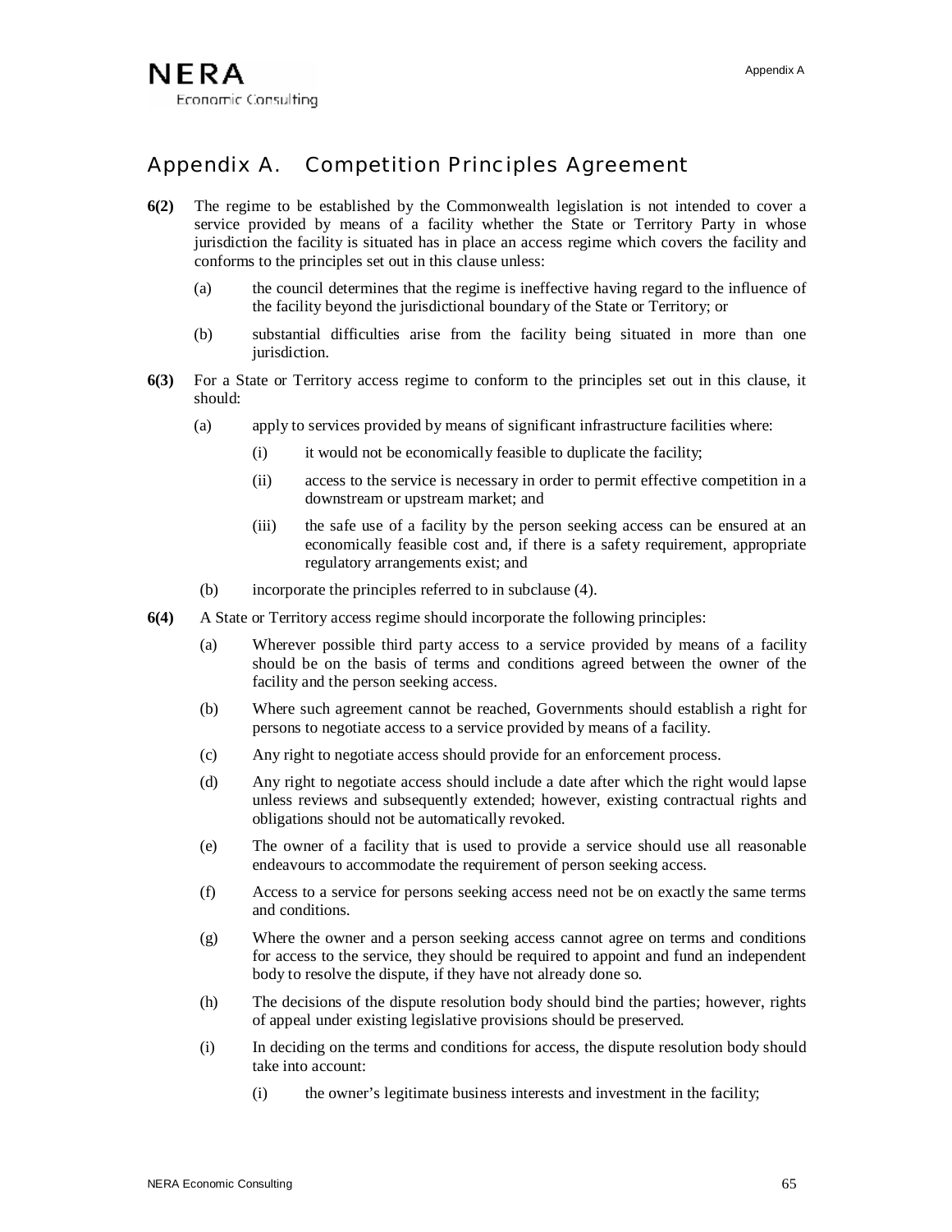# Appendix A. Competition Principles Agreement

**6(2)** The regime to be established by the Commonwealth legislation is not intended to cover a service provided by means of a facility whether the State or Territory Party in whose jurisdiction the facility is situated has in place an access regime which covers the facility and conforms to the principles set out in this clause unless:

- (a) the council determines that the regime is ineffective having regard to the influence of the facility beyond the jurisdictional boundary of the State or Territory; or
- (b) substantial difficulties arise from the facility being situated in more than one jurisdiction.

**6(3)** For a State or Territory access regime to conform to the principles set out in this clause, it should:

- (a) apply to services provided by means of significant infrastructure facilities where:
  - (i) it would not be economically feasible to duplicate the facility;
  - (ii) access to the service is necessary in order to permit effective competition in a downstream or upstream market; and
  - (iii) the safe use of a facility by the person seeking access can be ensured at an economically feasible cost and, if there is a safety requirement, appropriate regulatory arrangements exist; and
- (b) incorporate the principles referred to in subclause (4).

**6(4)** A State or Territory access regime should incorporate the following principles:

- (a) Wherever possible third party access to a service provided by means of a facility should be on the basis of terms and conditions agreed between the owner of the facility and the person seeking access.
- (b) Where such agreement cannot be reached, Governments should establish a right for persons to negotiate access to a service provided by means of a facility.
- (c) Any right to negotiate access should provide for an enforcement process.
- (d) Any right to negotiate access should include a date after which the right would lapse unless reviews and subsequently extended; however, existing contractual rights and obligations should not be automatically revoked.
- (e) The owner of a facility that is used to provide a service should use all reasonable endeavours to accommodate the requirement of person seeking access.
- (f) Access to a service for persons seeking access need not be on exactly the same terms and conditions.
- (g) Where the owner and a person seeking access cannot agree on terms and conditions for access to the service, they should be required to appoint and fund an independent body to resolve the dispute, if they have not already done so.
- (h) The decisions of the dispute resolution body should bind the parties; however, rights of appeal under existing legislative provisions should be preserved.
- (i) In deciding on the terms and conditions for access, the dispute resolution body should take into account:
  - (i) the owner's legitimate business interests and investment in the facility;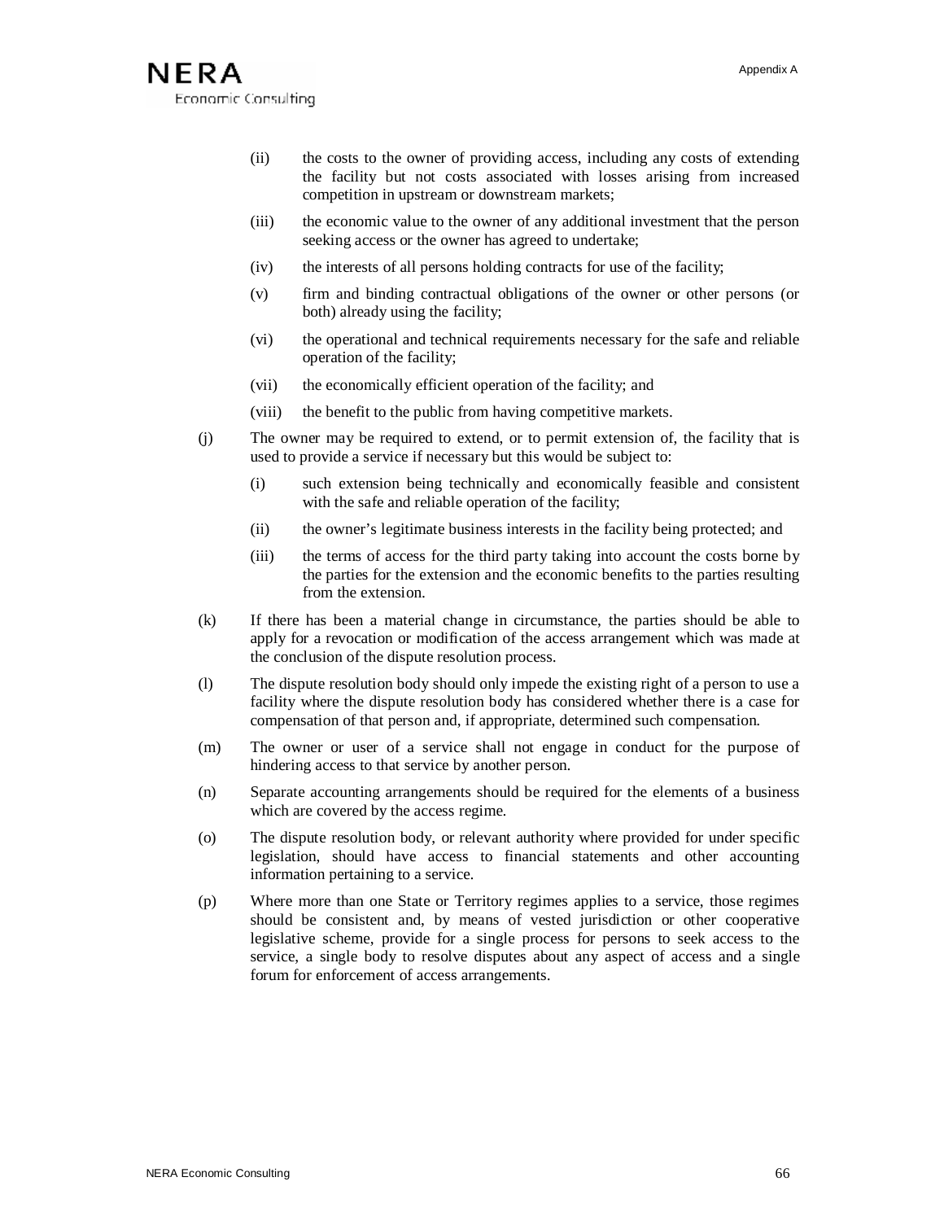(ii) the costs to the owner of providing access, including any costs of extending the facility but not costs associated with losses arising from increased competition in upstream or downstream markets;

(iii) the economic value to the owner of any additional investment that the person seeking access or the owner has agreed to undertake;

(iv) the interests of all persons holding contracts for use of the facility;

(v) firm and binding contractual obligations of the owner or other persons (or both) already using the facility;

(vi) the operational and technical requirements necessary for the safe and reliable operation of the facility;

(vii) the economically efficient operation of the facility; and

(viii) the benefit to the public from having competitive markets.

(j) The owner may be required to extend, or to permit extension of, the facility that is used to provide a service if necessary but this would be subject to:

(i) such extension being technically and economically feasible and consistent with the safe and reliable operation of the facility;

(ii) the owner's legitimate business interests in the facility being protected; and

(iii) the terms of access for the third party taking into account the costs borne by the parties for the extension and the economic benefits to the parties resulting from the extension.

(k) If there has been a material change in circumstance, the parties should be able to apply for a revocation or modification of the access arrangement which was made at the conclusion of the dispute resolution process.

(l) The dispute resolution body should only impede the existing right of a person to use a facility where the dispute resolution body has considered whether there is a case for compensation of that person and, if appropriate, determined such compensation.

(m) The owner or user of a service shall not engage in conduct for the purpose of hindering access to that service by another person.

(n) Separate accounting arrangements should be required for the elements of a business which are covered by the access regime.

(o) The dispute resolution body, or relevant authority where provided for under specific legislation, should have access to financial statements and other accounting information pertaining to a service.

(p) Where more than one State or Territory regimes applies to a service, those regimes should be consistent and, by means of vested jurisdiction or other cooperative legislative scheme, provide for a single process for persons to seek access to the service, a single body to resolve disputes about any aspect of access and a single forum for enforcement of access arrangements.